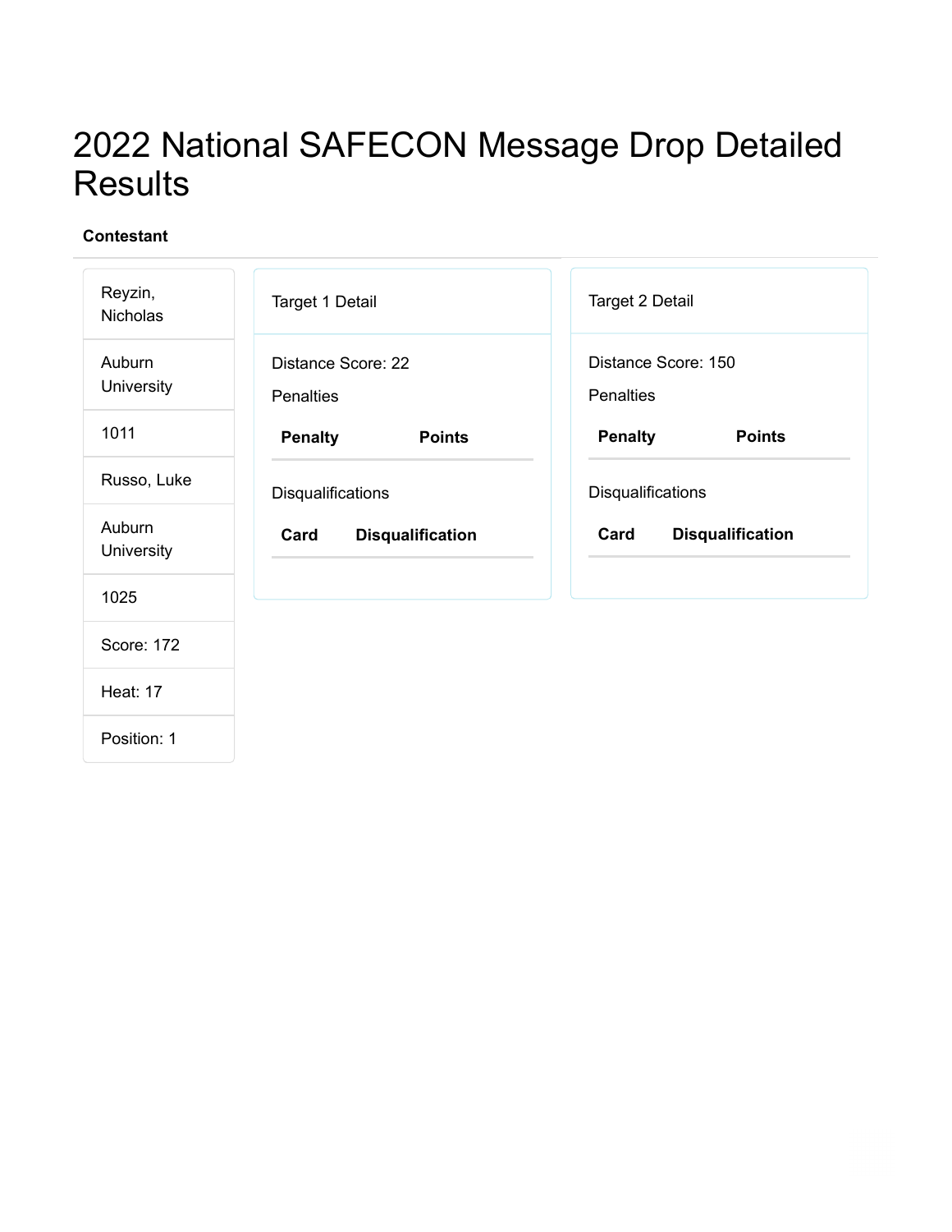# 2022 National SAFECON Message Drop Detailed Results

**Contestant**

| |
|---|
| Reyzin, Nicholas |
| Auburn University |
| 1011 |
| Russo, Luke |
| Auburn University |
| 1025 |
| Score: 172 |
| Heat: 17 |
| Position: 1 |

Target 1 Detail

Distance Score: 22

Penalties

| Penalty | Points |
|---|---|

Disqualifications

| Card | Disqualification |
|---|---|

Target 2 Detail

Distance Score: 150

Penalties

| Penalty | Points |
|---|---|

Disqualifications

| Card | Disqualification |
|---|---|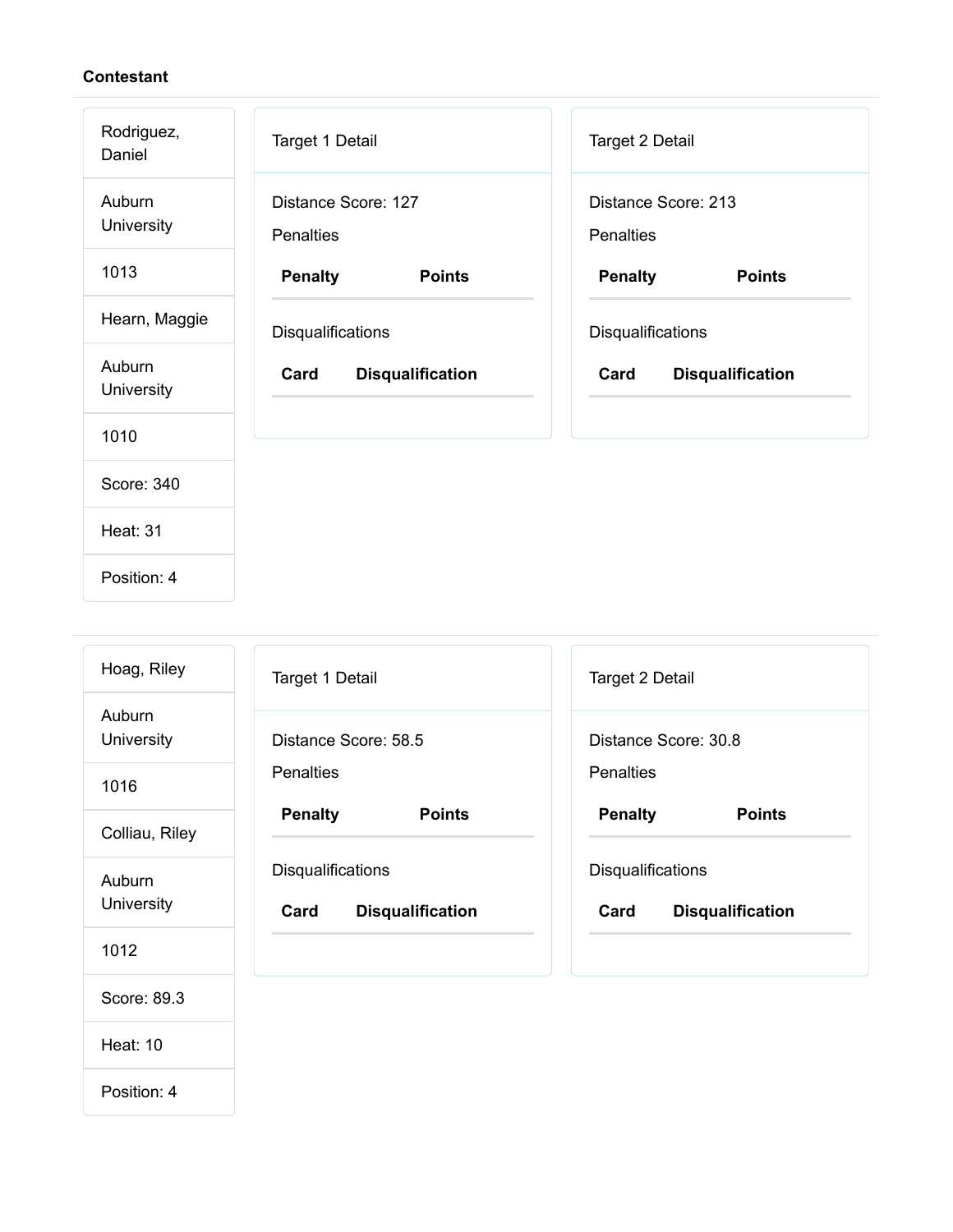**Contestant**

---

Rodriguez, Daniel

Auburn University

1013

Hearn, Maggie

Auburn University

1010

Score: 340

Heat: 31

Position: 4

**Target 1 Detail**

Distance Score: 127

Penalties

| Penalty | Points |
| --- | --- |

Disqualifications

| Card | Disqualification |
| --- | --- |

**Target 2 Detail**

Distance Score: 213

Penalties

| Penalty | Points |
| --- | --- |

Disqualifications

| Card | Disqualification |
| --- | --- |

---

Hoag, Riley

Auburn University

1016

Colliau, Riley

Auburn University

1012

Score: 89.3

Heat: 10

Position: 4

**Target 1 Detail**

Distance Score: 58.5

Penalties

| Penalty | Points |
| --- | --- |

Disqualifications

| Card | Disqualification |
| --- | --- |

**Target 2 Detail**

Distance Score: 30.8

Penalties

| Penalty | Points |
| --- | --- |

Disqualifications

| Card | Disqualification |
| --- | --- |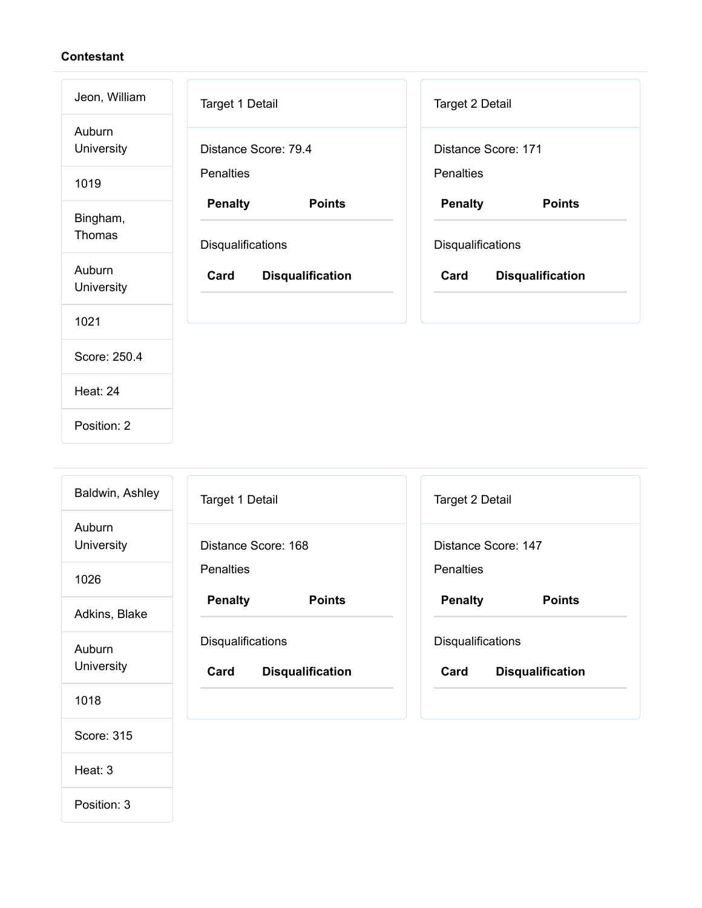**Contestant**

| |
|---|
| Jeon, William |
| Auburn University |
| 1019 |
| Bingham, Thomas |
| Auburn University |
| 1021 |
| Score: 250.4 |
| Heat: 24 |
| Position: 2 |

### Target 1 Detail

Distance Score: 79.4

Penalties

| Penalty | Points |
|---|---|

Disqualifications

| Card | Disqualification |
|---|---|

### Target 2 Detail

Distance Score: 171

Penalties

| Penalty | Points |
|---|---|

Disqualifications

| Card | Disqualification |
|---|---|

---

| |
|---|
| Baldwin, Ashley |
| Auburn University |
| 1026 |
| Adkins, Blake |
| Auburn University |
| 1018 |
| Score: 315 |
| Heat: 3 |
| Position: 3 |

### Target 1 Detail

Distance Score: 168

Penalties

| Penalty | Points |
|---|---|

Disqualifications

| Card | Disqualification |
|---|---|

### Target 2 Detail

Distance Score: 147

Penalties

| Penalty | Points |
|---|---|

Disqualifications

| Card | Disqualification |
|---|---|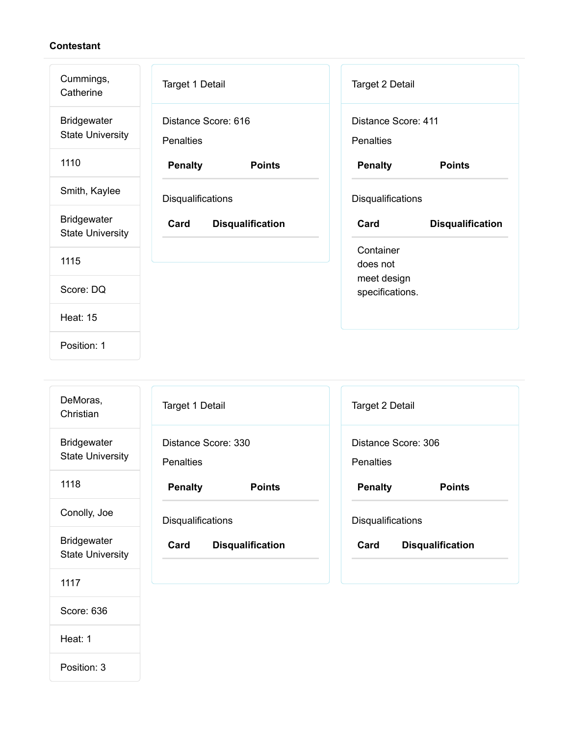**Contestant**

| |
|---|
| Cummings, Catherine |
| Bridgewater State University |
| 1110 |
| Smith, Kaylee |
| Bridgewater State University |
| 1115 |
| Score: DQ |
| Heat: 15 |
| Position: 1 |

Target 1 Detail

Distance Score: 616

Penalties

| Penalty | Points |
|---|---|

Disqualifications

| Card | Disqualification |
|---|---|

Target 2 Detail

Distance Score: 411

Penalties

| Penalty | Points |
|---|---|

Disqualifications

| Card | Disqualification |
|---|---|
| Container does not meet design specifications. | |

---

| |
|---|
| DeMoras, Christian |
| Bridgewater State University |
| 1118 |
| Conolly, Joe |
| Bridgewater State University |
| 1117 |
| Score: 636 |
| Heat: 1 |
| Position: 3 |

Target 1 Detail

Distance Score: 330

Penalties

| Penalty | Points |
|---|---|

Disqualifications

| Card | Disqualification |
|---|---|

Target 2 Detail

Distance Score: 306

Penalties

| Penalty | Points |
|---|---|

Disqualifications

| Card | Disqualification |
|---|---|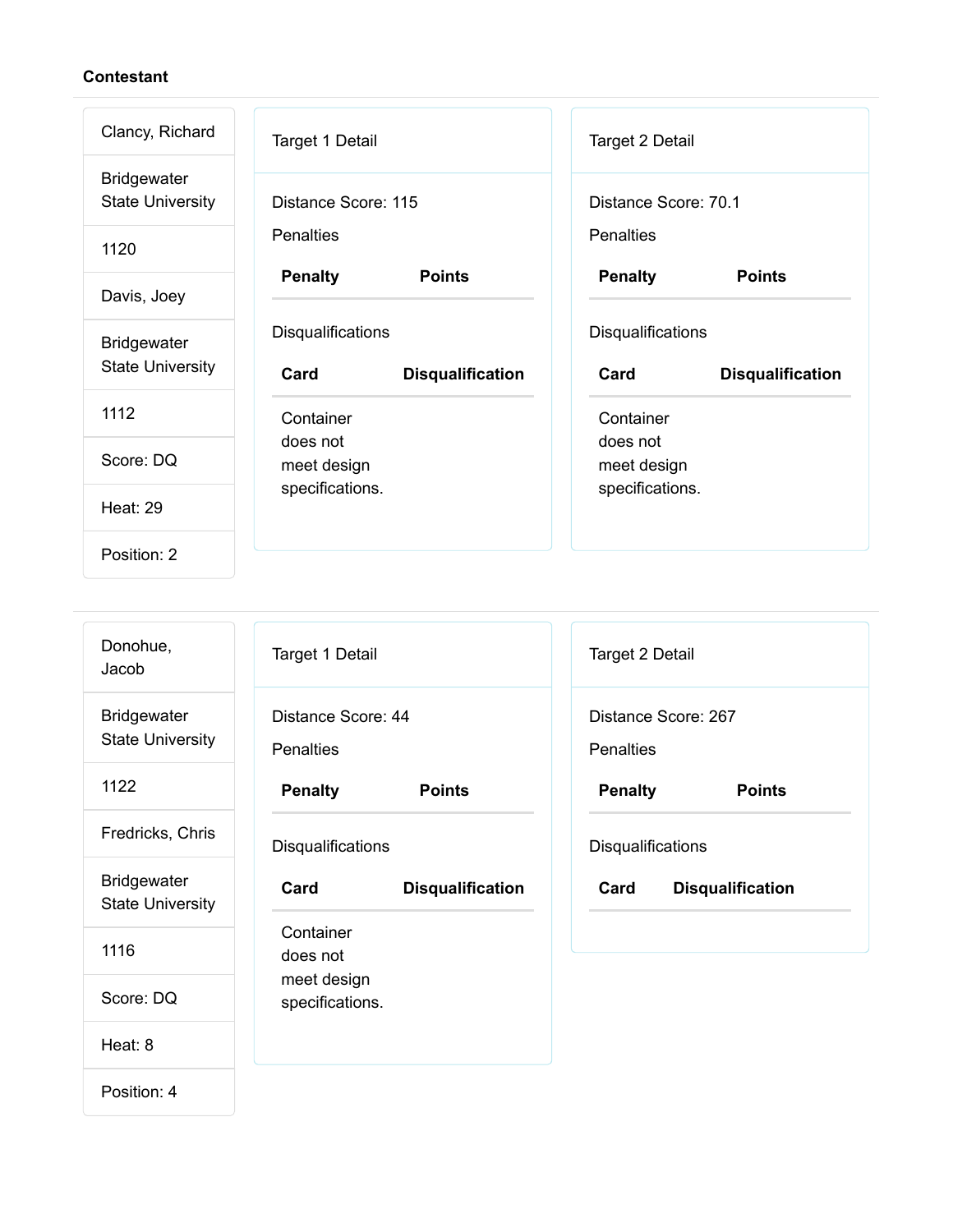**Contestant**

| |
|---|
| Clancy, Richard |
| Bridgewater State University |
| 1120 |
| Davis, Joey |
| Bridgewater State University |
| 1112 |
| Score: DQ |
| Heat: 29 |
| Position: 2 |

Target 1 Detail

Distance Score: 115

Penalties

| Penalty | Points |
|---|---|

Disqualifications

| Card | Disqualification |
|---|---|
| Container does not meet design specifications. | |

Target 2 Detail

Distance Score: 70.1

Penalties

| Penalty | Points |
|---|---|

Disqualifications

| Card | Disqualification |
|---|---|
| Container does not meet design specifications. | |

---

| |
|---|
| Donohue, Jacob |
| Bridgewater State University |
| 1122 |
| Fredricks, Chris |
| Bridgewater State University |
| 1116 |
| Score: DQ |
| Heat: 8 |
| Position: 4 |

Target 1 Detail

Distance Score: 44

Penalties

| Penalty | Points |
|---|---|

Disqualifications

| Card | Disqualification |
|---|---|
| Container does not meet design specifications. | |

Target 2 Detail

Distance Score: 267

Penalties

| Penalty | Points |
|---|---|

Disqualifications

| Card | Disqualification |
|---|---|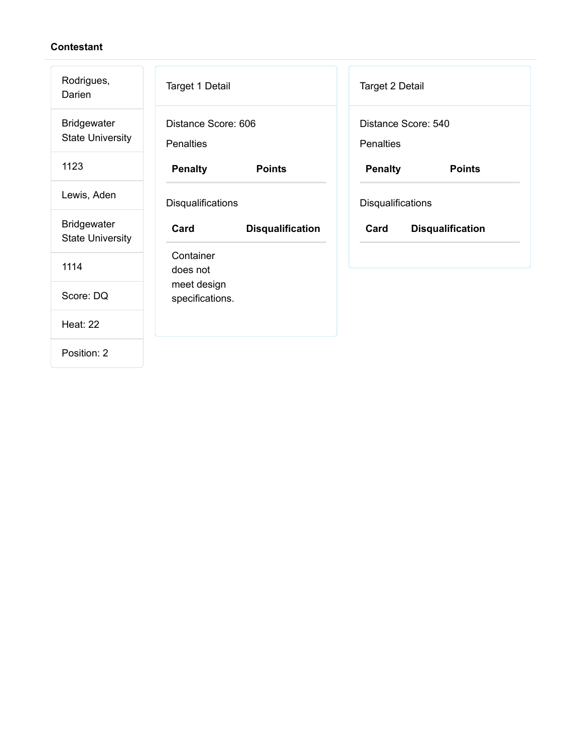**Contestant**

| |
|---|
| Rodrigues, Darien |
| Bridgewater State University |
| 1123 |
| Lewis, Aden |
| Bridgewater State University |
| 1114 |
| Score: DQ |
| Heat: 22 |
| Position: 2 |

Target 1 Detail

Distance Score: 606

Penalties

| Penalty | Points |
|---|---|

Disqualifications

| Card | Disqualification |
|---|---|
| Container does not meet design specifications. | |

Target 2 Detail

Distance Score: 540

Penalties

| Penalty | Points |
|---|---|

Disqualifications

| Card | Disqualification |
|---|---|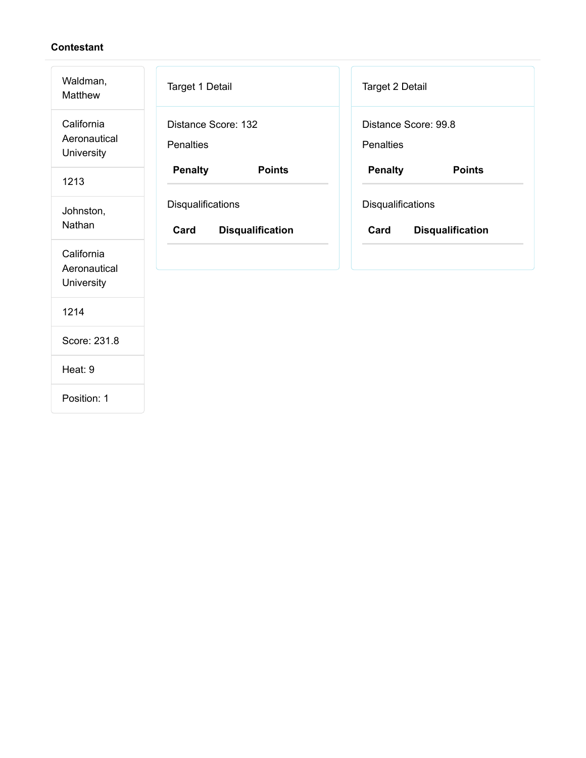**Contestant**

Waldman, Matthew

California Aeronautical University

1213

Johnston, Nathan

California Aeronautical University

1214

Score: 231.8

Heat: 9

Position: 1

Target 1 Detail

Distance Score: 132

Penalties

| Penalty | Points |
| --- | --- |

Disqualifications

| Card | Disqualification |
| --- | --- |

Target 2 Detail

Distance Score: 99.8

Penalties

| Penalty | Points |
| --- | --- |

Disqualifications

| Card | Disqualification |
| --- | --- |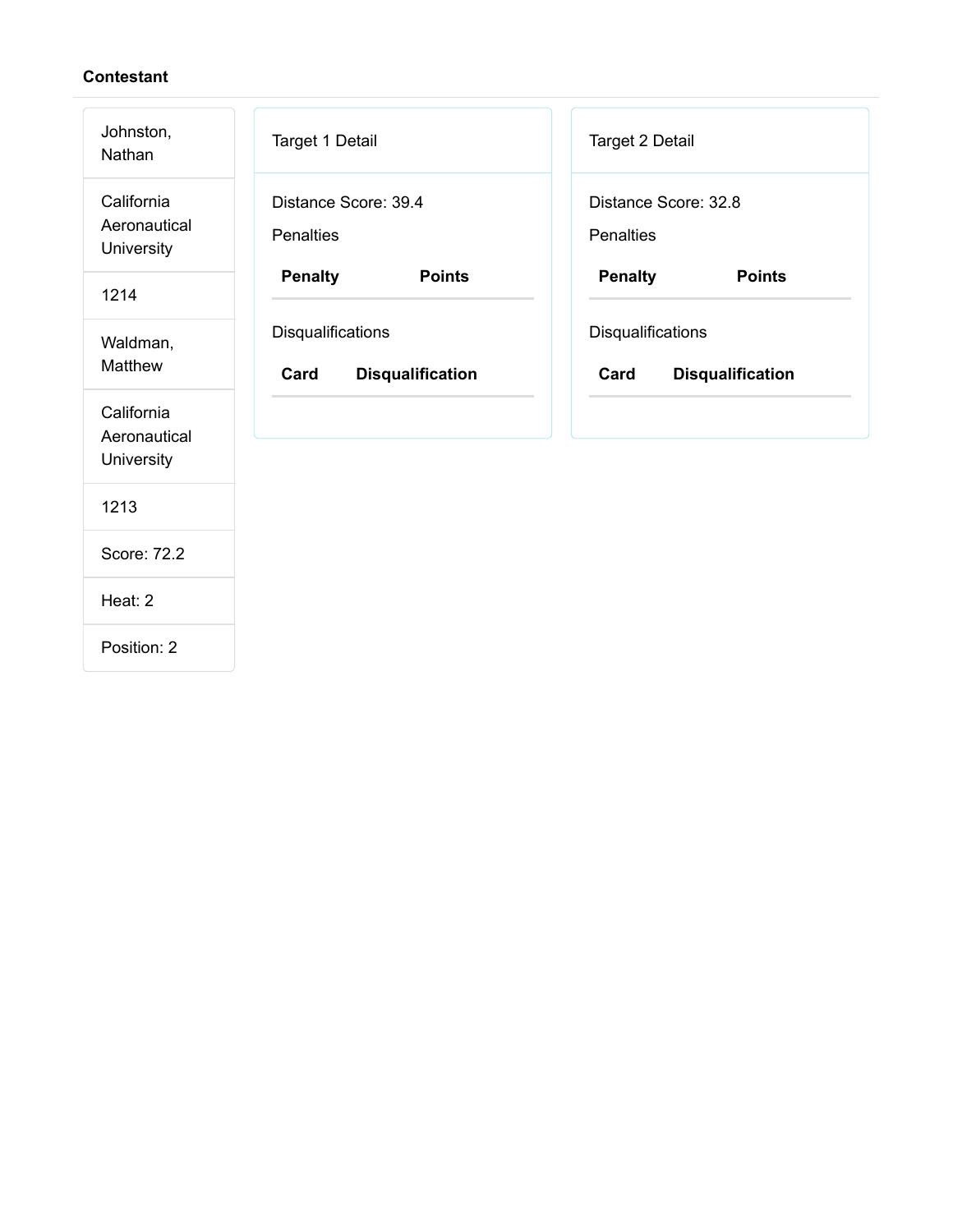**Contestant**

| |
|---|
| Johnston, Nathan |
| California Aeronautical University |
| 1214 |
| Waldman, Matthew |
| California Aeronautical University |
| 1213 |
| Score: 72.2 |
| Heat: 2 |
| Position: 2 |

Target 1 Detail

Distance Score: 39.4

Penalties

| Penalty | Points |
|---|---|

Disqualifications

| Card | Disqualification |
|---|---|

Target 2 Detail

Distance Score: 32.8

Penalties

| Penalty | Points |
|---|---|

Disqualifications

| Card | Disqualification |
|---|---|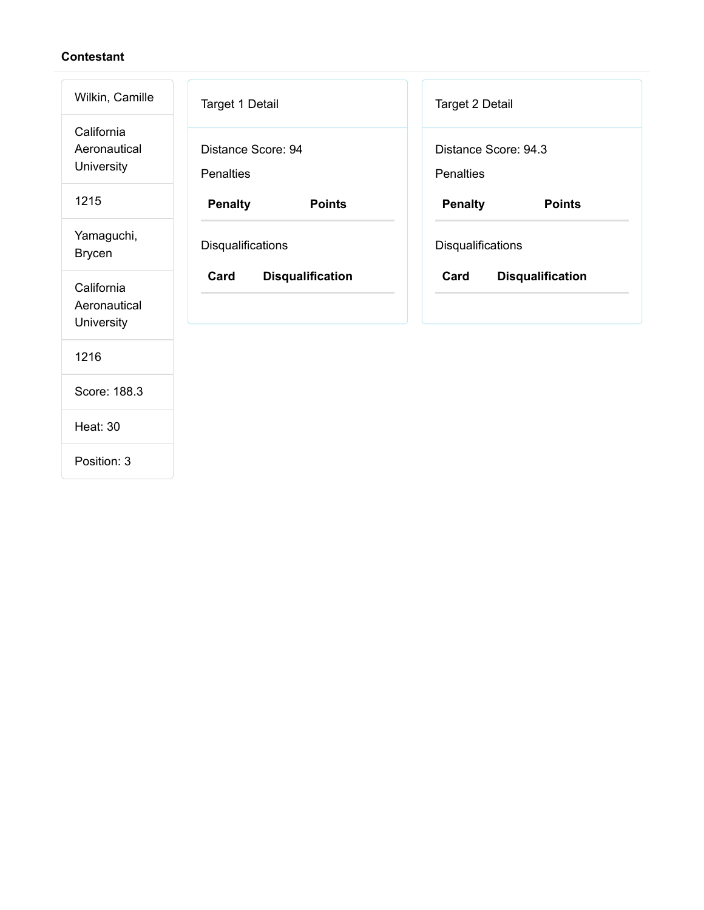**Contestant**

| Wilkin, Camille |
| --- |
| California Aeronautical University |
| 1215 |
| Yamaguchi, Brycen |
| California Aeronautical University |
| 1216 |
| Score: 188.3 |
| Heat: 30 |
| Position: 3 |

Target 1 Detail

Distance Score: 94

Penalties

| Penalty | Points |
| --- | --- |

Disqualifications

| Card | Disqualification |
| --- | --- |

Target 2 Detail

Distance Score: 94.3

Penalties

| Penalty | Points |
| --- | --- |

Disqualifications

| Card | Disqualification |
| --- | --- |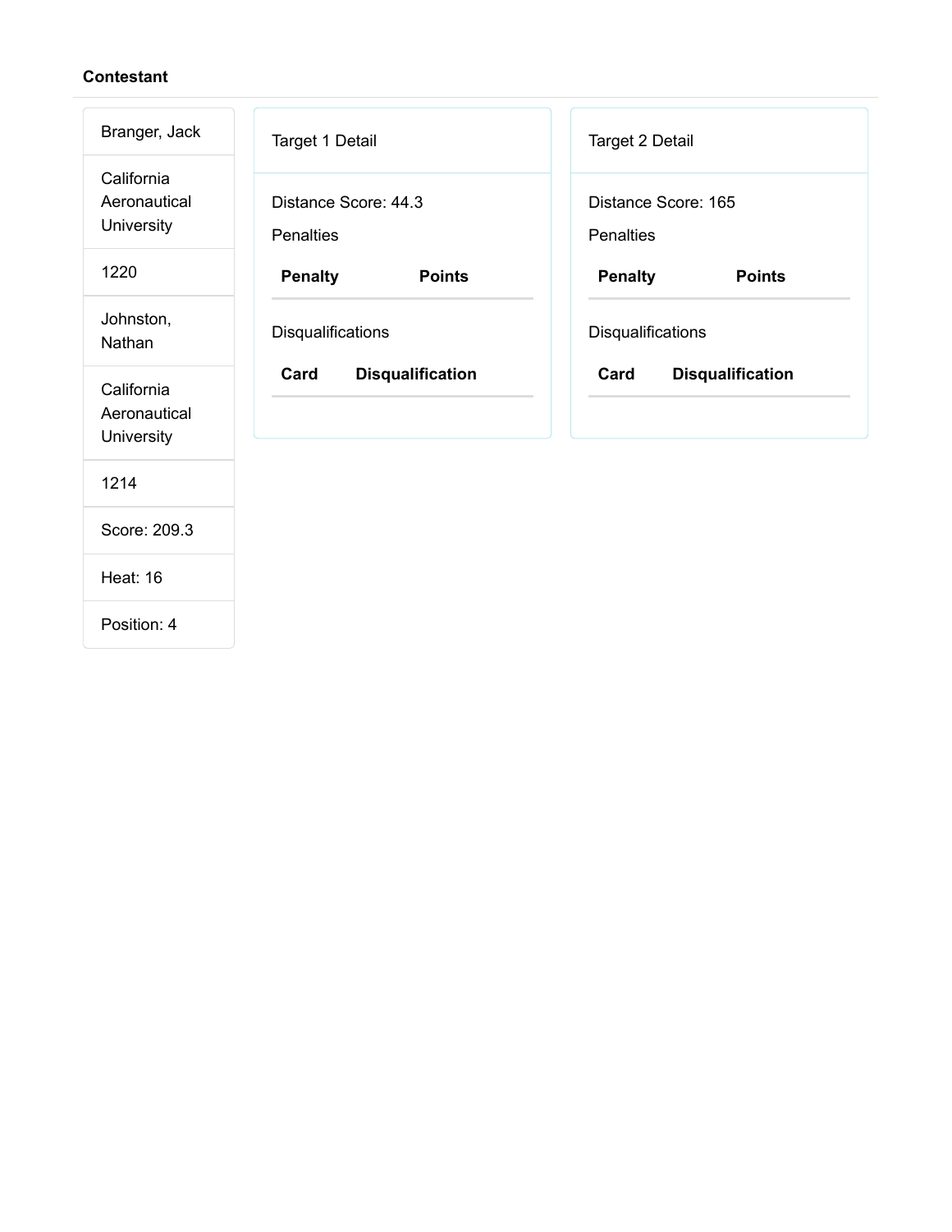**Contestant**

| |
|---|
| Branger, Jack |
| California Aeronautical University |
| 1220 |
| Johnston, Nathan |
| California Aeronautical University |
| 1214 |
| Score: 209.3 |
| Heat: 16 |
| Position: 4 |

Target 1 Detail

Distance Score: 44.3

Penalties

| Penalty | Points |
|---|---|

Disqualifications

| Card | Disqualification |
|---|---|

Target 2 Detail

Distance Score: 165

Penalties

| Penalty | Points |
|---|---|

Disqualifications

| Card | Disqualification |
|---|---|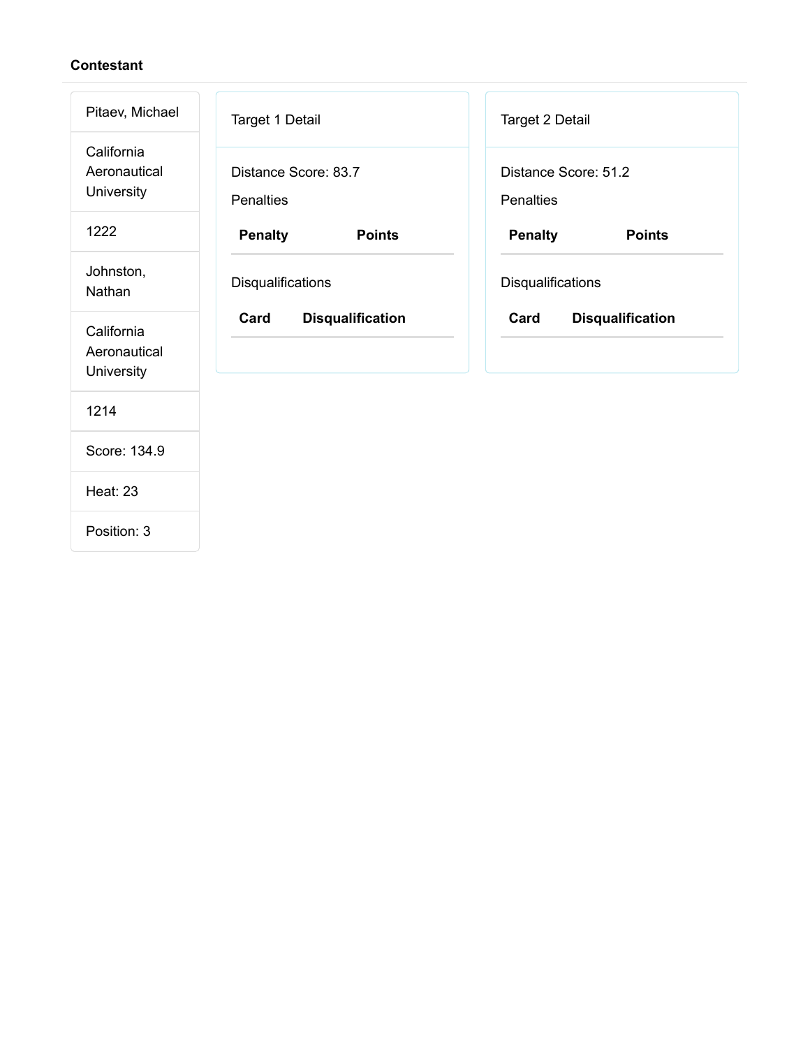**Contestant**

| |
|---|
| Pitaev, Michael |
| California Aeronautical University |
| 1222 |
| Johnston, Nathan |
| California Aeronautical University |
| 1214 |
| Score: 134.9 |
| Heat: 23 |
| Position: 3 |

Target 1 Detail

Distance Score: 83.7

Penalties

| Penalty | Points |
|---|---|

Disqualifications

| Card | Disqualification |
|---|---|

Target 2 Detail

Distance Score: 51.2

Penalties

| Penalty | Points |
|---|---|

Disqualifications

| Card | Disqualification |
|---|---|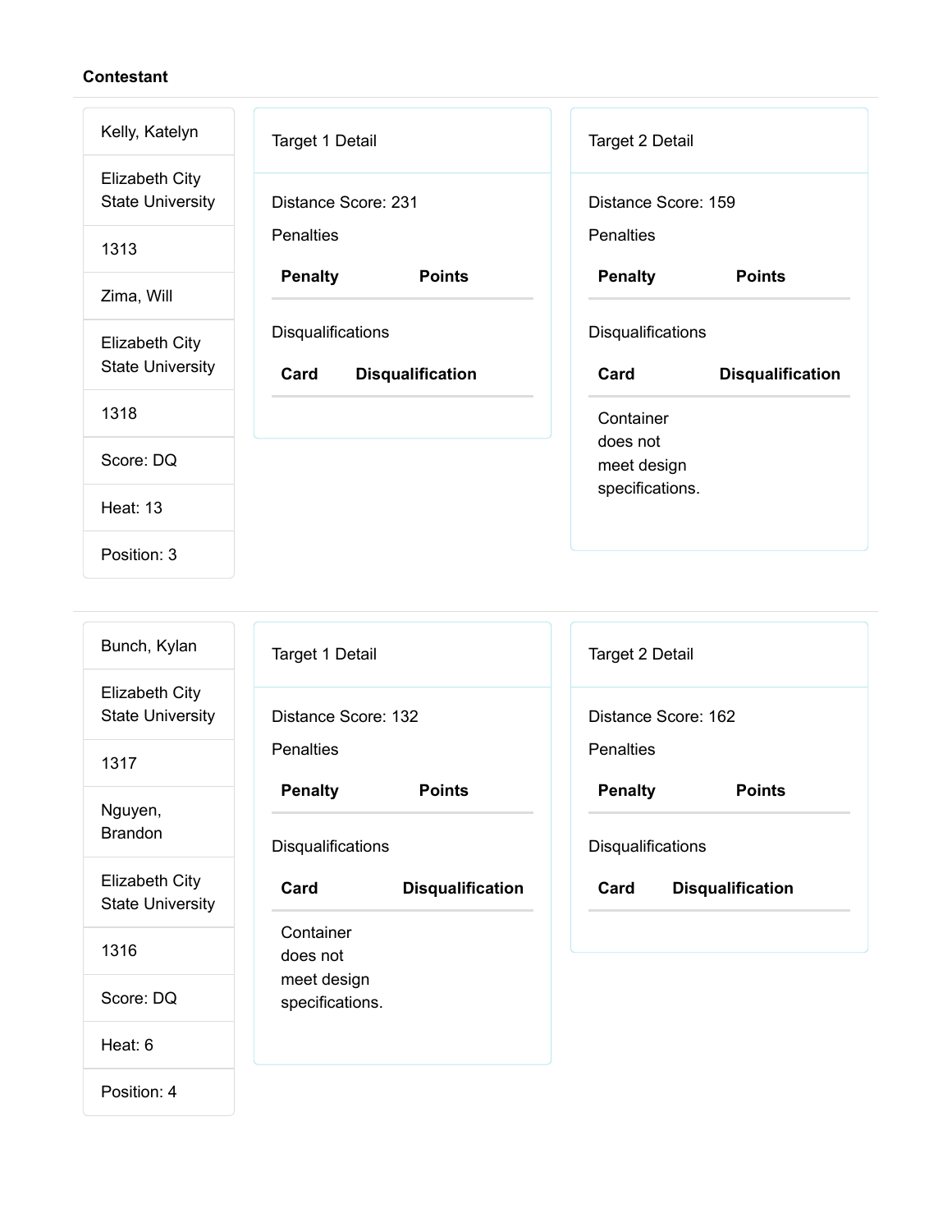**Contestant**

| |
|---|
| Kelly, Katelyn |
| Elizabeth City State University |
| 1313 |
| Zima, Will |
| Elizabeth City State University |
| 1318 |
| Score: DQ |
| Heat: 13 |
| Position: 3 |

Target 1 Detail

Distance Score: 231

Penalties

| Penalty | Points |
|---|---|

Disqualifications

| Card | Disqualification |
|---|---|

Target 2 Detail

Distance Score: 159

Penalties

| Penalty | Points |
|---|---|

Disqualifications

| Card | Disqualification |
|---|---|
| Container does not meet design specifications. | |

---

| |
|---|
| Bunch, Kylan |
| Elizabeth City State University |
| 1317 |
| Nguyen, Brandon |
| Elizabeth City State University |
| 1316 |
| Score: DQ |
| Heat: 6 |
| Position: 4 |

Target 1 Detail

Distance Score: 132

Penalties

| Penalty | Points |
|---|---|

Disqualifications

| Card | Disqualification |
|---|---|
| Container does not meet design specifications. | |

Target 2 Detail

Distance Score: 162

Penalties

| Penalty | Points |
|---|---|

Disqualifications

| Card | Disqualification |
|---|---|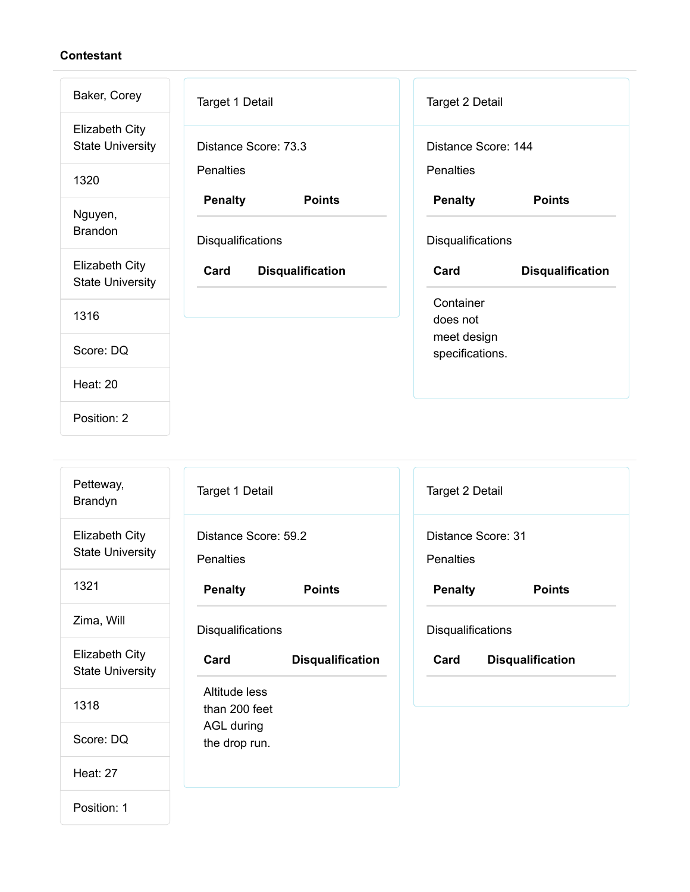**Contestant**

| |
|---|
| Baker, Corey |
| Elizabeth City State University |
| 1320 |
| Nguyen, Brandon |
| Elizabeth City State University |
| 1316 |
| Score: DQ |
| Heat: 20 |
| Position: 2 |

Target 1 Detail

Distance Score: 73.3

Penalties

| Penalty | Points |
|---|---|

Disqualifications

| Card | Disqualification |
|---|---|

Target 2 Detail

Distance Score: 144

Penalties

| Penalty | Points |
|---|---|

Disqualifications

| Card | Disqualification |
|---|---|
| Container does not meet design specifications. | |

---

| |
|---|
| Petteway, Brandyn |
| Elizabeth City State University |
| 1321 |
| Zima, Will |
| Elizabeth City State University |
| 1318 |
| Score: DQ |
| Heat: 27 |
| Position: 1 |

Target 1 Detail

Distance Score: 59.2

Penalties

| Penalty | Points |
|---|---|

Disqualifications

| Card | Disqualification |
|---|---|
| Altitude less than 200 feet AGL during the drop run. | |

Target 2 Detail

Distance Score: 31

Penalties

| Penalty | Points |
|---|---|

Disqualifications

| Card | Disqualification |
|---|---|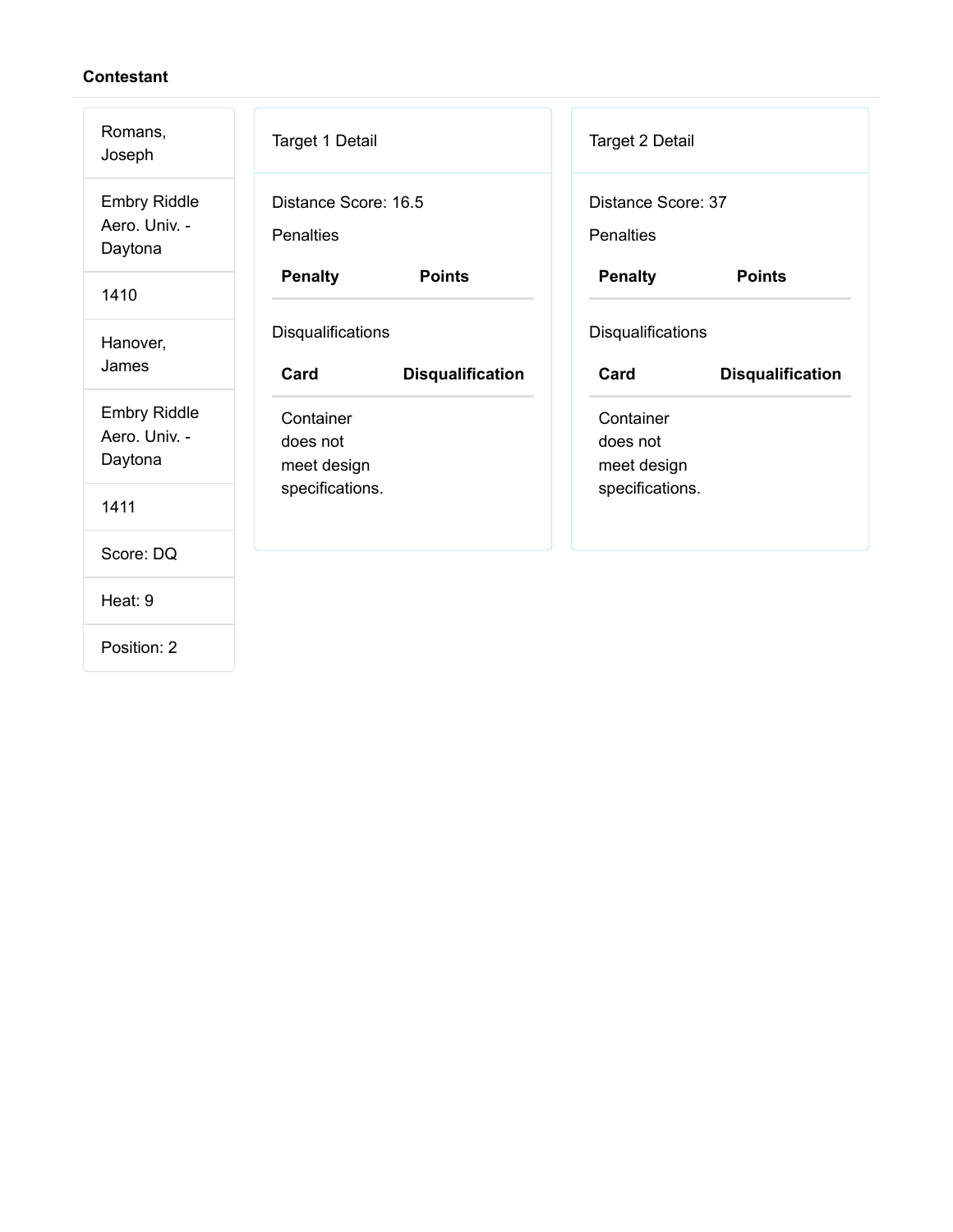**Contestant**

Romans, Joseph

Embry Riddle Aero. Univ. - Daytona

1410

Hanover, James

Embry Riddle Aero. Univ. - Daytona

1411

Score: DQ

Heat: 9

Position: 2

Target 1 Detail

Distance Score: 16.5

Penalties

| Penalty | Points |
| --- | --- |

Disqualifications

| Card | Disqualification |
| --- | --- |
| Container does not meet design specifications. | |

Target 2 Detail

Distance Score: 37

Penalties

| Penalty | Points |
| --- | --- |

Disqualifications

| Card | Disqualification |
| --- | --- |
| Container does not meet design specifications. | |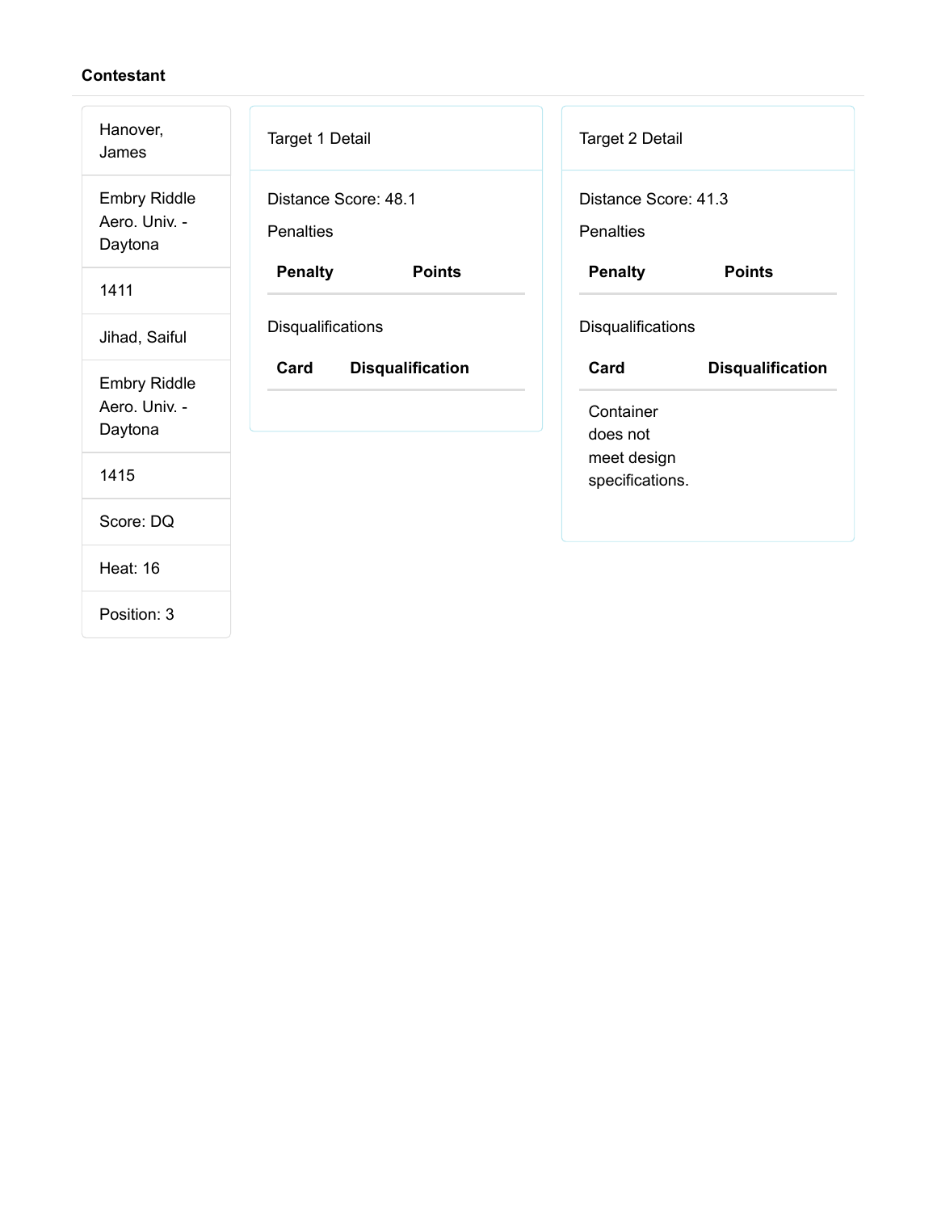**Contestant**

| |
|---|
| Hanover, James |
| Embry Riddle Aero. Univ. - Daytona |
| 1411 |
| Jihad, Saiful |
| Embry Riddle Aero. Univ. - Daytona |
| 1415 |
| Score: DQ |
| Heat: 16 |
| Position: 3 |

Target 1 Detail

Distance Score: 48.1

Penalties

| Penalty | Points |
|---|---|

Disqualifications

| Card | Disqualification |
|---|---|

Target 2 Detail

Distance Score: 41.3

Penalties

| Penalty | Points |
|---|---|

Disqualifications

| Card | Disqualification |
|---|---|
| Container does not meet design specifications. | |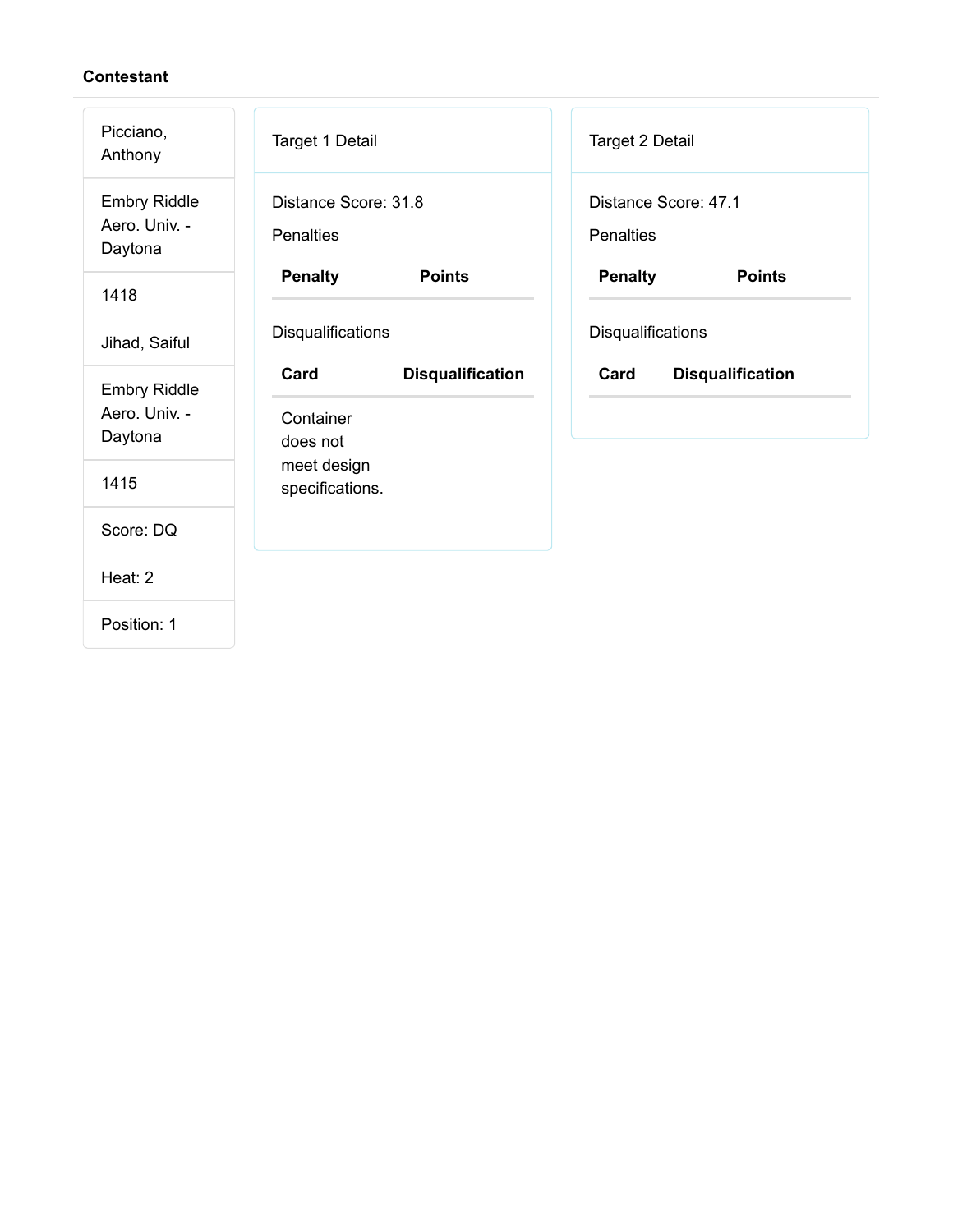**Contestant**

| |
|---|
| Picciano, Anthony |
| Embry Riddle Aero. Univ. - Daytona |
| 1418 |
| Jihad, Saiful |
| Embry Riddle Aero. Univ. - Daytona |
| 1415 |
| Score: DQ |
| Heat: 2 |
| Position: 1 |

Target 1 Detail

Distance Score: 31.8

Penalties

| Penalty | Points |
|---|---|

Disqualifications

| Card | Disqualification |
|---|---|
| Container does not meet design specifications. | |

Target 2 Detail

Distance Score: 47.1

Penalties

| Penalty | Points |
|---|---|

Disqualifications

| Card | Disqualification |
|---|---|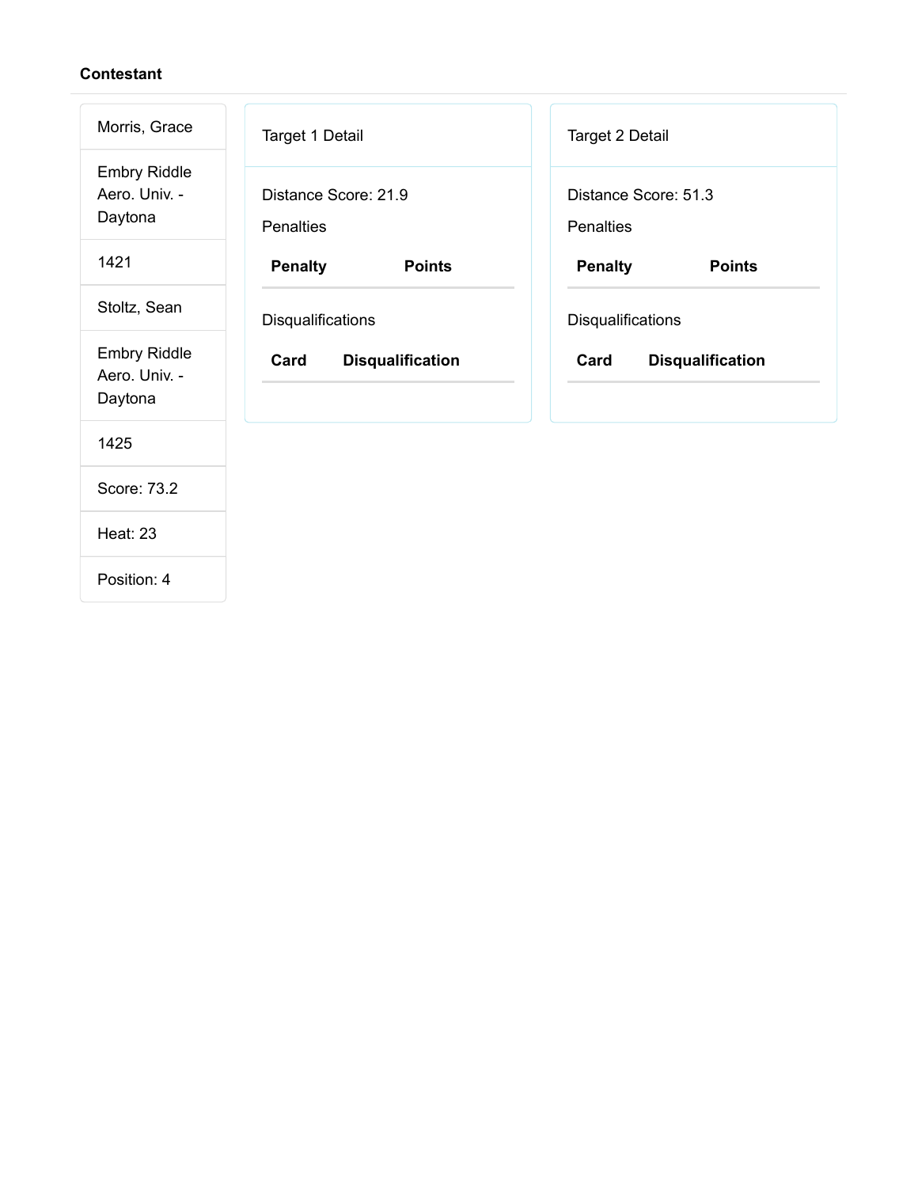**Contestant**

Morris, Grace

Embry Riddle Aero. Univ. - Daytona

1421

Stoltz, Sean

Embry Riddle Aero. Univ. - Daytona

1425

Score: 73.2

Heat: 23

Position: 4

Target 1 Detail

Distance Score: 21.9

Penalties

| Penalty | Points |
| --- | --- |

Disqualifications

| Card | Disqualification |
| --- | --- |

Target 2 Detail

Distance Score: 51.3

Penalties

| Penalty | Points |
| --- | --- |

Disqualifications

| Card | Disqualification |
| --- | --- |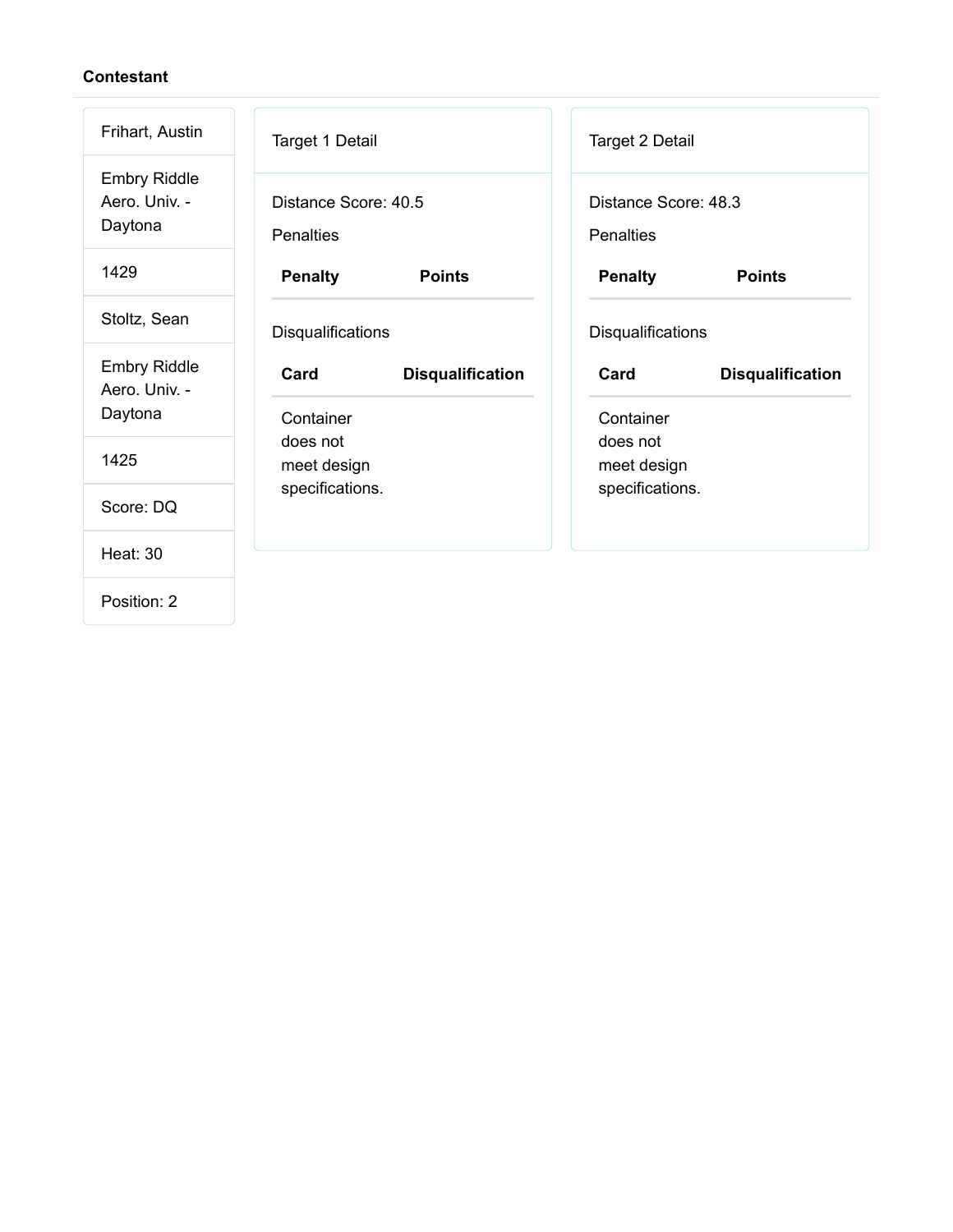**Contestant**

| |
|---|
| Frihart, Austin |
| Embry Riddle Aero. Univ. - Daytona |
| 1429 |
| Stoltz, Sean |
| Embry Riddle Aero. Univ. - Daytona |
| 1425 |
| Score: DQ |
| Heat: 30 |
| Position: 2 |

Target 1 Detail

Distance Score: 40.5

Penalties

| Penalty | Points |
|---|---|

Disqualifications

| Card | Disqualification |
|---|---|
| Container does not meet design specifications. | |

Target 2 Detail

Distance Score: 48.3

Penalties

| Penalty | Points |
|---|---|

Disqualifications

| Card | Disqualification |
|---|---|
| Container does not meet design specifications. | |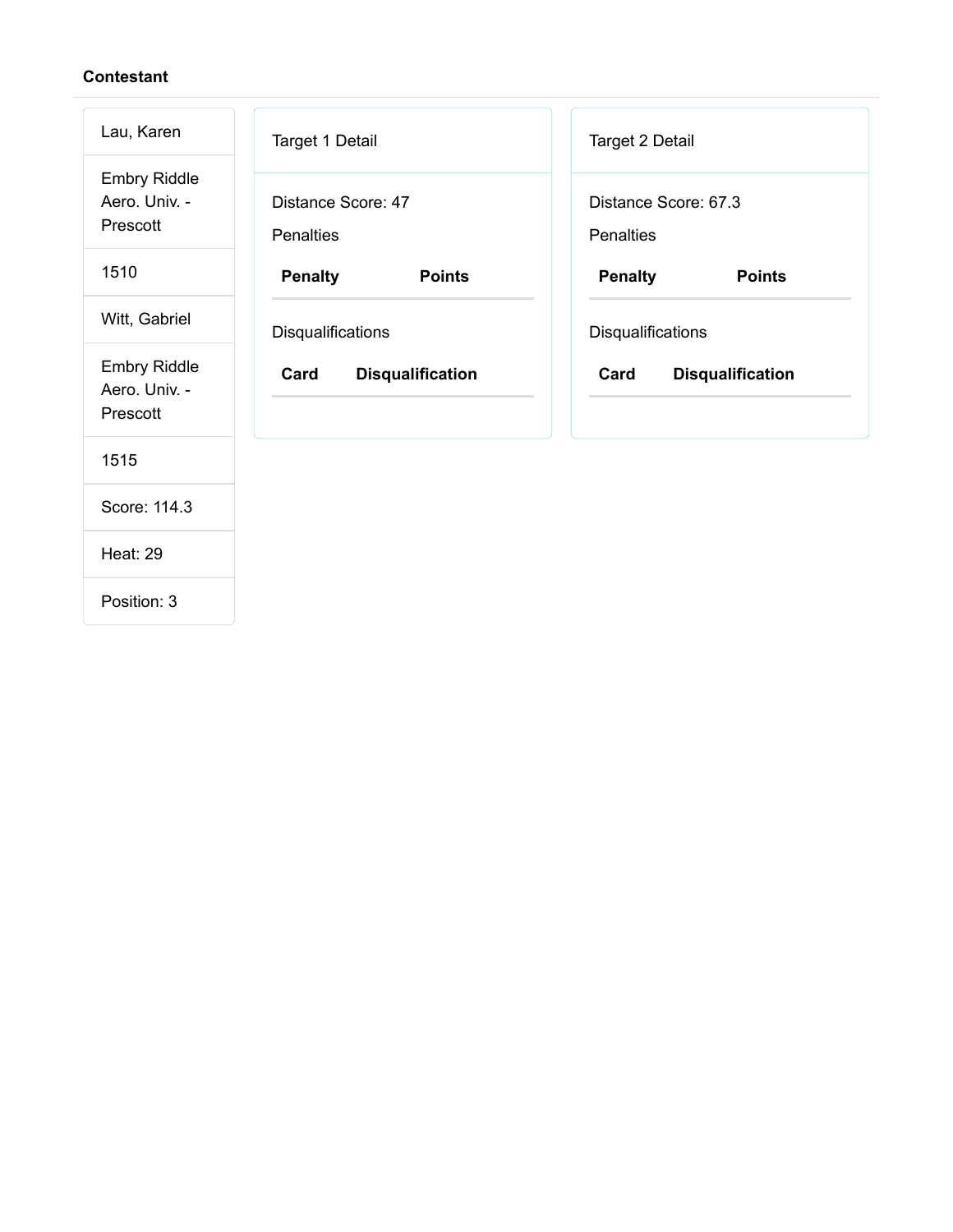**Contestant**

Lau, Karen

Embry Riddle Aero. Univ. - Prescott

1510

Witt, Gabriel

Embry Riddle Aero. Univ. - Prescott

1515

Score: 114.3

Heat: 29

Position: 3

Target 1 Detail

Distance Score: 47

Penalties

| Penalty | Points |
| --- | --- |

Disqualifications

| Card | Disqualification |
| --- | --- |

Target 2 Detail

Distance Score: 67.3

Penalties

| Penalty | Points |
| --- | --- |

Disqualifications

| Card | Disqualification |
| --- | --- |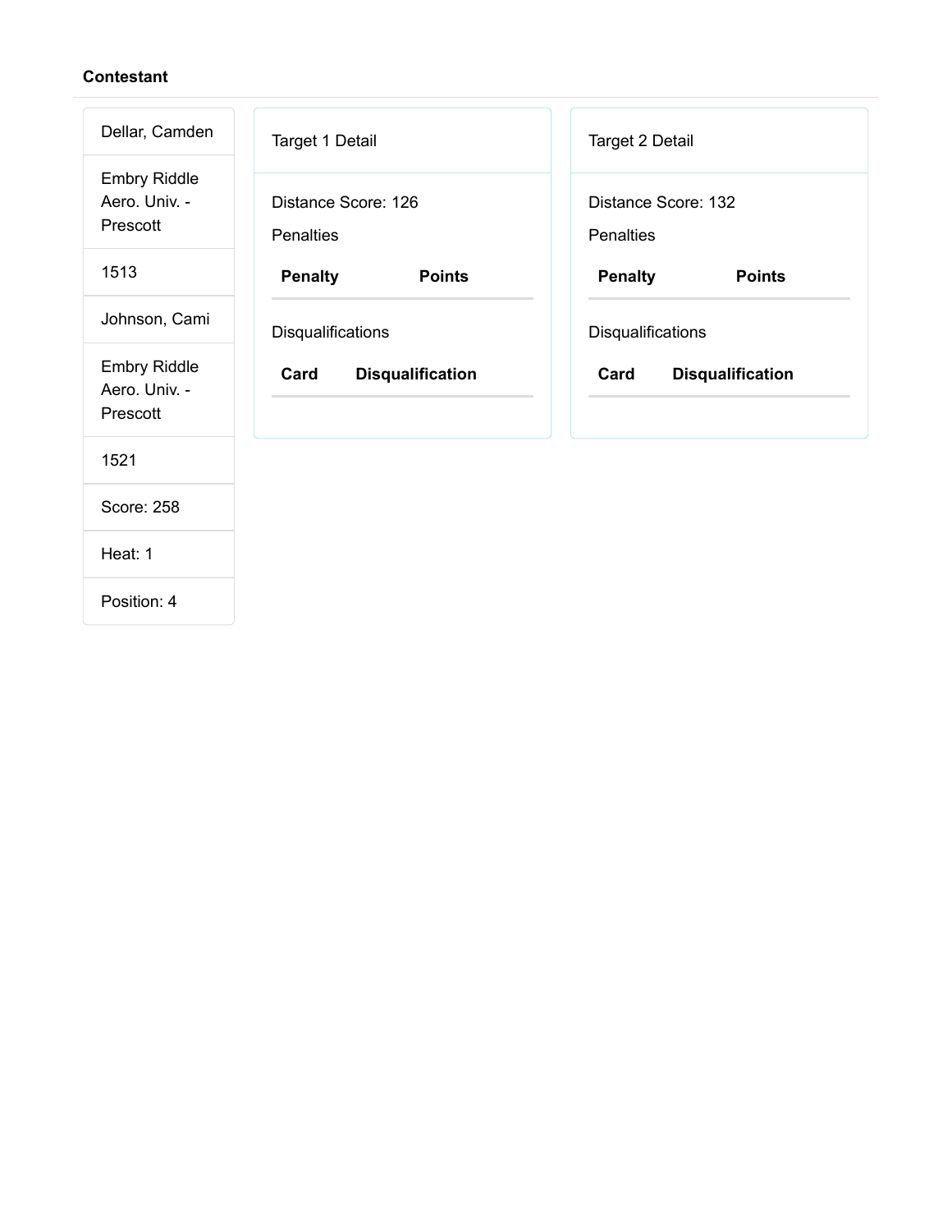**Contestant**

Dellar, Camden

Embry Riddle Aero. Univ. - Prescott

1513

Johnson, Cami

Embry Riddle Aero. Univ. - Prescott

1521

Score: 258

Heat: 1

Position: 4

Target 1 Detail

Distance Score: 126

Penalties

| Penalty | Points |
|---|---|

Disqualifications

| Card | Disqualification |
|---|---|

Target 2 Detail

Distance Score: 132

Penalties

| Penalty | Points |
|---|---|

Disqualifications

| Card | Disqualification |
|---|---|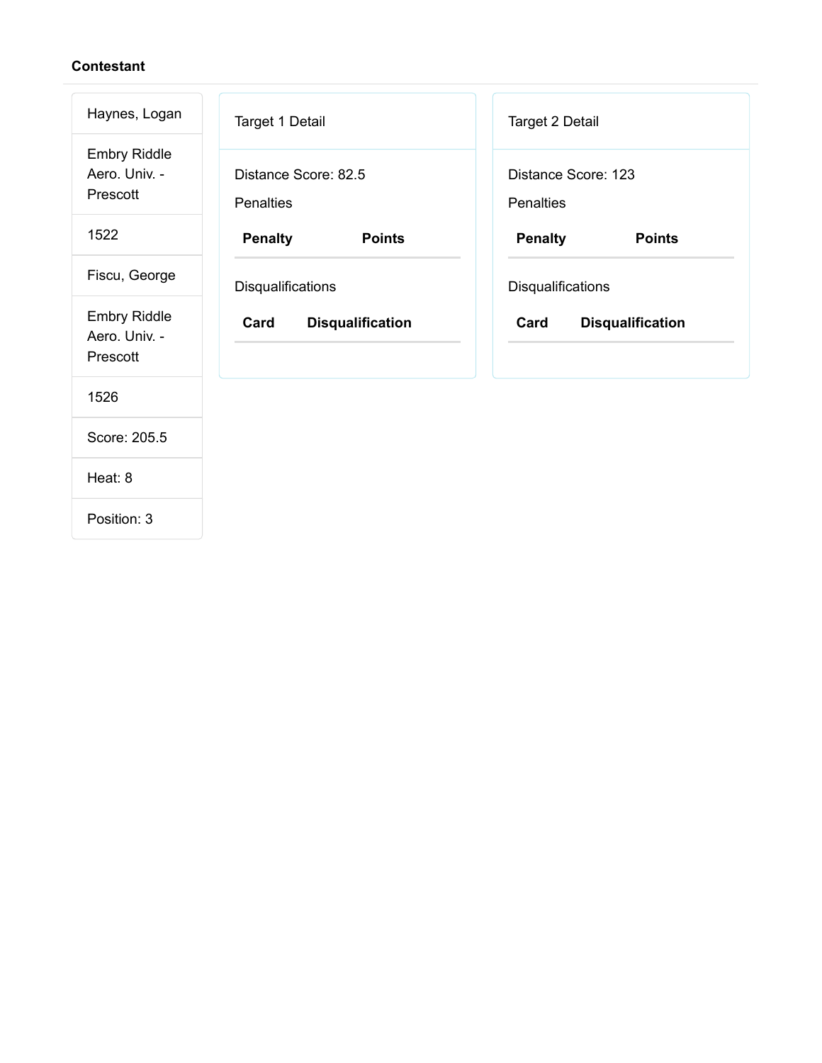**Contestant**

| |
|---|
| Haynes, Logan |
| Embry Riddle Aero. Univ. - Prescott |
| 1522 |
| Fiscu, George |
| Embry Riddle Aero. Univ. - Prescott |
| 1526 |
| Score: 205.5 |
| Heat: 8 |
| Position: 3 |

Target 1 Detail

Distance Score: 82.5

Penalties

| Penalty | Points |
|---|---|

Disqualifications

| Card | Disqualification |
|---|---|

Target 2 Detail

Distance Score: 123

Penalties

| Penalty | Points |
|---|---|

Disqualifications

| Card | Disqualification |
|---|---|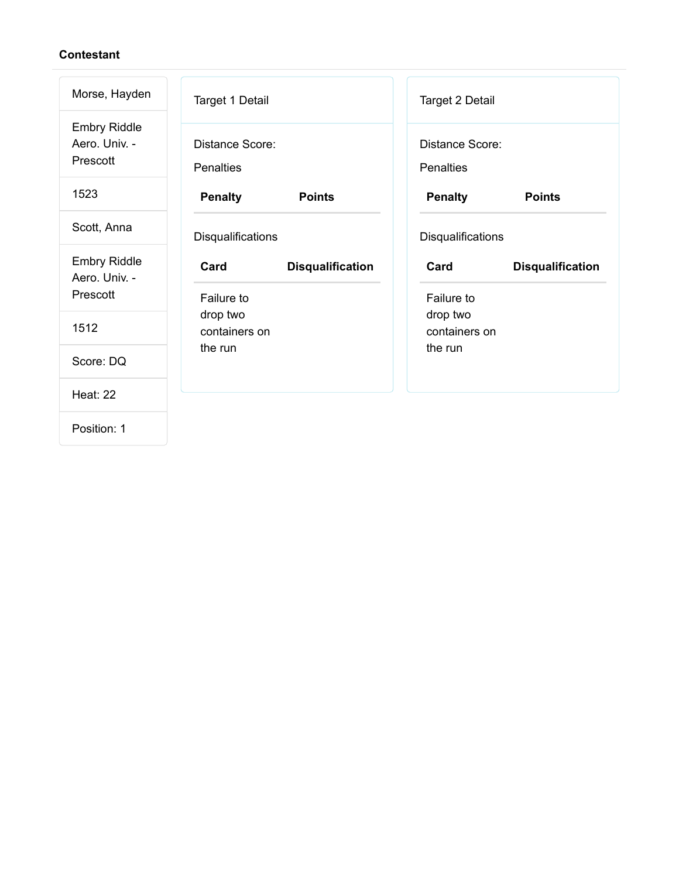**Contestant**

| |
|---|
| Morse, Hayden |
| Embry Riddle Aero. Univ. - Prescott |
| 1523 |
| Scott, Anna |
| Embry Riddle Aero. Univ. - Prescott |
| 1512 |
| Score: DQ |
| Heat: 22 |
| Position: 1 |

Target 1 Detail

Distance Score:

Penalties

| Penalty | Points |
|---|---|

Disqualifications

| Card | Disqualification |
|---|---|
| Failure to drop two containers on the run | |

Target 2 Detail

Distance Score:

Penalties

| Penalty | Points |
|---|---|

Disqualifications

| Card | Disqualification |
|---|---|
| Failure to drop two containers on the run | |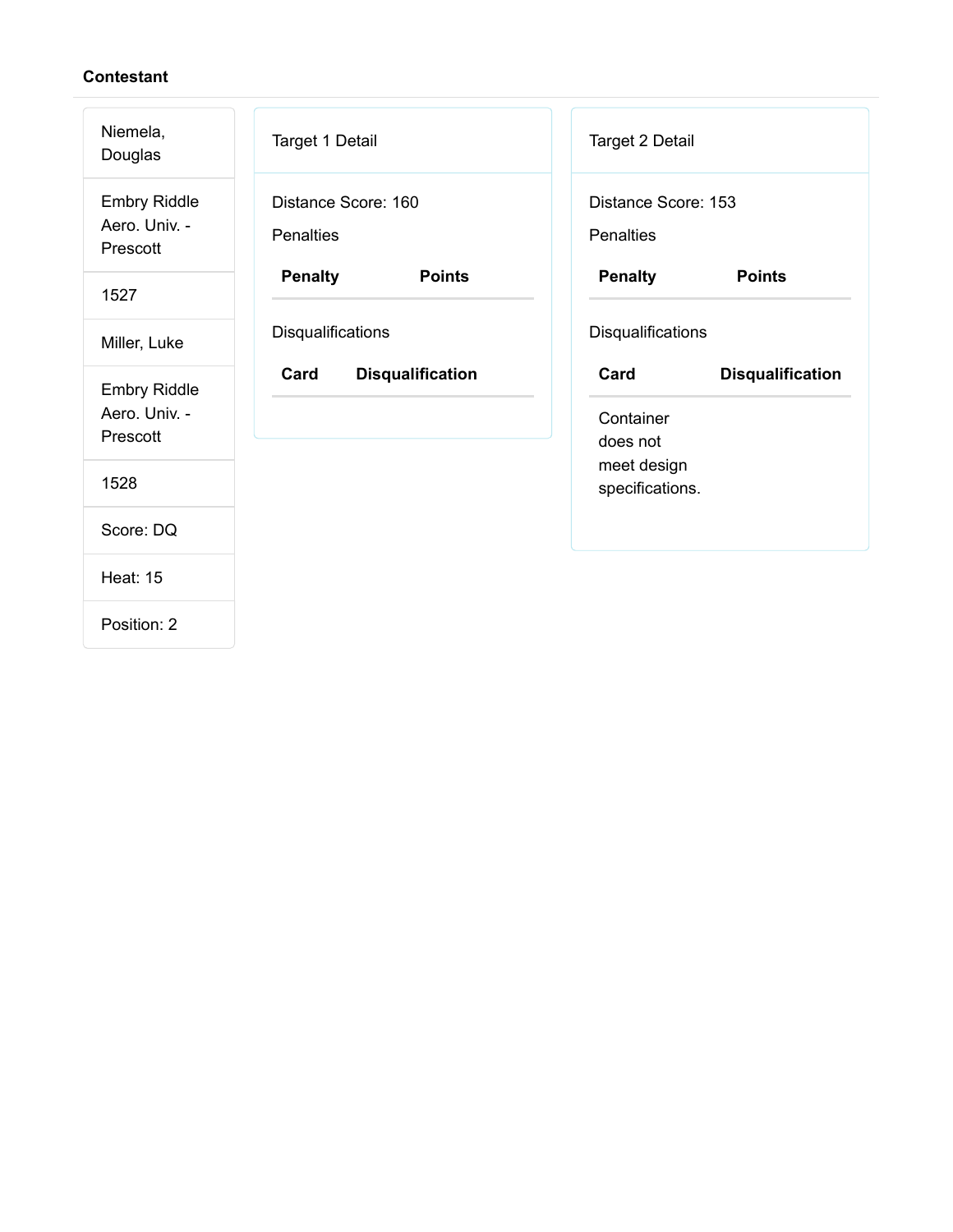**Contestant**

| |
|---|
| Niemela, Douglas |
| Embry Riddle Aero. Univ. - Prescott |
| 1527 |
| Miller, Luke |
| Embry Riddle Aero. Univ. - Prescott |
| 1528 |
| Score: DQ |
| Heat: 15 |
| Position: 2 |

Target 1 Detail

Distance Score: 160

Penalties

| Penalty | Points |
|---|---|

Disqualifications

| Card | Disqualification |
|---|---|

Target 2 Detail

Distance Score: 153

Penalties

| Penalty | Points |
|---|---|

Disqualifications

| Card | Disqualification |
|---|---|
| Container does not meet design specifications. | |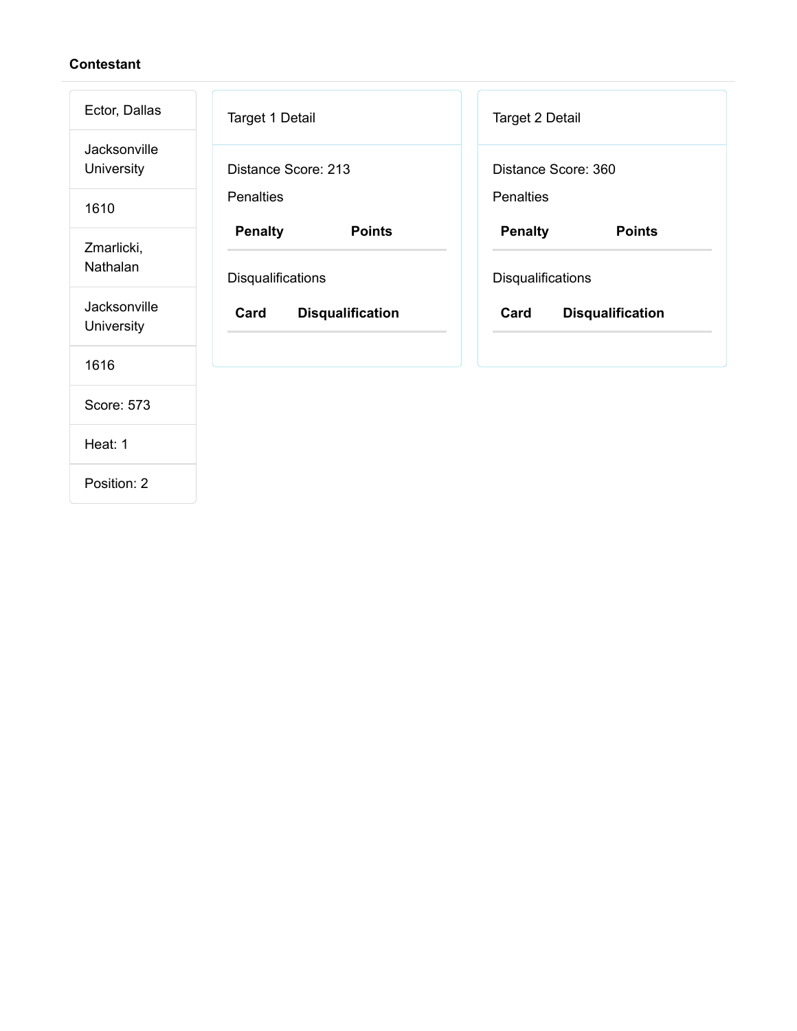**Contestant**

| |
|---|
| Ector, Dallas |
| Jacksonville University |
| 1610 |
| Zmarlicki, Nathalan |
| Jacksonville University |
| 1616 |
| Score: 573 |
| Heat: 1 |
| Position: 2 |

Target 1 Detail

Distance Score: 213

Penalties

| Penalty | Points |
|---|---|

Disqualifications

| Card | Disqualification |
|---|---|

Target 2 Detail

Distance Score: 360

Penalties

| Penalty | Points |
|---|---|

Disqualifications

| Card | Disqualification |
|---|---|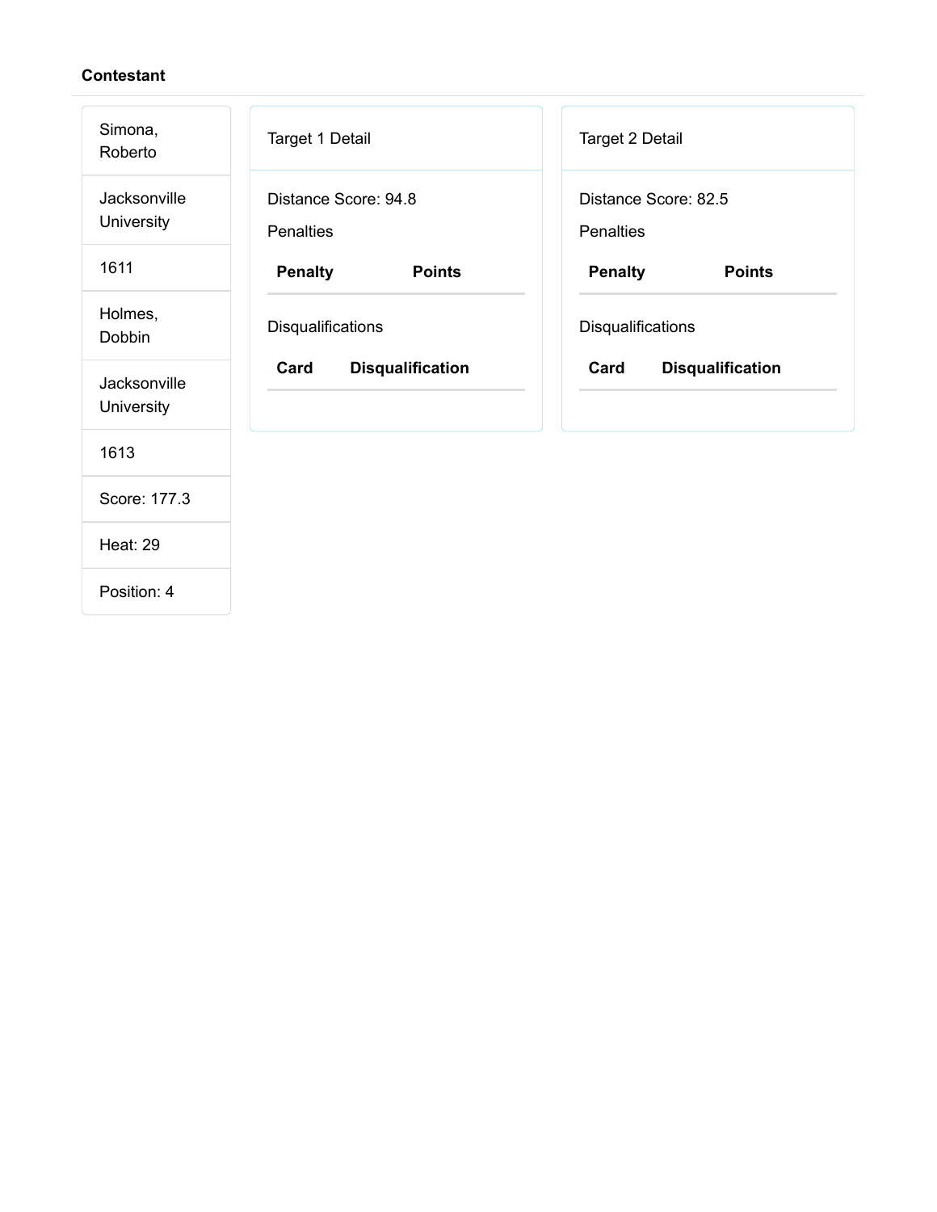**Contestant**

Simona, Roberto

Jacksonville University

1611

Holmes, Dobbin

Jacksonville University

1613

Score: 177.3

Heat: 29

Position: 4

Target 1 Detail

Distance Score: 94.8

Penalties

| Penalty | Points |
| --- | --- |

Disqualifications

| Card | Disqualification |
| --- | --- |

Target 2 Detail

Distance Score: 82.5

Penalties

| Penalty | Points |
| --- | --- |

Disqualifications

| Card | Disqualification |
| --- | --- |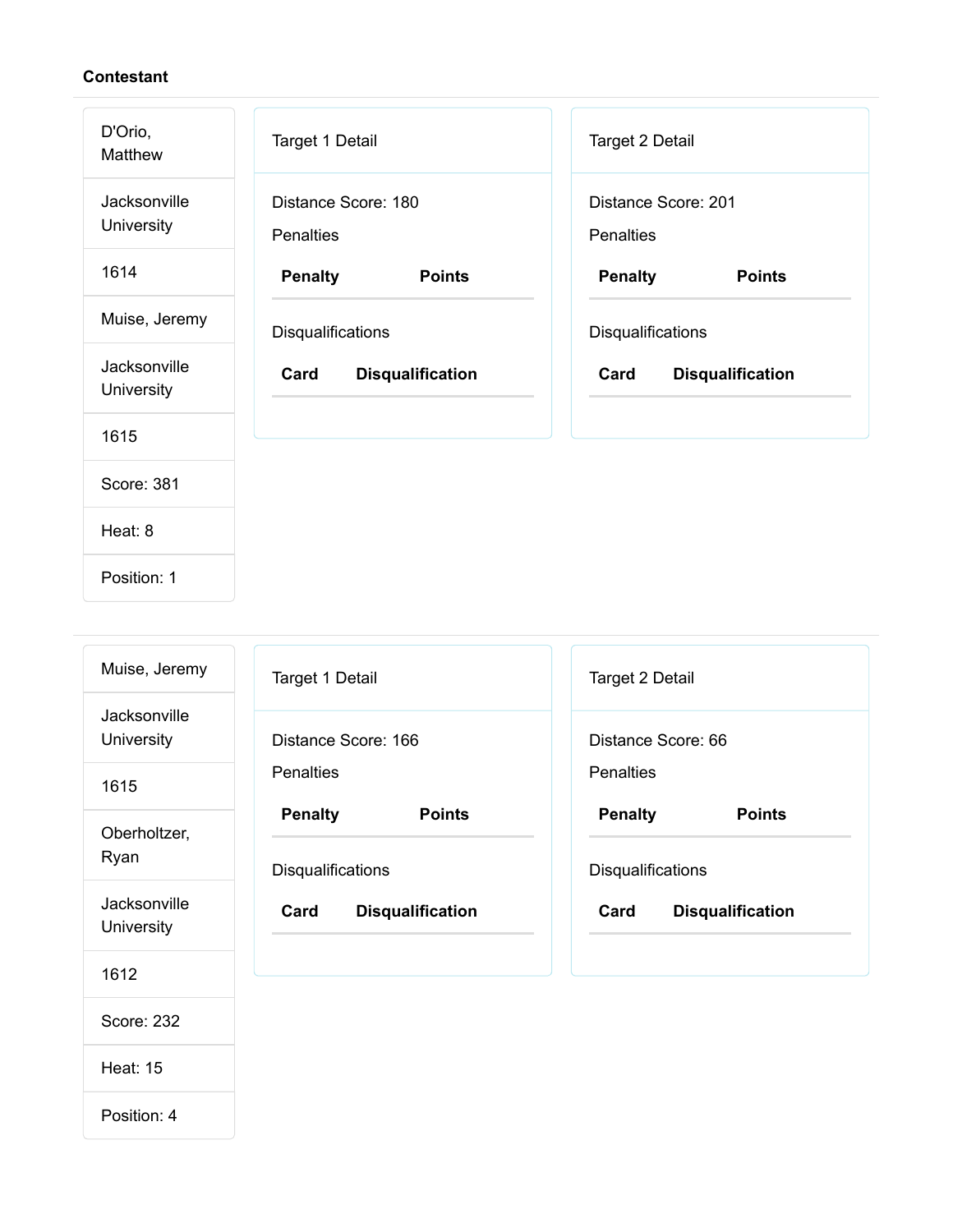**Contestant**

| |
|---|
| D'Orio, Matthew |
| Jacksonville University |
| 1614 |
| Muise, Jeremy |
| Jacksonville University |
| 1615 |
| Score: 381 |
| Heat: 8 |
| Position: 1 |

Target 1 Detail

Distance Score: 180

Penalties

| Penalty | Points |
|---|---|

Disqualifications

| Card | Disqualification |
|---|---|

Target 2 Detail

Distance Score: 201

Penalties

| Penalty | Points |
|---|---|

Disqualifications

| Card | Disqualification |
|---|---|

---

| |
|---|
| Muise, Jeremy |
| Jacksonville University |
| 1615 |
| Oberholtzer, Ryan |
| Jacksonville University |
| 1612 |
| Score: 232 |
| Heat: 15 |
| Position: 4 |

Target 1 Detail

Distance Score: 166

Penalties

| Penalty | Points |
|---|---|

Disqualifications

| Card | Disqualification |
|---|---|

Target 2 Detail

Distance Score: 66

Penalties

| Penalty | Points |
|---|---|

Disqualifications

| Card | Disqualification |
|---|---|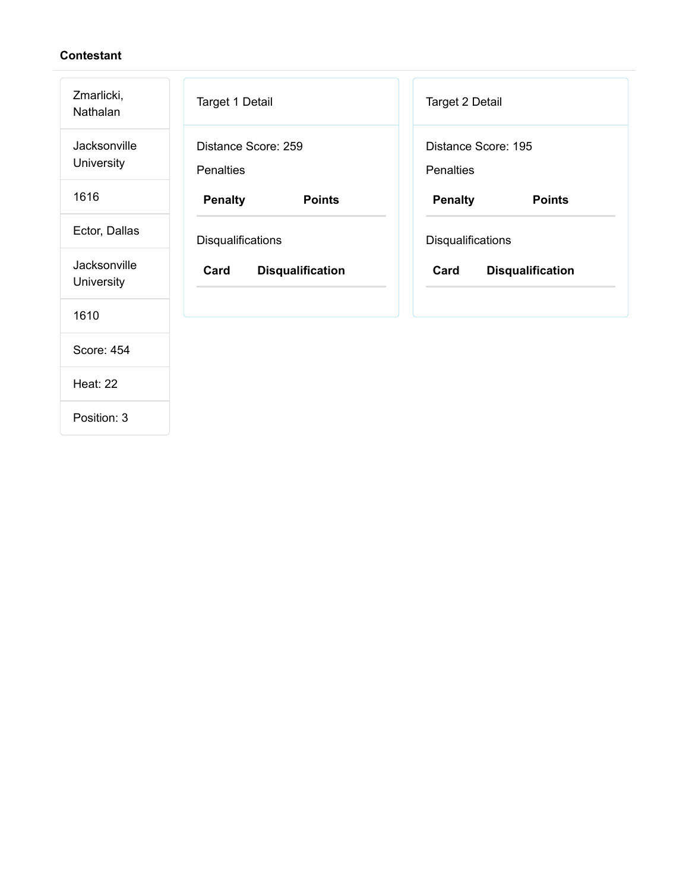**Contestant**

| |
|---|
| Zmarlicki, Nathalan |
| Jacksonville University |
| 1616 |
| Ector, Dallas |
| Jacksonville University |
| 1610 |
| Score: 454 |
| Heat: 22 |
| Position: 3 |

Target 1 Detail

Distance Score: 259

Penalties

| Penalty | Points |
|---|---|

Disqualifications

| Card | Disqualification |
|---|---|

Target 2 Detail

Distance Score: 195

Penalties

| Penalty | Points |
|---|---|

Disqualifications

| Card | Disqualification |
|---|---|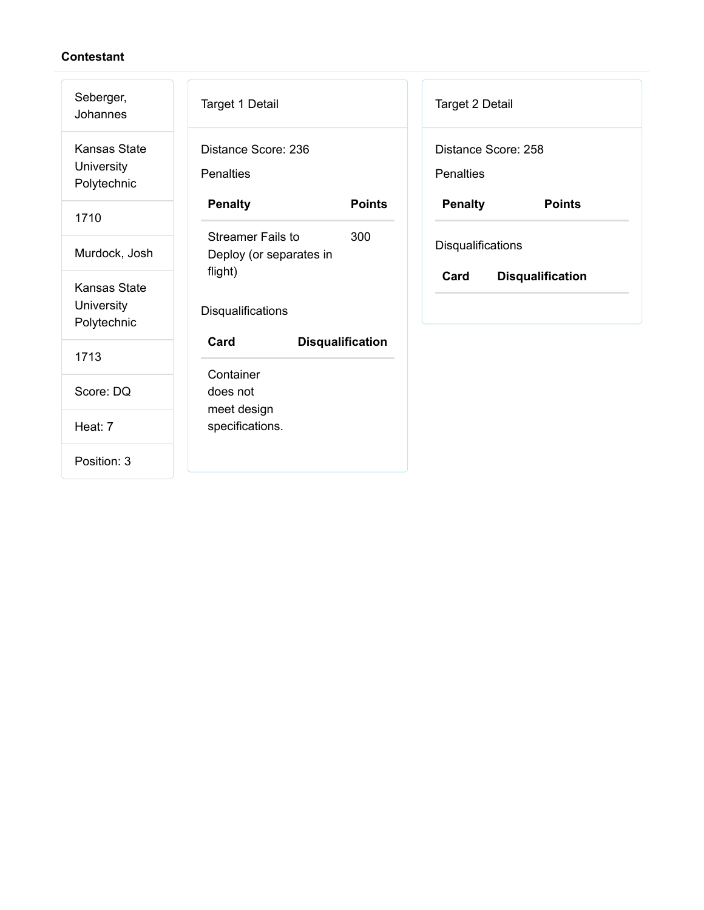**Contestant**

| |
|---|
| Seberger, Johannes |
| Kansas State University Polytechnic |
| 1710 |
| Murdock, Josh |
| Kansas State University Polytechnic |
| 1713 |
| Score: DQ |
| Heat: 7 |
| Position: 3 |

Target 1 Detail

Distance Score: 236

Penalties

| Penalty | Points |
|---|---|
| Streamer Fails to Deploy (or separates in flight) | 300 |

Disqualifications

| Card | Disqualification |
|---|---|
| Container does not meet design specifications. | |

Target 2 Detail

Distance Score: 258

Penalties

| Penalty | Points |
|---|---|

Disqualifications

| Card | Disqualification |
|---|---|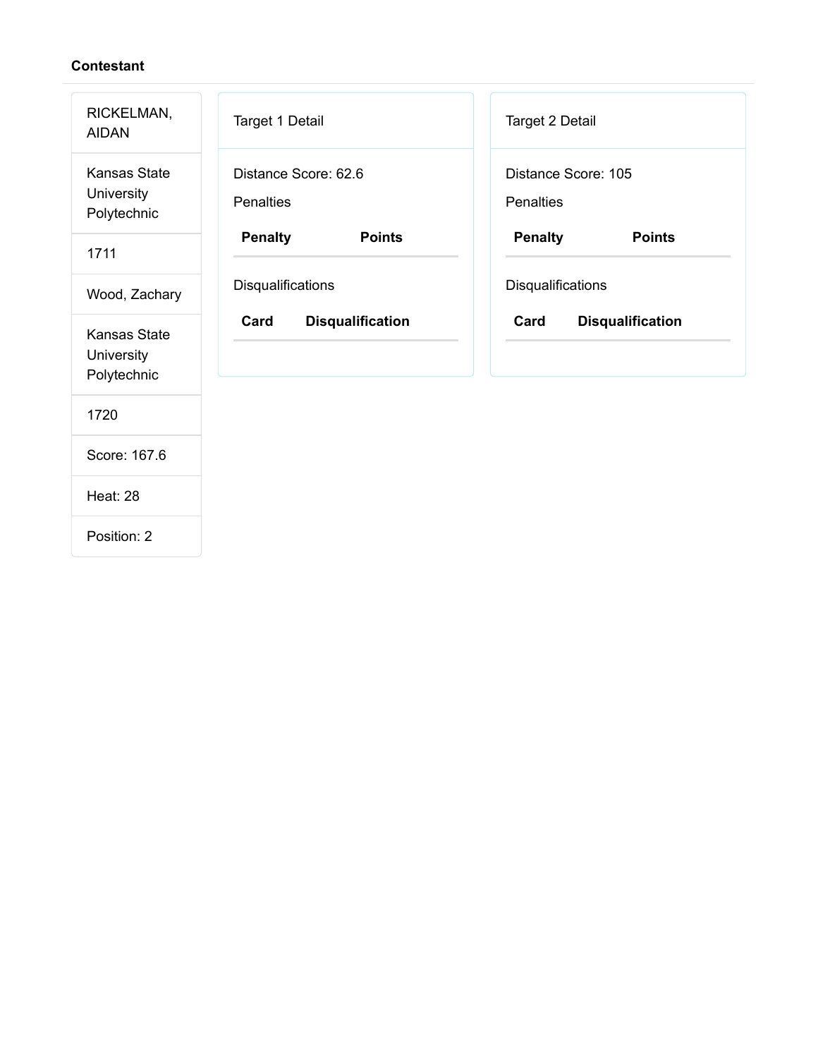**Contestant**

| |
|---|
| RICKELMAN, AIDAN |
| Kansas State University Polytechnic |
| 1711 |
| Wood, Zachary |
| Kansas State University Polytechnic |
| 1720 |
| Score: 167.6 |
| Heat: 28 |
| Position: 2 |

Target 1 Detail

Distance Score: 62.6

Penalties

| Penalty | Points |
|---|---|

Disqualifications

| Card | Disqualification |
|---|---|

Target 2 Detail

Distance Score: 105

Penalties

| Penalty | Points |
|---|---|

Disqualifications

| Card | Disqualification |
|---|---|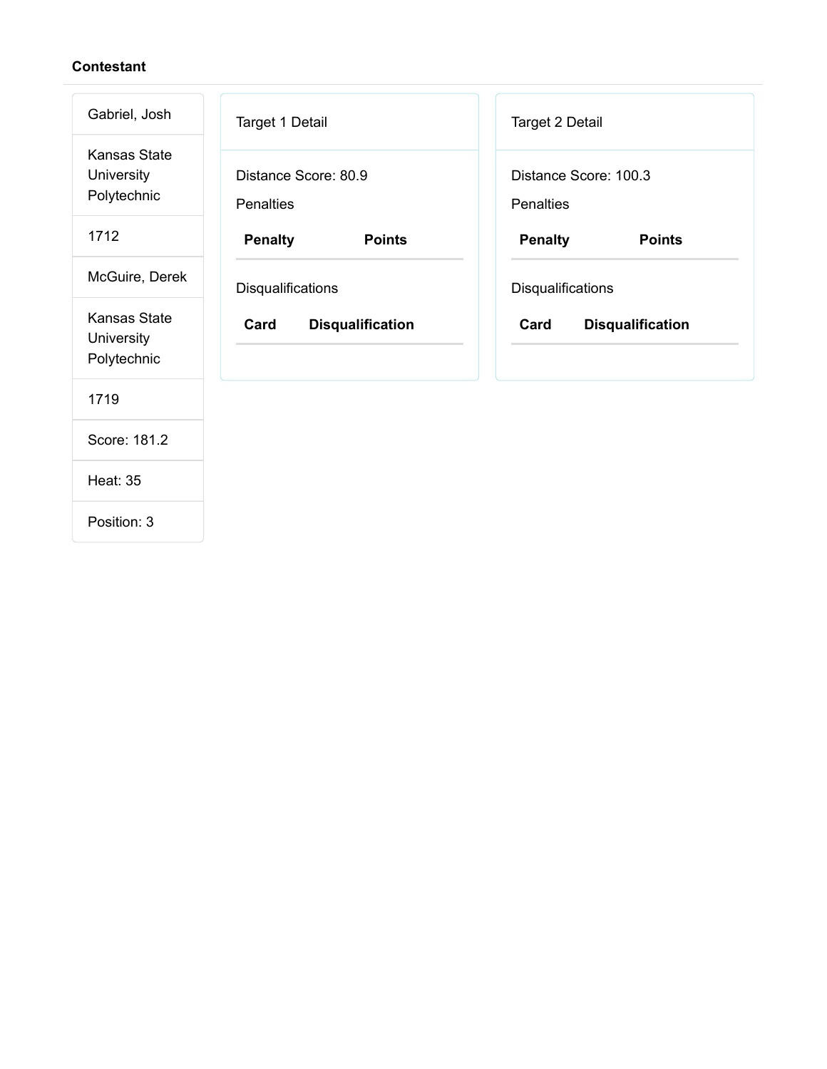**Contestant**

| |
|---|
| Gabriel, Josh |
| Kansas State University Polytechnic |
| 1712 |
| McGuire, Derek |
| Kansas State University Polytechnic |
| 1719 |
| Score: 181.2 |
| Heat: 35 |
| Position: 3 |

Target 1 Detail

Distance Score: 80.9

Penalties

| Penalty | Points |
|---|---|

Disqualifications

| Card | Disqualification |
|---|---|

Target 2 Detail

Distance Score: 100.3

Penalties

| Penalty | Points |
|---|---|

Disqualifications

| Card | Disqualification |
|---|---|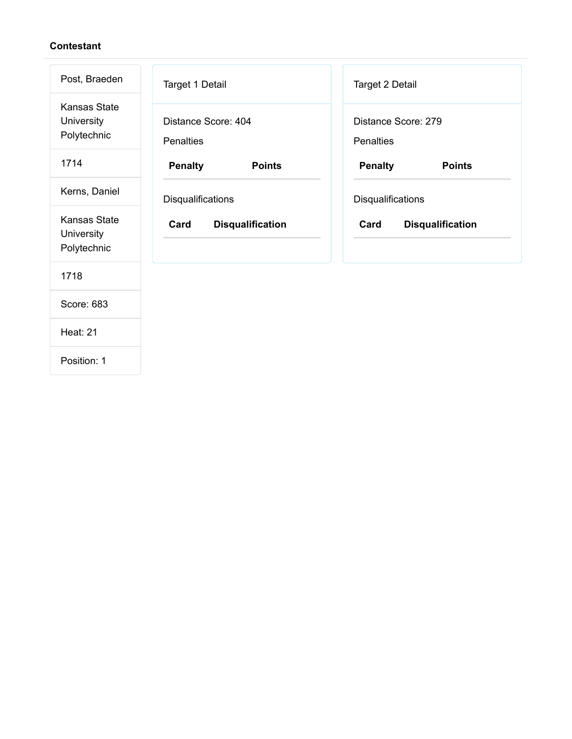**Contestant**

| |
|---|
| Post, Braeden |
| Kansas State University Polytechnic |
| 1714 |
| Kerns, Daniel |
| Kansas State University Polytechnic |
| 1718 |
| Score: 683 |
| Heat: 21 |
| Position: 1 |

Target 1 Detail

Distance Score: 404

Penalties

| Penalty | Points |
|---|---|

Disqualifications

| Card | Disqualification |
|---|---|

Target 2 Detail

Distance Score: 279

Penalties

| Penalty | Points |
|---|---|

Disqualifications

| Card | Disqualification |
|---|---|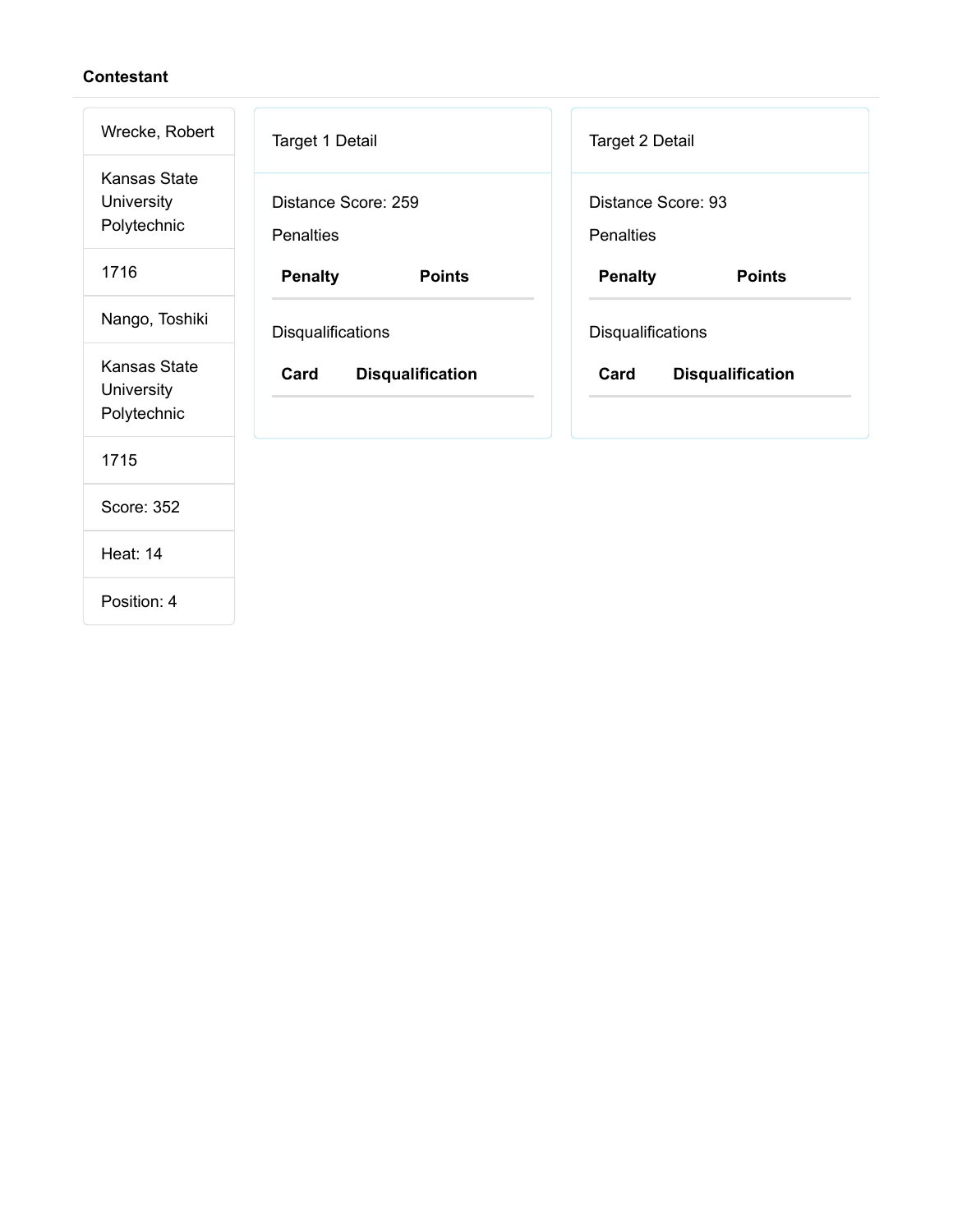**Contestant**

| |
|---|
| Wrecke, Robert |
| Kansas State University Polytechnic |
| 1716 |
| Nango, Toshiki |
| Kansas State University Polytechnic |
| 1715 |
| Score: 352 |
| Heat: 14 |
| Position: 4 |

Target 1 Detail

Distance Score: 259

Penalties

| Penalty | Points |
|---|---|

Disqualifications

| Card | Disqualification |
|---|---|

Target 2 Detail

Distance Score: 93

Penalties

| Penalty | Points |
|---|---|

Disqualifications

| Card | Disqualification |
|---|---|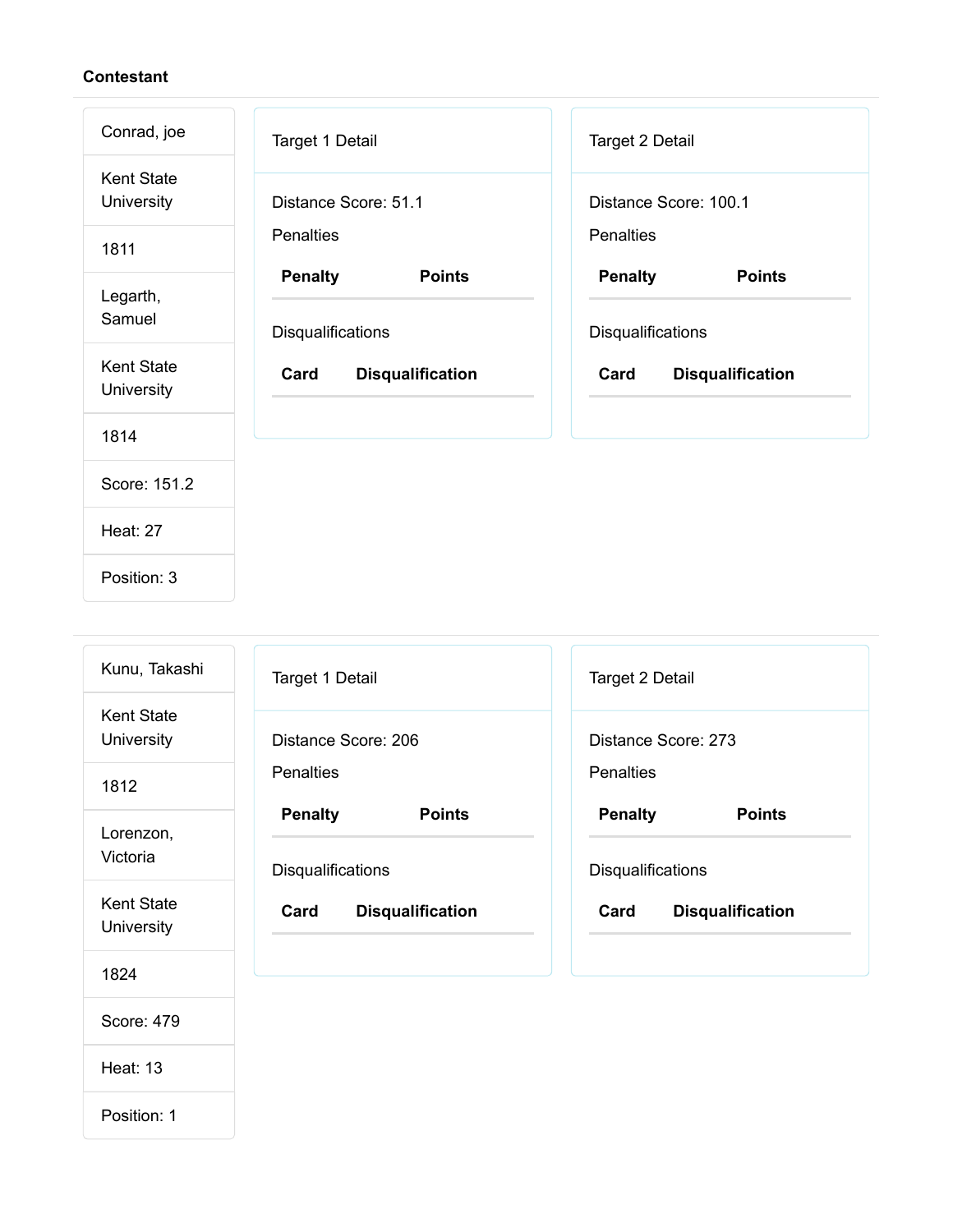**Contestant**

| |
|---|
| Conrad, joe |
| Kent State University |
| 1811 |
| Legarth, Samuel |
| Kent State University |
| 1814 |
| Score: 151.2 |
| Heat: 27 |
| Position: 3 |

Target 1 Detail

Distance Score: 51.1

Penalties

| Penalty | Points |
|---|---|

Disqualifications

| Card | Disqualification |
|---|---|

Target 2 Detail

Distance Score: 100.1

Penalties

| Penalty | Points |
|---|---|

Disqualifications

| Card | Disqualification |
|---|---|

---

| |
|---|
| Kunu, Takashi |
| Kent State University |
| 1812 |
| Lorenzon, Victoria |
| Kent State University |
| 1824 |
| Score: 479 |
| Heat: 13 |
| Position: 1 |

Target 1 Detail

Distance Score: 206

Penalties

| Penalty | Points |
|---|---|

Disqualifications

| Card | Disqualification |
|---|---|

Target 2 Detail

Distance Score: 273

Penalties

| Penalty | Points |
|---|---|

Disqualifications

| Card | Disqualification |
|---|---|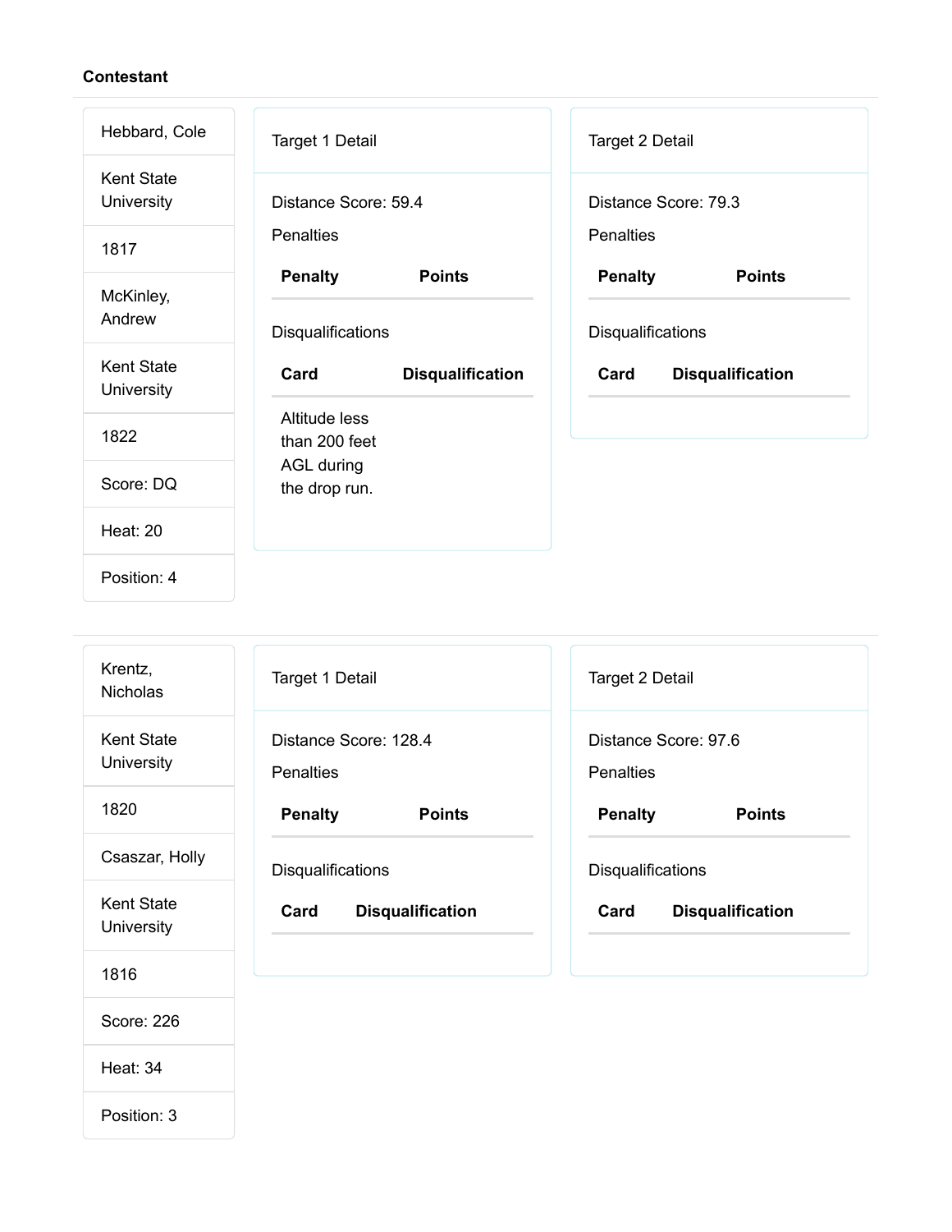**Contestant**

| |
|---|
| Hebbard, Cole |
| Kent State University |
| 1817 |
| McKinley, Andrew |
| Kent State University |
| 1822 |
| Score: DQ |
| Heat: 20 |
| Position: 4 |

Target 1 Detail

Distance Score: 59.4

Penalties

| Penalty | Points |
|---|---|

Disqualifications

| Card | Disqualification |
|---|---|
| Altitude less than 200 feet AGL during the drop run. | |

Target 2 Detail

Distance Score: 79.3

Penalties

| Penalty | Points |
|---|---|

Disqualifications

| Card | Disqualification |
|---|---|

---

| |
|---|
| Krentz, Nicholas |
| Kent State University |
| 1820 |
| Csaszar, Holly |
| Kent State University |
| 1816 |
| Score: 226 |
| Heat: 34 |
| Position: 3 |

Target 1 Detail

Distance Score: 128.4

Penalties

| Penalty | Points |
|---|---|

Disqualifications

| Card | Disqualification |
|---|---|

Target 2 Detail

Distance Score: 97.6

Penalties

| Penalty | Points |
|---|---|

Disqualifications

| Card | Disqualification |
|---|---|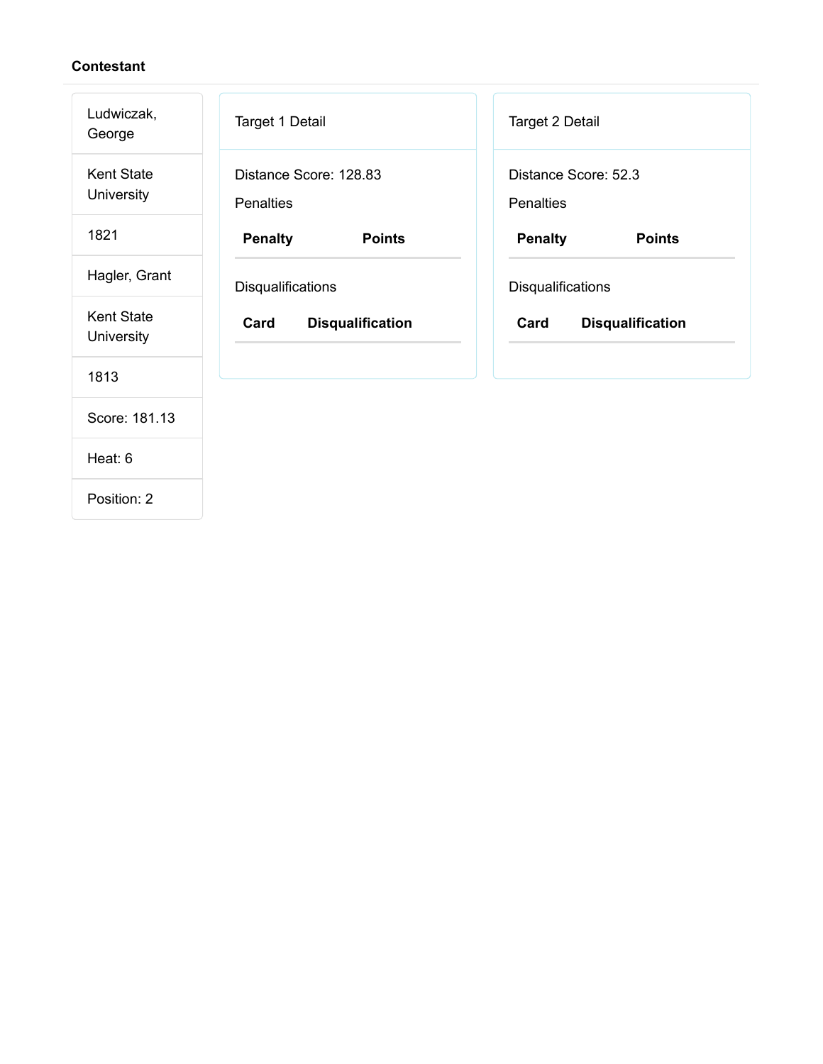**Contestant**

| |
|---|
| Ludwiczak, George |
| Kent State University |
| 1821 |
| Hagler, Grant |
| Kent State University |
| 1813 |
| Score: 181.13 |
| Heat: 6 |
| Position: 2 |

Target 1 Detail

Distance Score: 128.83

Penalties

| Penalty | Points |
|---|---|

Disqualifications

| Card | Disqualification |
|---|---|

Target 2 Detail

Distance Score: 52.3

Penalties

| Penalty | Points |
|---|---|

Disqualifications

| Card | Disqualification |
|---|---|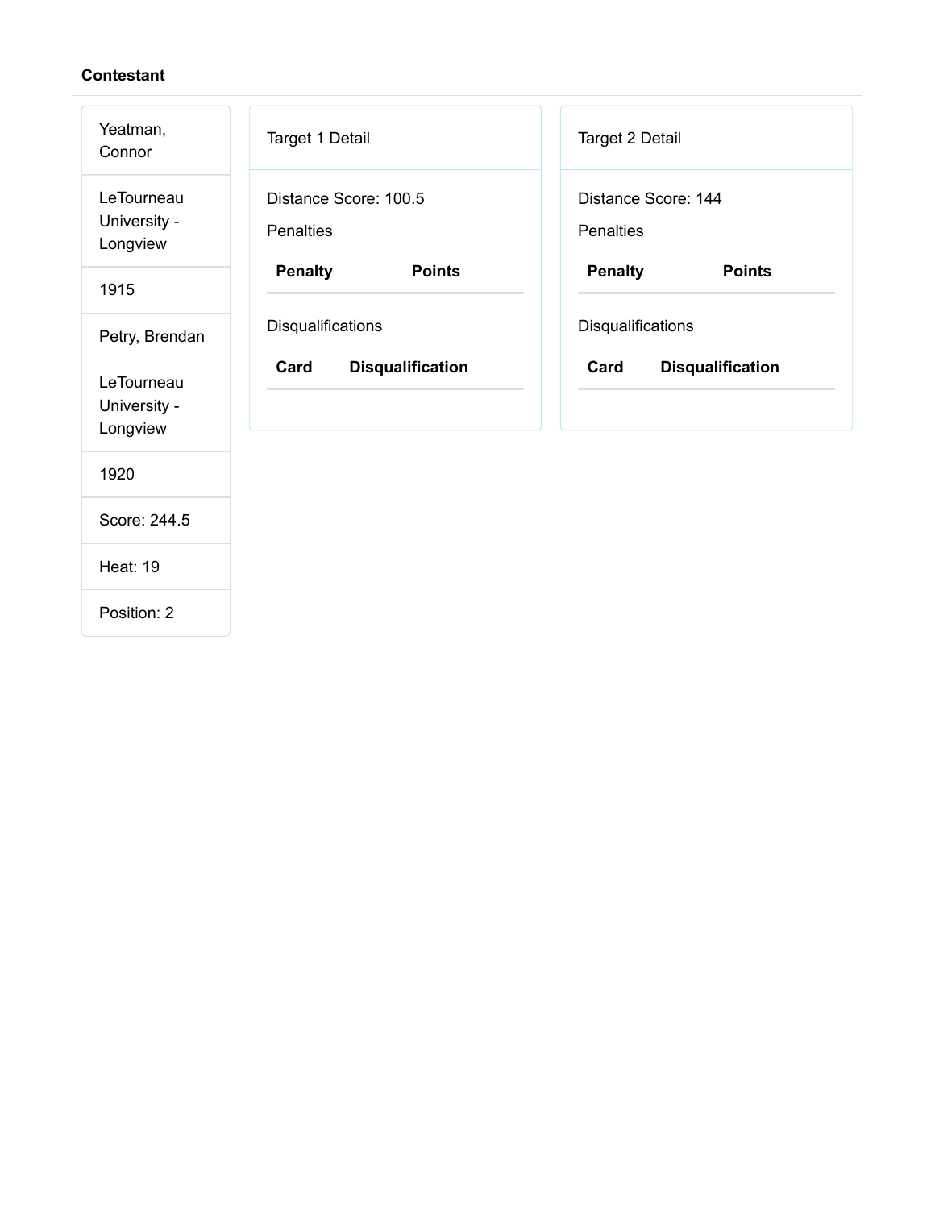**Contestant**

Yeatman, Connor

LeTourneau University - Longview

1915

Petry, Brendan

LeTourneau University - Longview

1920

Score: 244.5

Heat: 19

Position: 2

Target 1 Detail

Distance Score: 100.5

Penalties

| Penalty | Points |
| --- | --- |

Disqualifications

| Card | Disqualification |
| --- | --- |

Target 2 Detail

Distance Score: 144

Penalties

| Penalty | Points |
| --- | --- |

Disqualifications

| Card | Disqualification |
| --- | --- |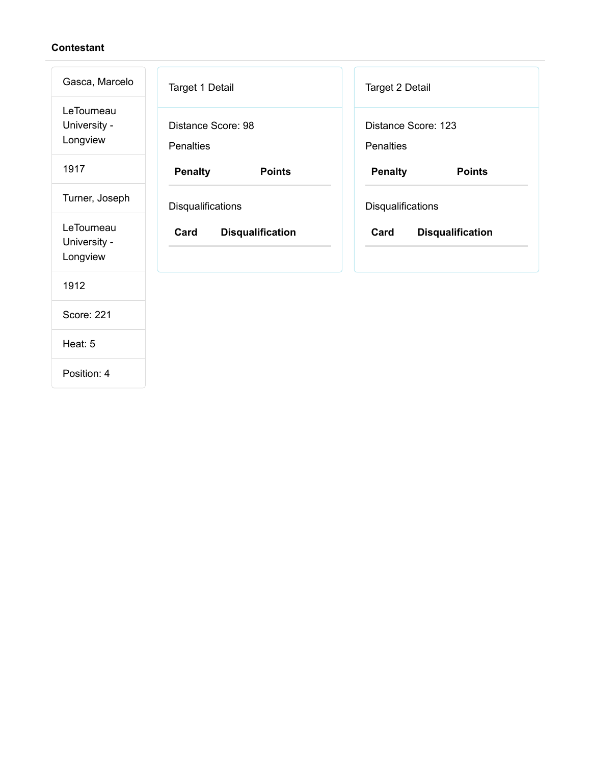**Contestant**

Gasca, Marcelo

LeTourneau University - Longview

1917

Turner, Joseph

LeTourneau University - Longview

1912

Score: 221

Heat: 5

Position: 4

Target 1 Detail

Distance Score: 98

Penalties

| Penalty | Points |
| --- | --- |

Disqualifications

| Card | Disqualification |
| --- | --- |

Target 2 Detail

Distance Score: 123

Penalties

| Penalty | Points |
| --- | --- |

Disqualifications

| Card | Disqualification |
| --- | --- |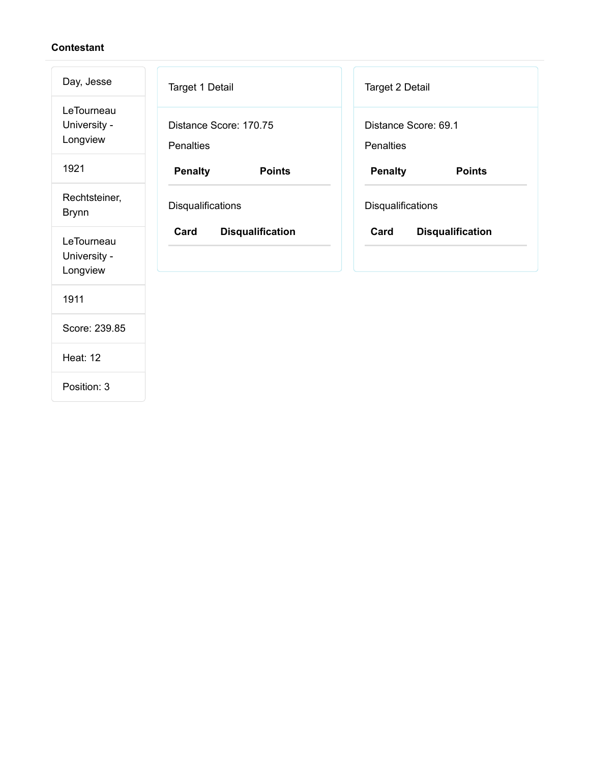**Contestant**

Day, Jesse

LeTourneau University - Longview

1921

Rechtsteiner, Brynn

LeTourneau University - Longview

1911

Score: 239.85

Heat: 12

Position: 3

Target 1 Detail

Distance Score: 170.75

Penalties

| Penalty | Points |
| --- | --- |

Disqualifications

| Card | Disqualification |
| --- | --- |

Target 2 Detail

Distance Score: 69.1

Penalties

| Penalty | Points |
| --- | --- |

Disqualifications

| Card | Disqualification |
| --- | --- |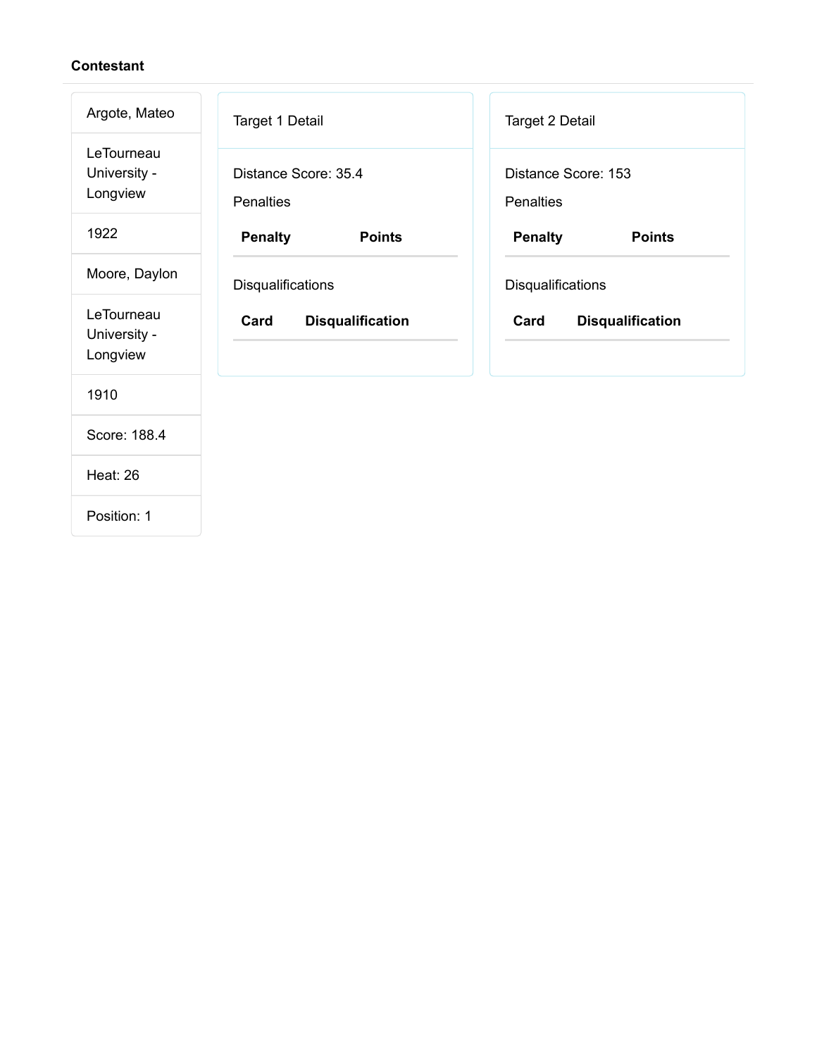**Contestant**

| |
|---|
| Argote, Mateo |
| LeTourneau University - Longview |
| 1922 |
| Moore, Daylon |
| LeTourneau University - Longview |
| 1910 |
| Score: 188.4 |
| Heat: 26 |
| Position: 1 |

Target 1 Detail

Distance Score: 35.4

Penalties

| Penalty | Points |
|---|---|

Disqualifications

| Card | Disqualification |
|---|---|

Target 2 Detail

Distance Score: 153

Penalties

| Penalty | Points |
|---|---|

Disqualifications

| Card | Disqualification |
|---|---|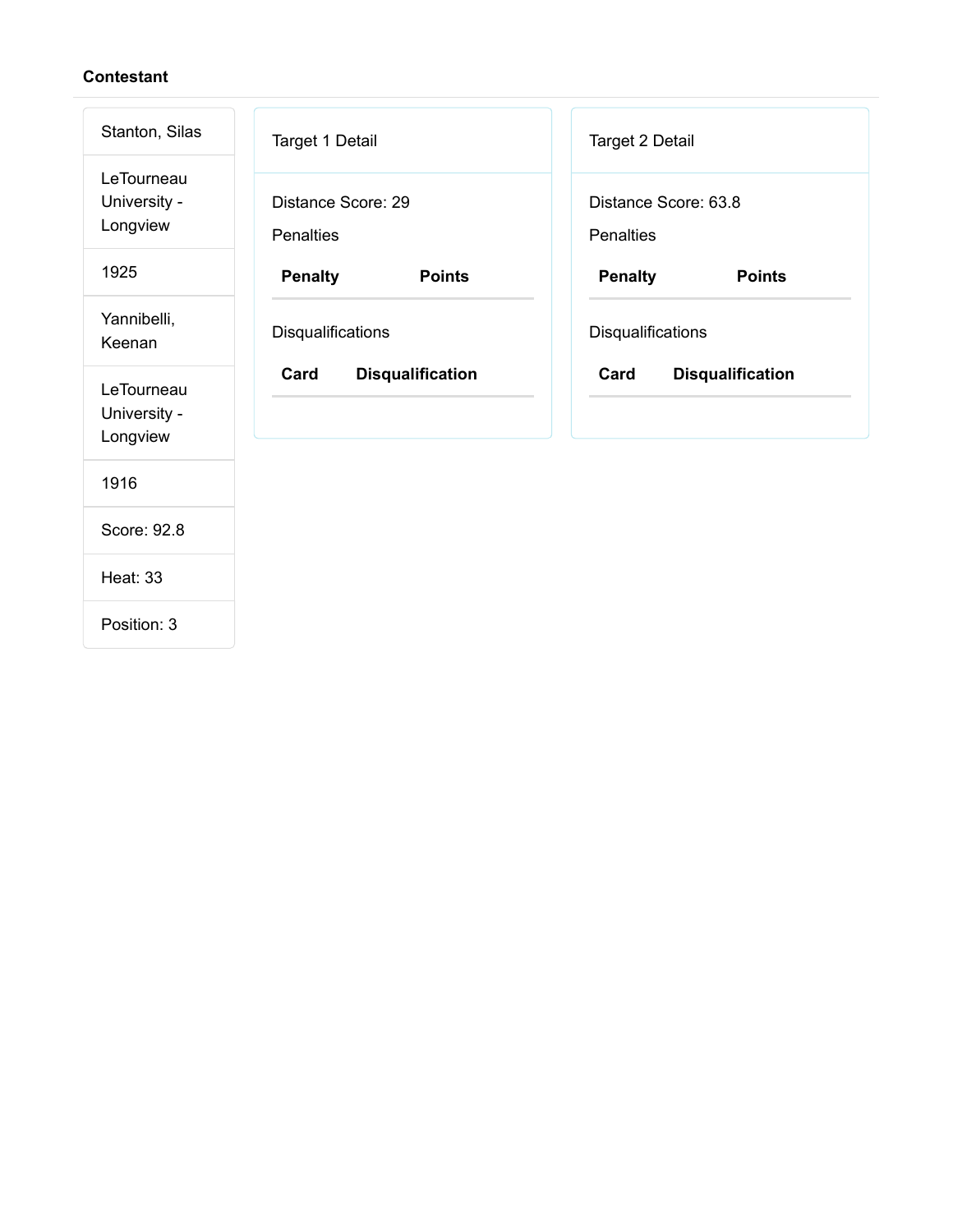**Contestant**

Stanton, Silas

LeTourneau University - Longview

1925

Yannibelli, Keenan

LeTourneau University - Longview

1916

Score: 92.8

Heat: 33

Position: 3

Target 1 Detail

Distance Score: 29

Penalties

| Penalty | Points |
| --- | --- |

Disqualifications

| Card | Disqualification |
| --- | --- |

Target 2 Detail

Distance Score: 63.8

Penalties

| Penalty | Points |
| --- | --- |

Disqualifications

| Card | Disqualification |
| --- | --- |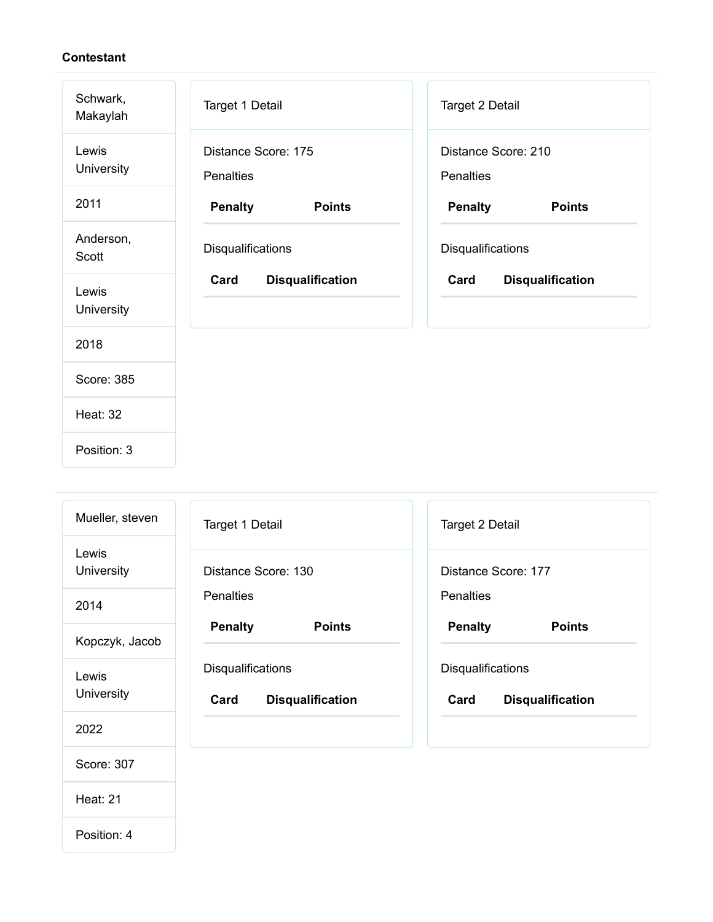**Contestant**

| |
|---|
| Schwark, Makaylah |
| Lewis University |
| 2011 |
| Anderson, Scott |
| Lewis University |
| 2018 |
| Score: 385 |
| Heat: 32 |
| Position: 3 |

Target 1 Detail

Distance Score: 175

Penalties

| Penalty | Points |
|---|---|

Disqualifications

| Card | Disqualification |
|---|---|

Target 2 Detail

Distance Score: 210

Penalties

| Penalty | Points |
|---|---|

Disqualifications

| Card | Disqualification |
|---|---|

| |
|---|
| Mueller, steven |
| Lewis University |
| 2014 |
| Kopczyk, Jacob |
| Lewis University |
| 2022 |
| Score: 307 |
| Heat: 21 |
| Position: 4 |

Target 1 Detail

Distance Score: 130

Penalties

| Penalty | Points |
|---|---|

Disqualifications

| Card | Disqualification |
|---|---|

Target 2 Detail

Distance Score: 177

Penalties

| Penalty | Points |
|---|---|

Disqualifications

| Card | Disqualification |
|---|---|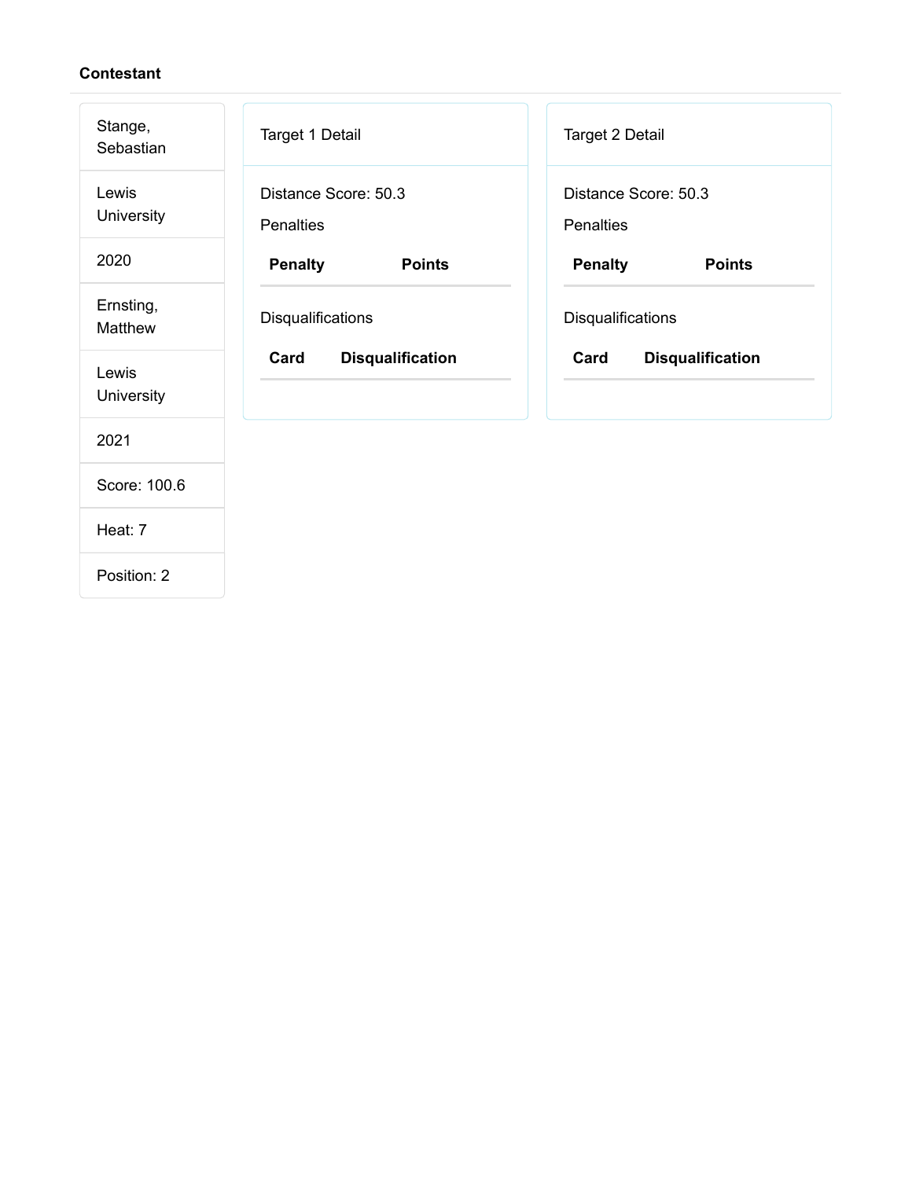**Contestant**

| |
|---|
| Stange, Sebastian |
| Lewis University |
| 2020 |
| Ernsting, Matthew |
| Lewis University |
| 2021 |
| Score: 100.6 |
| Heat: 7 |
| Position: 2 |

Target 1 Detail

Distance Score: 50.3

Penalties

| Penalty | Points |
|---|---|

Disqualifications

| Card | Disqualification |
|---|---|

Target 2 Detail

Distance Score: 50.3

Penalties

| Penalty | Points |
|---|---|

Disqualifications

| Card | Disqualification |
|---|---|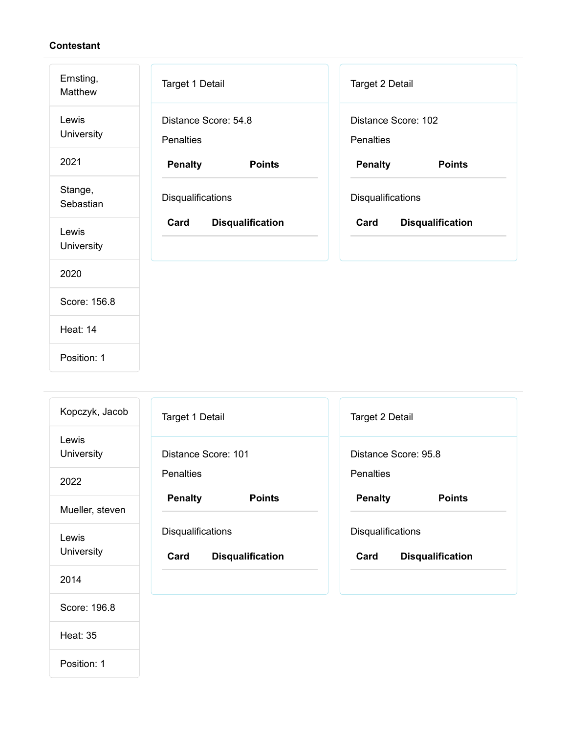**Contestant**

| |
|---|
| Ernsting, Matthew |
| Lewis University |
| 2021 |
| Stange, Sebastian |
| Lewis University |
| 2020 |
| Score: 156.8 |
| Heat: 14 |
| Position: 1 |

Target 1 Detail

Distance Score: 54.8

Penalties

| Penalty | Points |
|---|---|

Disqualifications

| Card | Disqualification |
|---|---|

Target 2 Detail

Distance Score: 102

Penalties

| Penalty | Points |
|---|---|

Disqualifications

| Card | Disqualification |
|---|---|

| |
|---|
| Kopczyk, Jacob |
| Lewis University |
| 2022 |
| Mueller, steven |
| Lewis University |
| 2014 |
| Score: 196.8 |
| Heat: 35 |
| Position: 1 |

Target 1 Detail

Distance Score: 101

Penalties

| Penalty | Points |
|---|---|

Disqualifications

| Card | Disqualification |
|---|---|

Target 2 Detail

Distance Score: 95.8

Penalties

| Penalty | Points |
|---|---|

Disqualifications

| Card | Disqualification |
|---|---|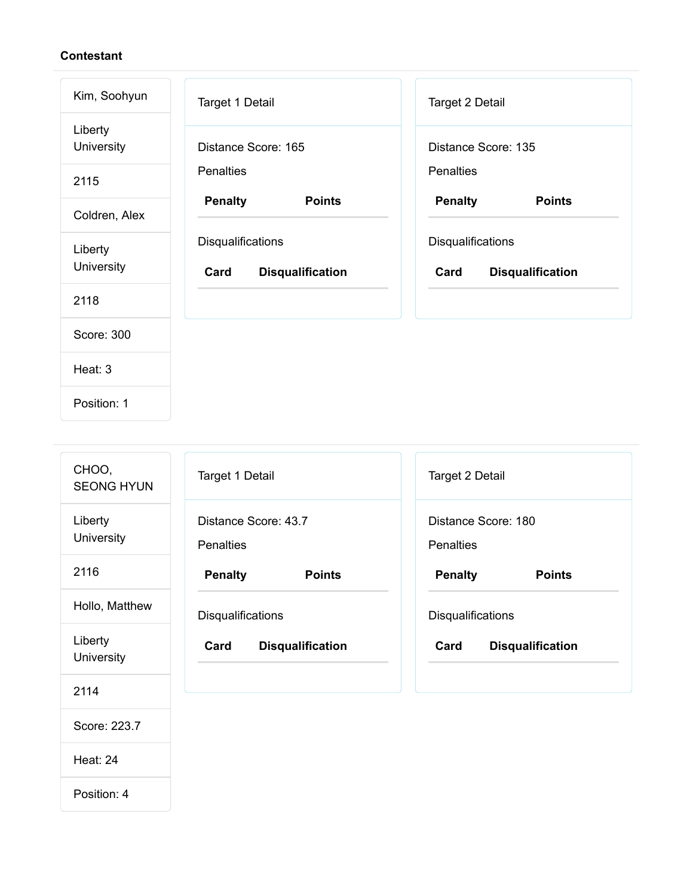**Contestant**

| Kim, Soohyun |
| --- |
| Liberty University |
| 2115 |
| Coldren, Alex |
| Liberty University |
| 2118 |
| Score: 300 |
| Heat: 3 |
| Position: 1 |

Target 1 Detail

Distance Score: 165

Penalties

| Penalty | Points |
| --- | --- |

Disqualifications

| Card | Disqualification |
| --- | --- |

Target 2 Detail

Distance Score: 135

Penalties

| Penalty | Points |
| --- | --- |

Disqualifications

| Card | Disqualification |
| --- | --- |

---

| CHOO, SEONG HYUN |
| --- |
| Liberty University |
| 2116 |
| Hollo, Matthew |
| Liberty University |
| 2114 |
| Score: 223.7 |
| Heat: 24 |
| Position: 4 |

Target 1 Detail

Distance Score: 43.7

Penalties

| Penalty | Points |
| --- | --- |

Disqualifications

| Card | Disqualification |
| --- | --- |

Target 2 Detail

Distance Score: 180

Penalties

| Penalty | Points |
| --- | --- |

Disqualifications

| Card | Disqualification |
| --- | --- |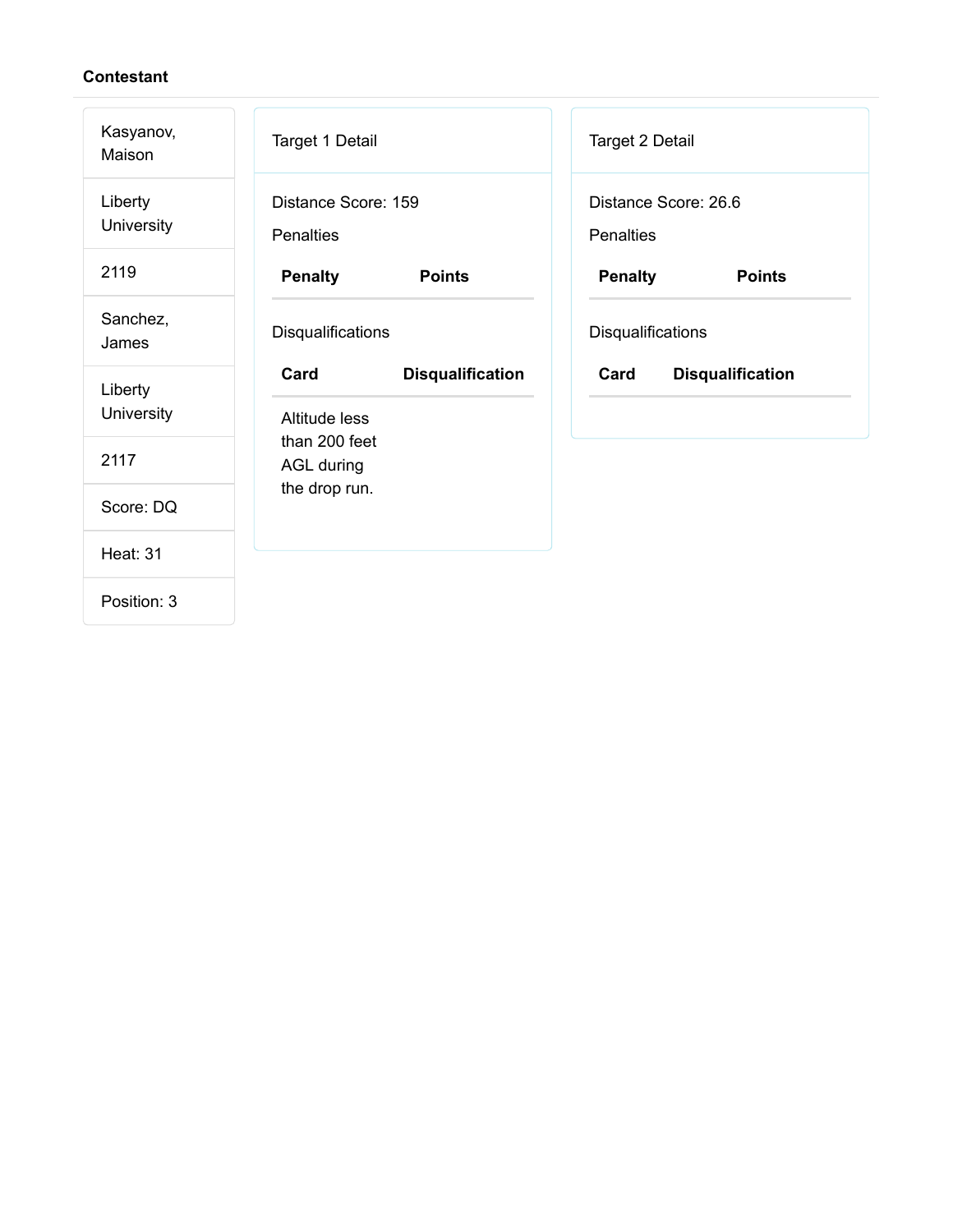**Contestant**

| |
|---|
| Kasyanov, Maison |
| Liberty University |
| 2119 |
| Sanchez, James |
| Liberty University |
| 2117 |
| Score: DQ |
| Heat: 31 |
| Position: 3 |

Target 1 Detail

Distance Score: 159

Penalties

| Penalty | Points |
|---|---|

Disqualifications

| Card | Disqualification |
|---|---|
| Altitude less than 200 feet AGL during the drop run. | |

Target 2 Detail

Distance Score: 26.6

Penalties

| Penalty | Points |
|---|---|

Disqualifications

| Card | Disqualification |
|---|---|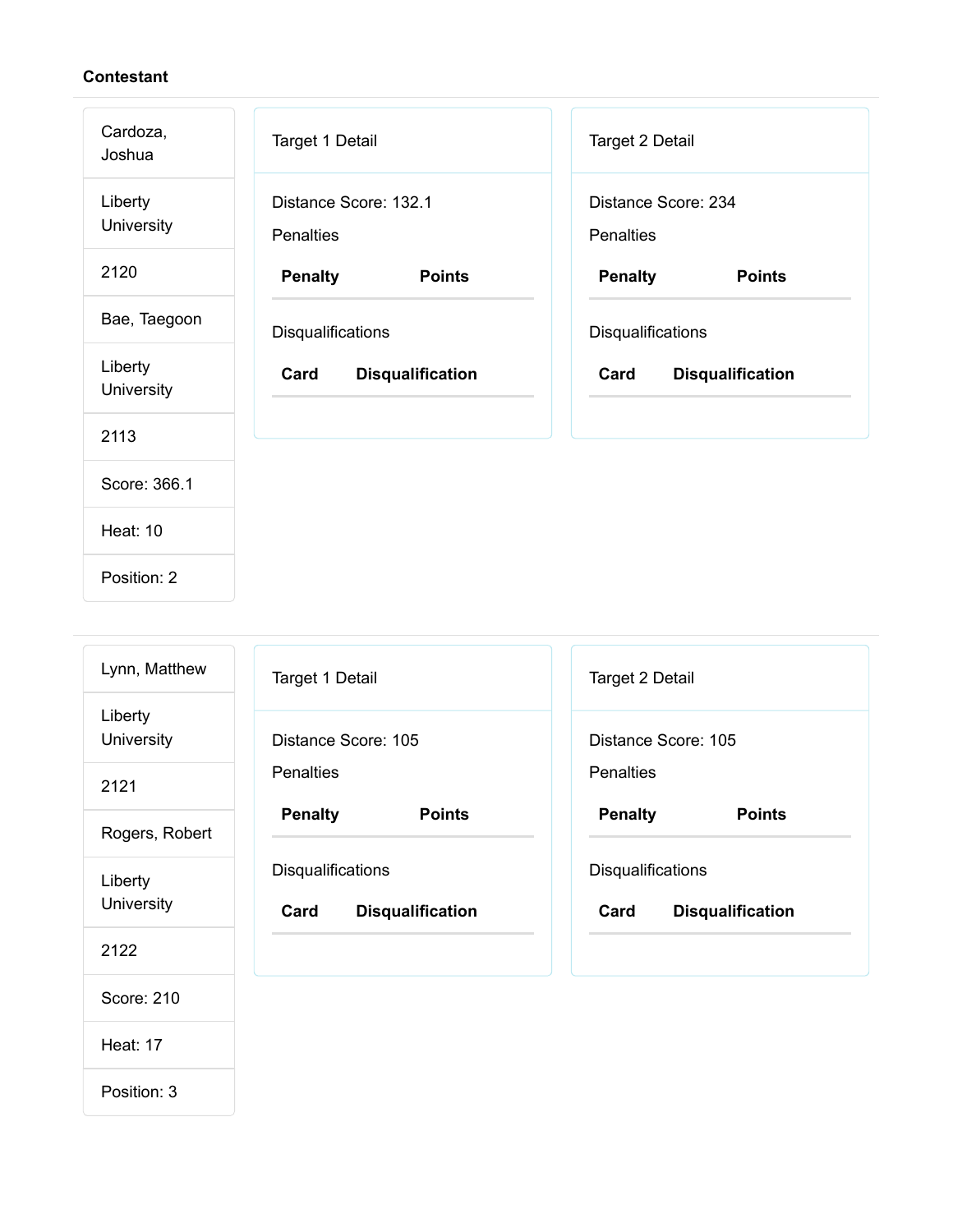**Contestant**

| |
|---|
| Cardoza, Joshua |
| Liberty University |
| 2120 |
| Bae, Taegoon |
| Liberty University |
| 2113 |
| Score: 366.1 |
| Heat: 10 |
| Position: 2 |

Target 1 Detail

Distance Score: 132.1

Penalties

| Penalty | Points |
|---|---|

Disqualifications

| Card | Disqualification |
|---|---|

Target 2 Detail

Distance Score: 234

Penalties

| Penalty | Points |
|---|---|

Disqualifications

| Card | Disqualification |
|---|---|

---

| |
|---|
| Lynn, Matthew |
| Liberty University |
| 2121 |
| Rogers, Robert |
| Liberty University |
| 2122 |
| Score: 210 |
| Heat: 17 |
| Position: 3 |

Target 1 Detail

Distance Score: 105

Penalties

| Penalty | Points |
|---|---|

Disqualifications

| Card | Disqualification |
|---|---|

Target 2 Detail

Distance Score: 105

Penalties

| Penalty | Points |
|---|---|

Disqualifications

| Card | Disqualification |
|---|---|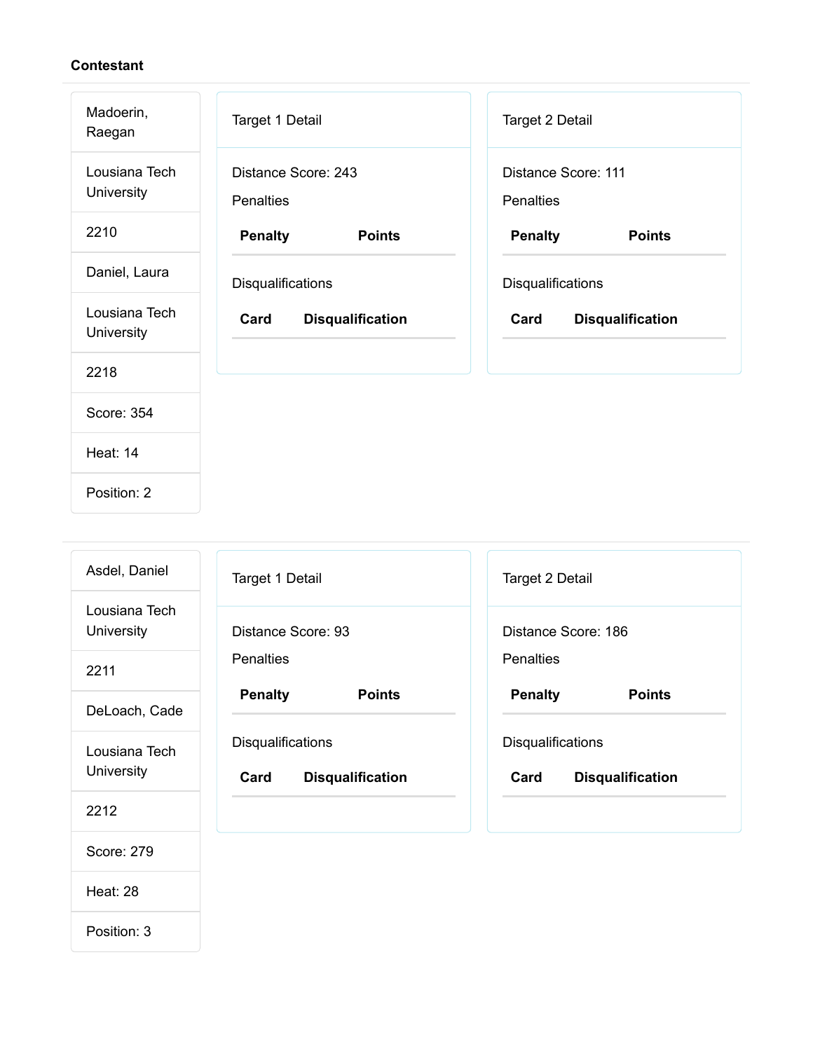**Contestant**

| Madoerin, Raegan |
|---|
| Lousiana Tech University |
| 2210 |
| Daniel, Laura |
| Lousiana Tech University |
| 2218 |
| Score: 354 |
| Heat: 14 |
| Position: 2 |

Target 1 Detail

Distance Score: 243

Penalties

| Penalty | Points |
|---|---|

Disqualifications

| Card | Disqualification |
|---|---|

Target 2 Detail

Distance Score: 111

Penalties

| Penalty | Points |
|---|---|

Disqualifications

| Card | Disqualification |
|---|---|

| Asdel, Daniel |
|---|
| Lousiana Tech University |
| 2211 |
| DeLoach, Cade |
| Lousiana Tech University |
| 2212 |
| Score: 279 |
| Heat: 28 |
| Position: 3 |

Target 1 Detail

Distance Score: 93

Penalties

| Penalty | Points |
|---|---|

Disqualifications

| Card | Disqualification |
|---|---|

Target 2 Detail

Distance Score: 186

Penalties

| Penalty | Points |
|---|---|

Disqualifications

| Card | Disqualification |
|---|---|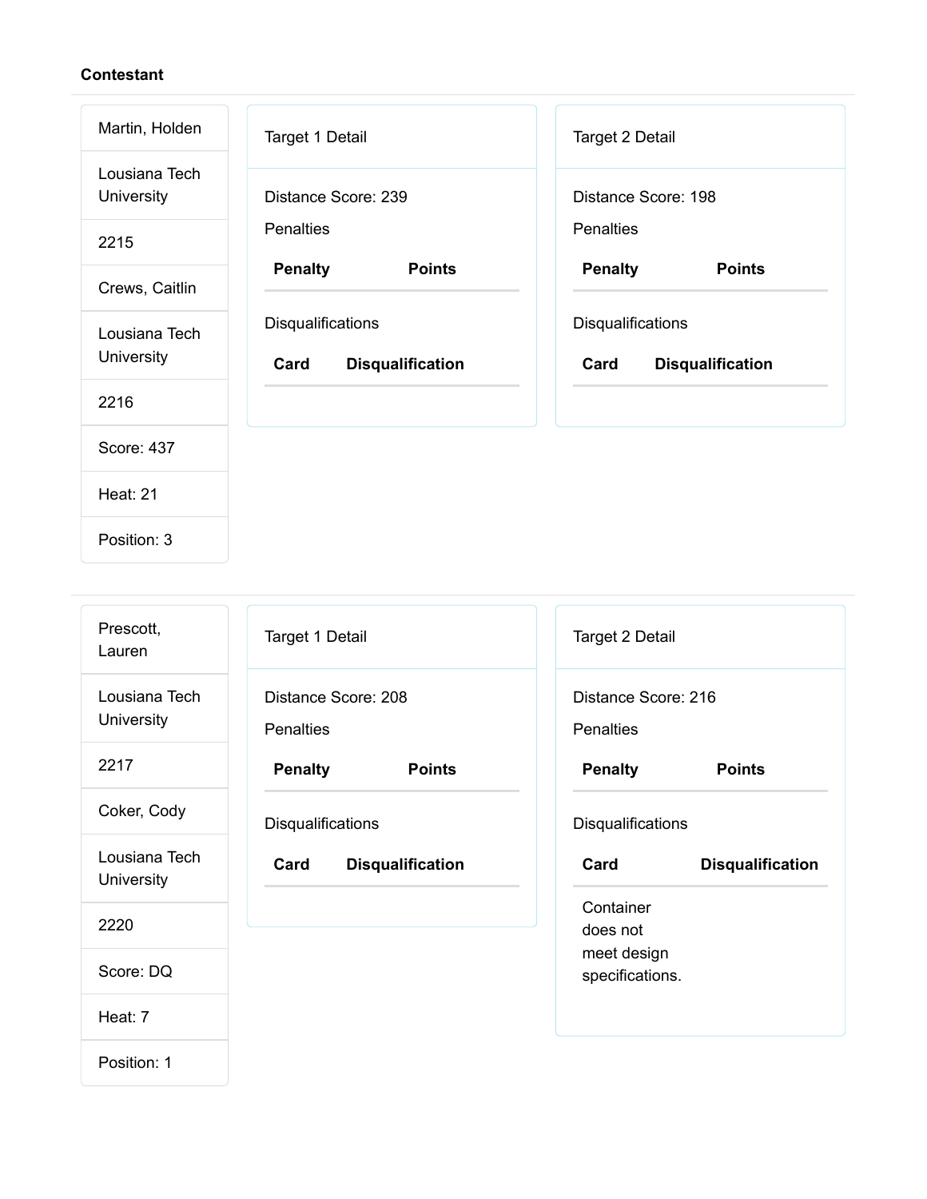**Contestant**

| |
|---|
| Martin, Holden |
| Lousiana Tech University |
| 2215 |
| Crews, Caitlin |
| Lousiana Tech University |
| 2216 |
| Score: 437 |
| Heat: 21 |
| Position: 3 |

Target 1 Detail

Distance Score: 239

Penalties

| Penalty | Points |
|---|---|

Disqualifications

| Card | Disqualification |
|---|---|

Target 2 Detail

Distance Score: 198

Penalties

| Penalty | Points |
|---|---|

Disqualifications

| Card | Disqualification |
|---|---|

---

| |
|---|
| Prescott, Lauren |
| Lousiana Tech University |
| 2217 |
| Coker, Cody |
| Lousiana Tech University |
| 2220 |
| Score: DQ |
| Heat: 7 |
| Position: 1 |

Target 1 Detail

Distance Score: 208

Penalties

| Penalty | Points |
|---|---|

Disqualifications

| Card | Disqualification |
|---|---|

Target 2 Detail

Distance Score: 216

Penalties

| Penalty | Points |
|---|---|

Disqualifications

| Card | Disqualification |
|---|---|
| Container does not meet design specifications. | |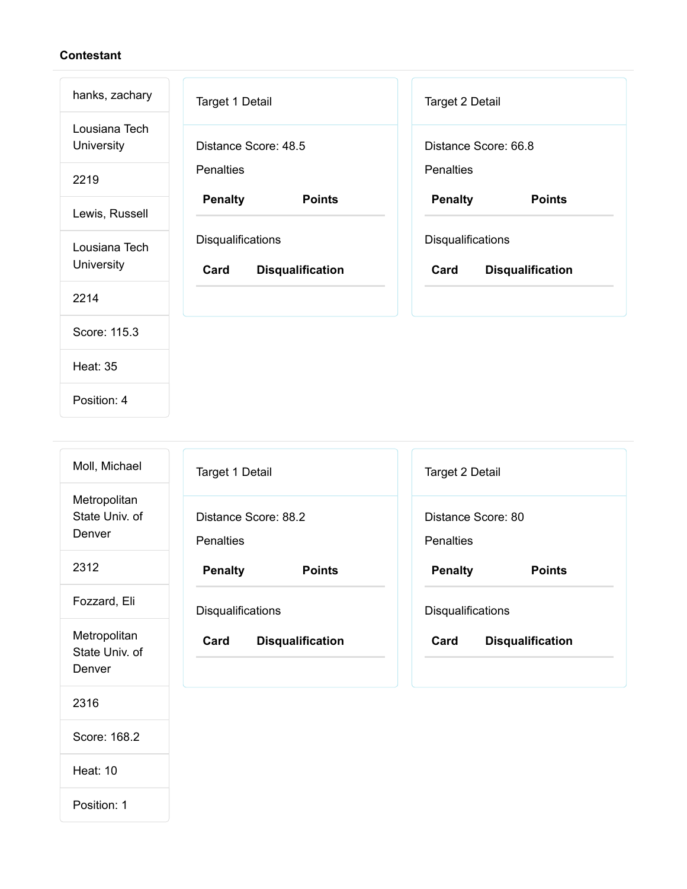**Contestant**

---

| |
|---|
| hanks, zachary |
| Lousiana Tech University |
| 2219 |
| Lewis, Russell |
| Lousiana Tech University |
| 2214 |
| Score: 115.3 |
| Heat: 35 |
| Position: 4 |

**Target 1 Detail**

Distance Score: 48.5

Penalties

| Penalty | Points |
|---|---|

Disqualifications

| Card | Disqualification |
|---|---|

**Target 2 Detail**

Distance Score: 66.8

Penalties

| Penalty | Points |
|---|---|

Disqualifications

| Card | Disqualification |
|---|---|

---

| |
|---|
| Moll, Michael |
| Metropolitan State Univ. of Denver |
| 2312 |
| Fozzard, Eli |
| Metropolitan State Univ. of Denver |
| 2316 |
| Score: 168.2 |
| Heat: 10 |
| Position: 1 |

**Target 1 Detail**

Distance Score: 88.2

Penalties

| Penalty | Points |
|---|---|

Disqualifications

| Card | Disqualification |
|---|---|

**Target 2 Detail**

Distance Score: 80

Penalties

| Penalty | Points |
|---|---|

Disqualifications

| Card | Disqualification |
|---|---|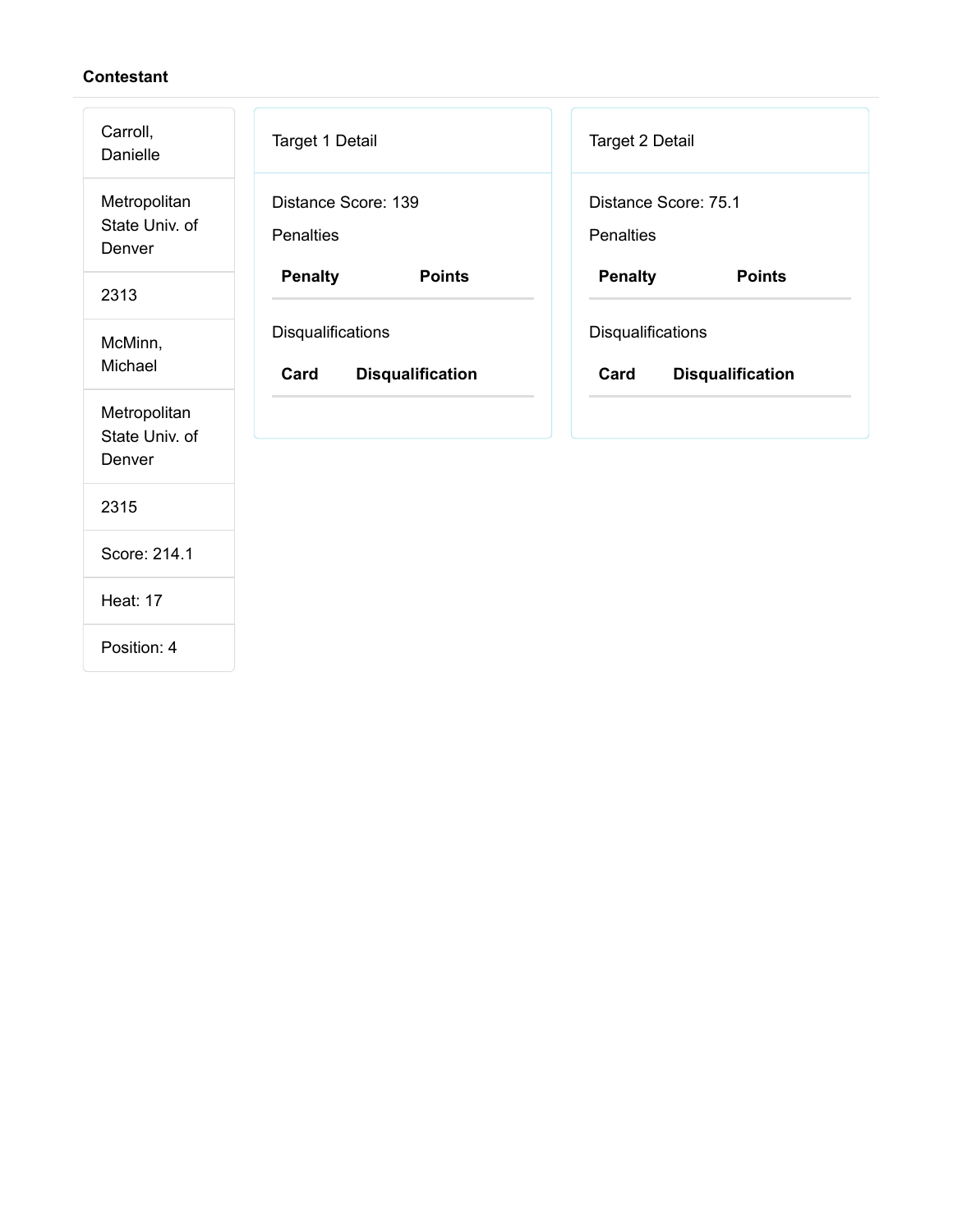**Contestant**

| |
|---|
| Carroll, Danielle |
| Metropolitan State Univ. of Denver |
| 2313 |
| McMinn, Michael |
| Metropolitan State Univ. of Denver |
| 2315 |
| Score: 214.1 |
| Heat: 17 |
| Position: 4 |

Target 1 Detail

Distance Score: 139

Penalties

| Penalty | Points |
|---|---|

Disqualifications

| Card | Disqualification |
|---|---|

Target 2 Detail

Distance Score: 75.1

Penalties

| Penalty | Points |
|---|---|

Disqualifications

| Card | Disqualification |
|---|---|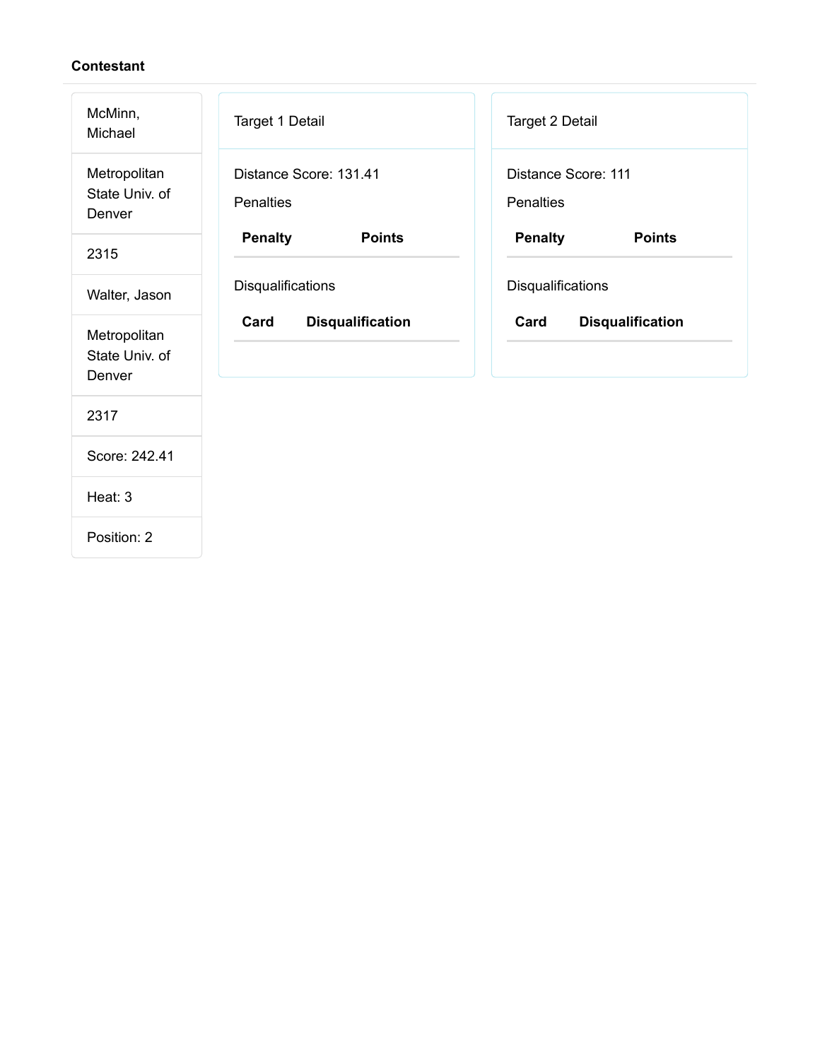**Contestant**

McMinn, Michael

Metropolitan State Univ. of Denver

2315

Walter, Jason

Metropolitan State Univ. of Denver

2317

Score: 242.41

Heat: 3

Position: 2

Target 1 Detail

Distance Score: 131.41

Penalties

| Penalty | Points |
| --- | --- |

Disqualifications

| Card | Disqualification |
| --- | --- |

Target 2 Detail

Distance Score: 111

Penalties

| Penalty | Points |
| --- | --- |

Disqualifications

| Card | Disqualification |
| --- | --- |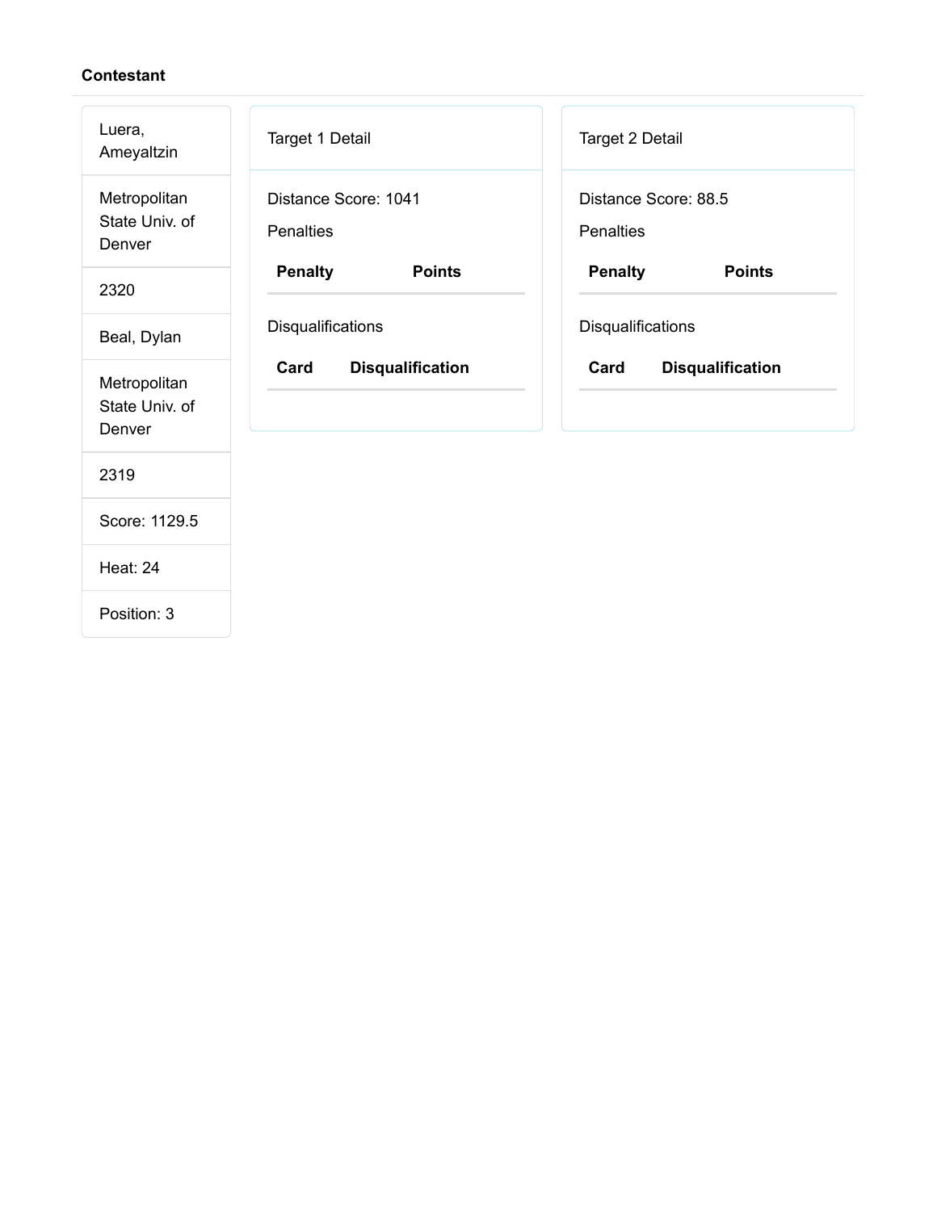**Contestant**

| |
|---|
| Luera, Ameyaltzin |
| Metropolitan State Univ. of Denver |
| 2320 |
| Beal, Dylan |
| Metropolitan State Univ. of Denver |
| 2319 |
| Score: 1129.5 |
| Heat: 24 |
| Position: 3 |

### Target 1 Detail

Distance Score: 1041

Penalties

| Penalty | Points |
|---|---|

Disqualifications

| Card | Disqualification |
|---|---|

### Target 2 Detail

Distance Score: 88.5

Penalties

| Penalty | Points |
|---|---|

Disqualifications

| Card | Disqualification |
|---|---|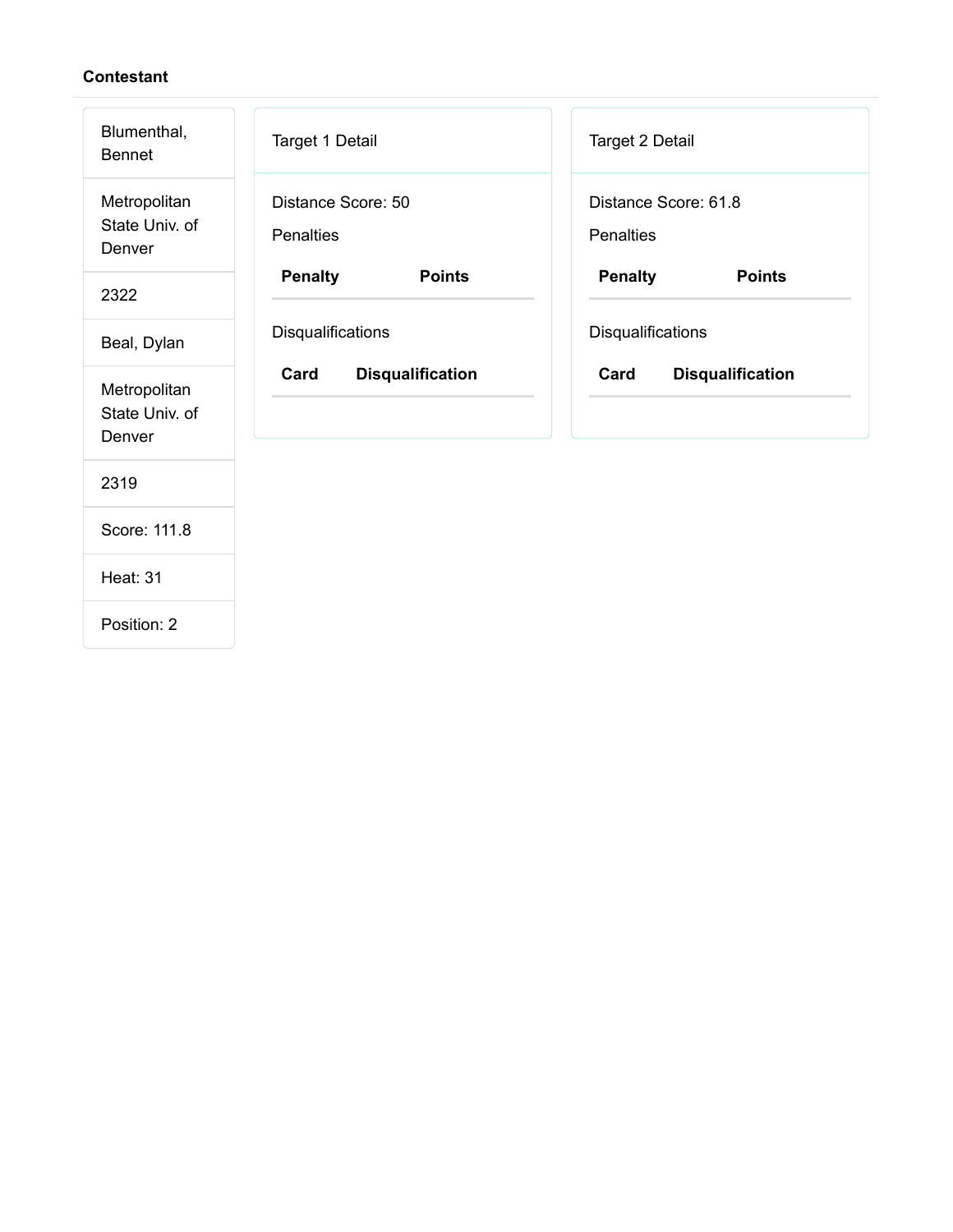### Contestant

| |
|---|
| Blumenthal, Bennet |
| Metropolitan State Univ. of Denver |
| 2322 |
| Beal, Dylan |
| Metropolitan State Univ. of Denver |
| 2319 |
| Score: 111.8 |
| Heat: 31 |
| Position: 2 |

#### Target 1 Detail

Distance Score: 50

Penalties

| Penalty | Points |
|---|---|

Disqualifications

| Card | Disqualification |
|---|---|

#### Target 2 Detail

Distance Score: 61.8

Penalties

| Penalty | Points |
|---|---|

Disqualifications

| Card | Disqualification |
|---|---|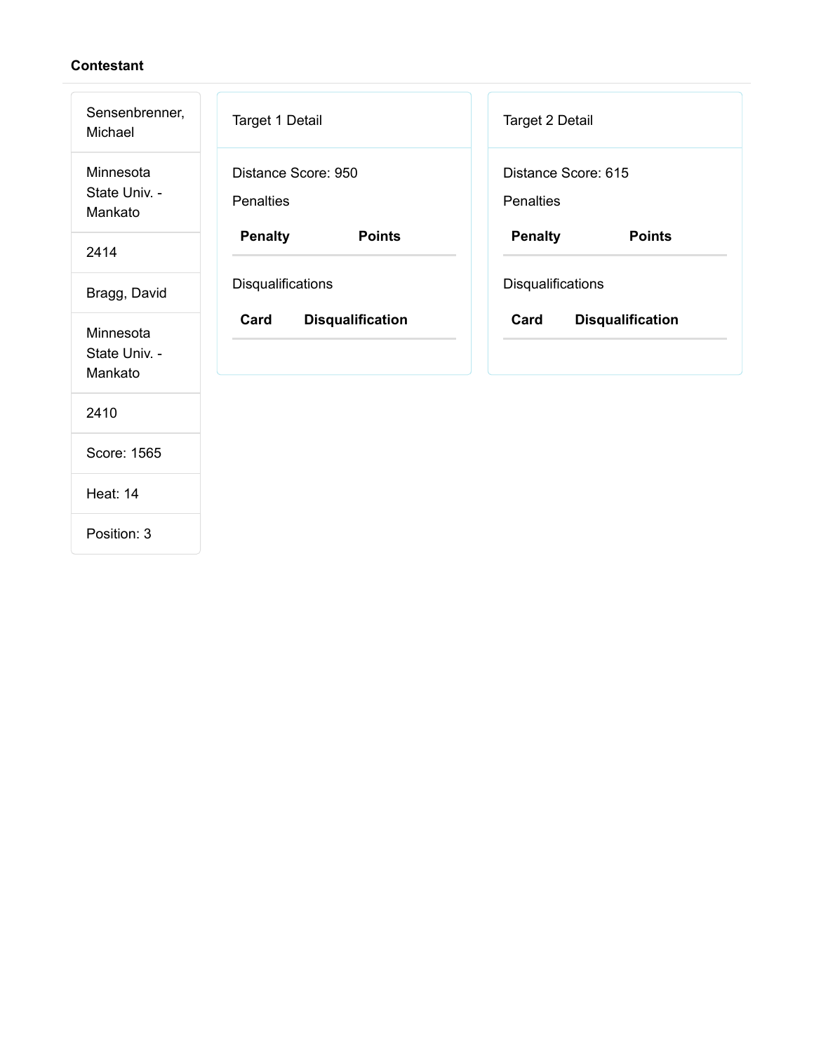**Contestant**

| Sensenbrenner, Michael |
| --- |
| Minnesota State Univ. - Mankato |
| 2414 |
| Bragg, David |
| Minnesota State Univ. - Mankato |
| 2410 |
| Score: 1565 |
| Heat: 14 |
| Position: 3 |

Target 1 Detail

Distance Score: 950

Penalties

| Penalty | Points |
| --- | --- |

Disqualifications

| Card | Disqualification |
| --- | --- |

Target 2 Detail

Distance Score: 615

Penalties

| Penalty | Points |
| --- | --- |

Disqualifications

| Card | Disqualification |
| --- | --- |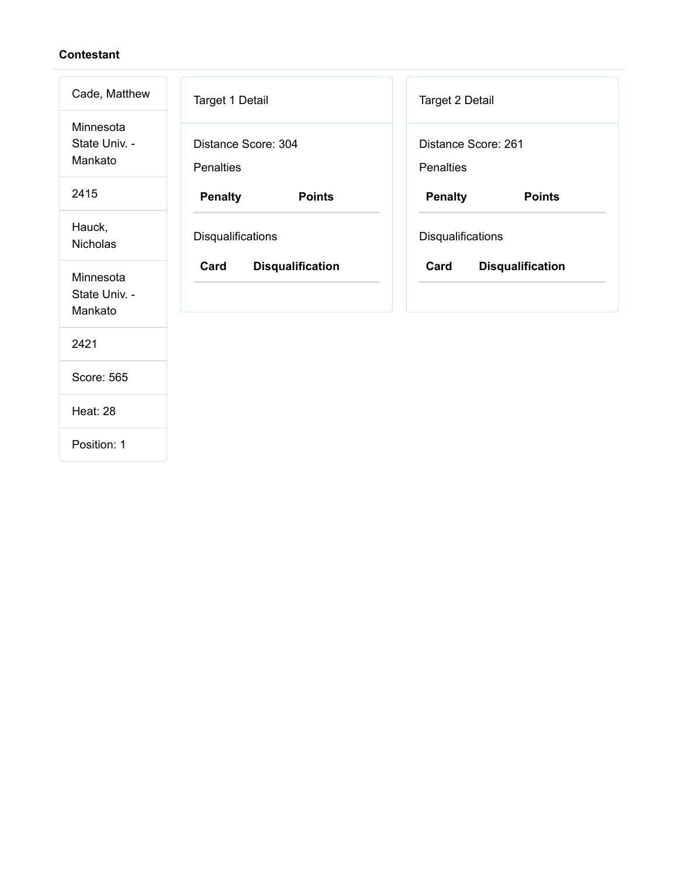**Contestant**

Cade, Matthew

Minnesota State Univ. - Mankato

2415

Hauck, Nicholas

Minnesota State Univ. - Mankato

2421

Score: 565

Heat: 28

Position: 1

Target 1 Detail

Distance Score: 304

Penalties

| Penalty | Points |
| --- | --- |

Disqualifications

| Card | Disqualification |
| --- | --- |

Target 2 Detail

Distance Score: 261

Penalties

| Penalty | Points |
| --- | --- |

Disqualifications

| Card | Disqualification |
| --- | --- |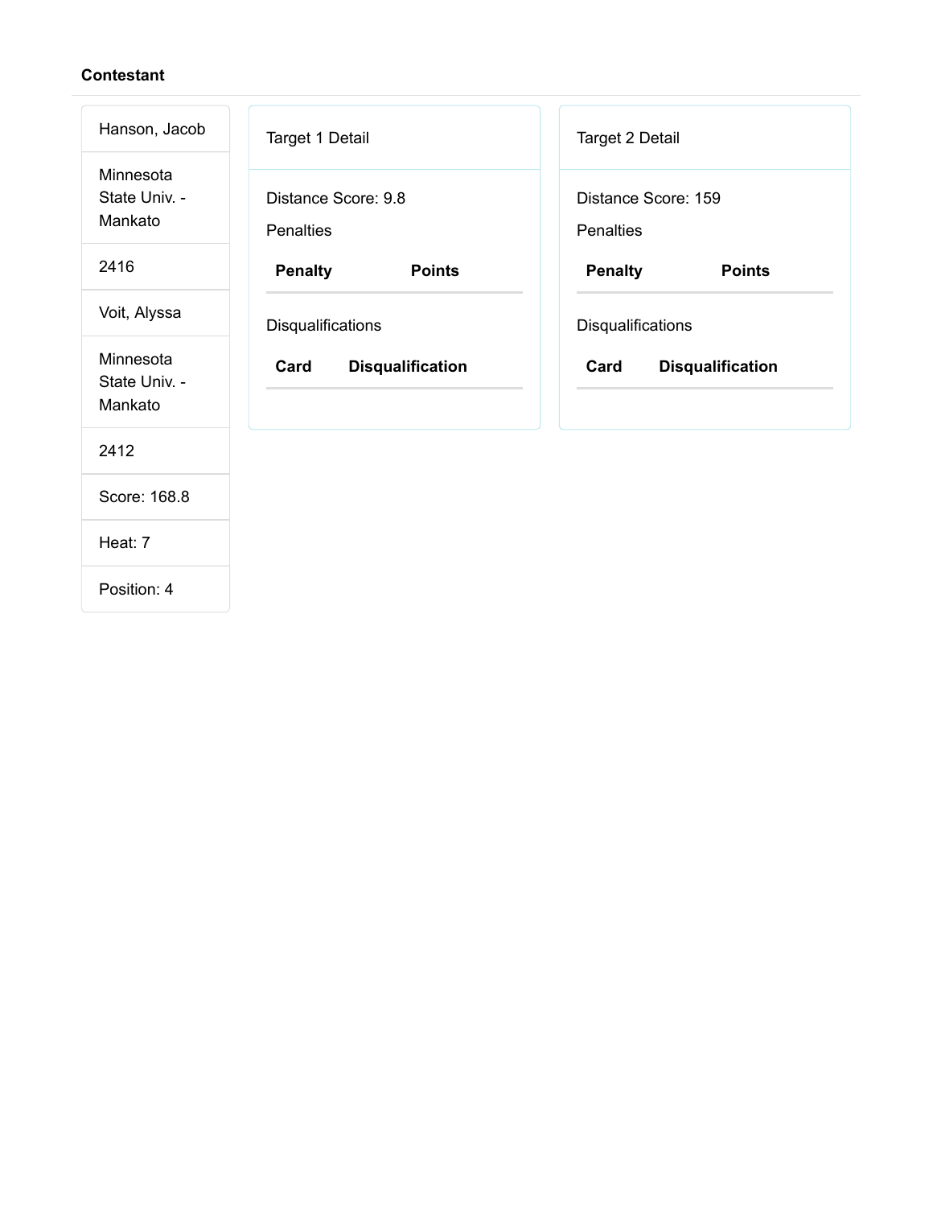**Contestant**

Hanson, Jacob

Minnesota State Univ. - Mankato

2416

Voit, Alyssa

Minnesota State Univ. - Mankato

2412

Score: 168.8

Heat: 7

Position: 4

Target 1 Detail

Distance Score: 9.8

Penalties

| Penalty | Points |
| --- | --- |

Disqualifications

| Card | Disqualification |
| --- | --- |

Target 2 Detail

Distance Score: 159

Penalties

| Penalty | Points |
| --- | --- |

Disqualifications

| Card | Disqualification |
| --- | --- |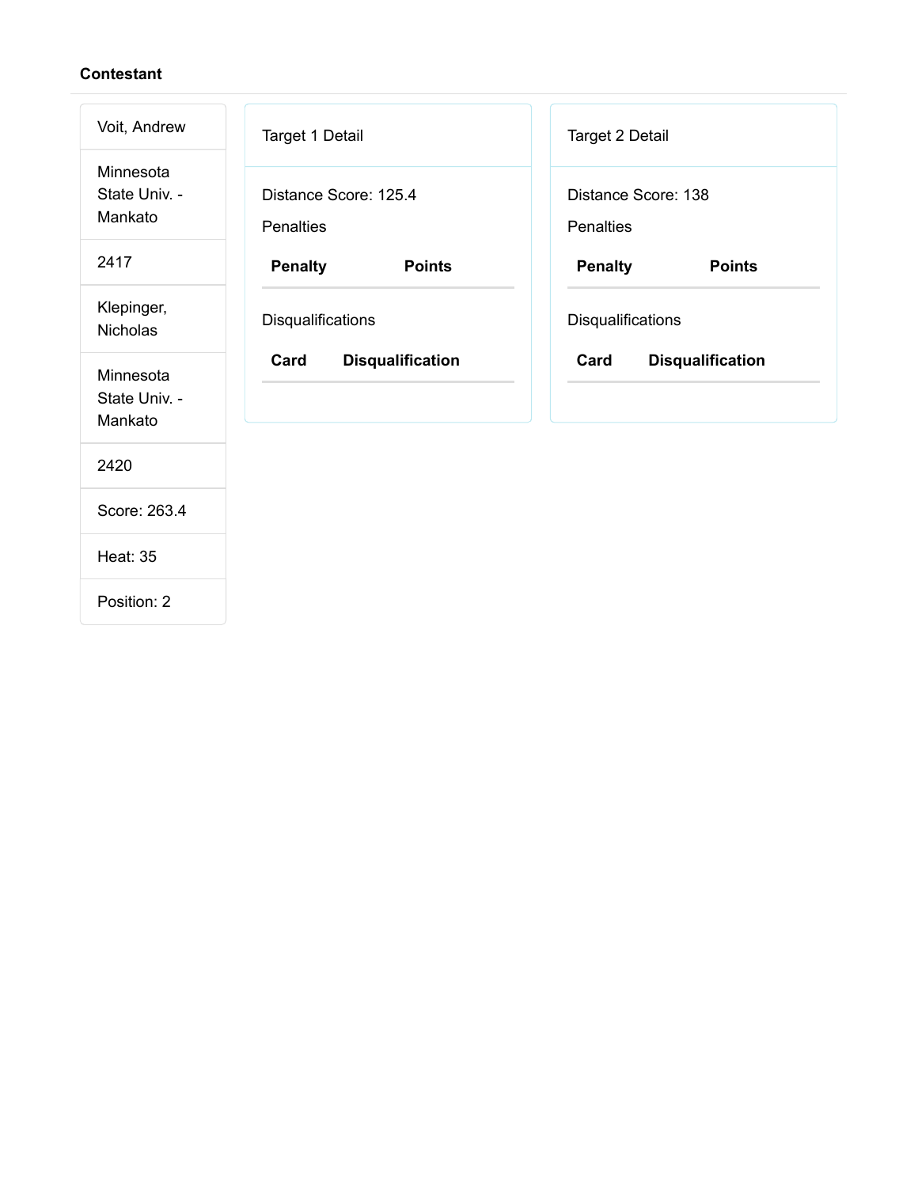**Contestant**

Voit, Andrew

Minnesota State Univ. - Mankato

2417

Klepinger, Nicholas

Minnesota State Univ. - Mankato

2420

Score: 263.4

Heat: 35

Position: 2

Target 1 Detail

Distance Score: 125.4

Penalties

| Penalty | Points |
| --- | --- |

Disqualifications

| Card | Disqualification |
| --- | --- |

Target 2 Detail

Distance Score: 138

Penalties

| Penalty | Points |
| --- | --- |

Disqualifications

| Card | Disqualification |
| --- | --- |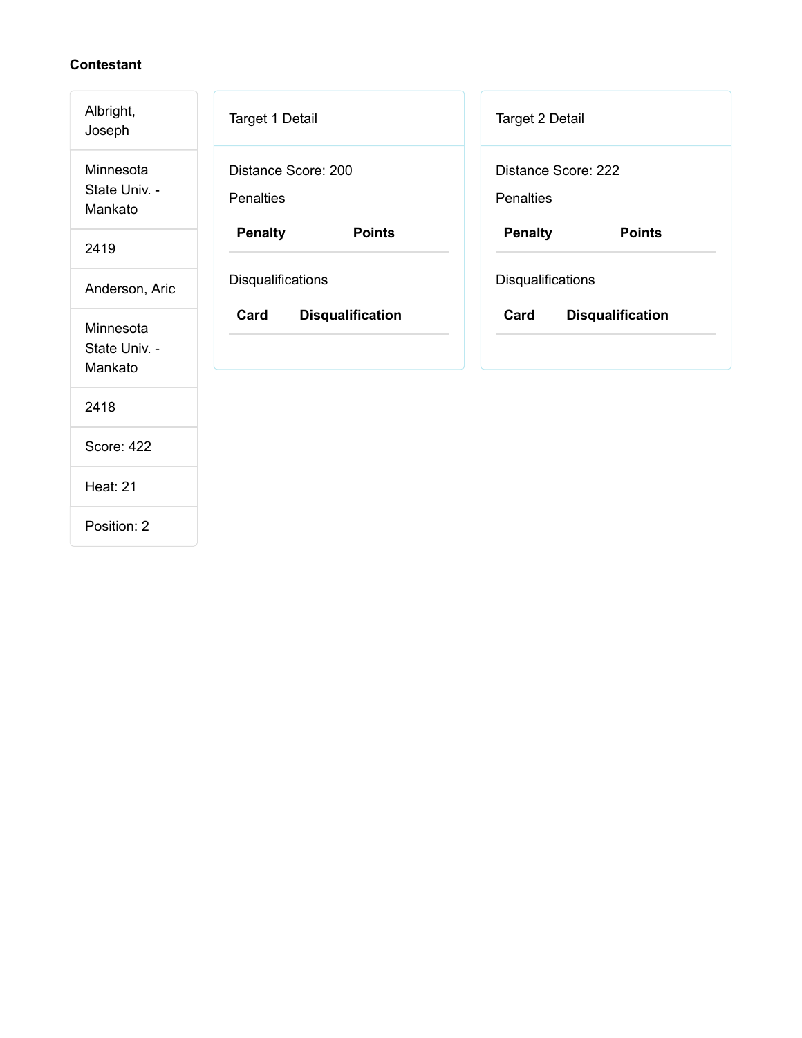**Contestant**

| |
|---|
| Albright, Joseph |
| Minnesota State Univ. - Mankato |
| 2419 |
| Anderson, Aric |
| Minnesota State Univ. - Mankato |
| 2418 |
| Score: 422 |
| Heat: 21 |
| Position: 2 |

Target 1 Detail

Distance Score: 200

Penalties

| Penalty | Points |
|---|---|

Disqualifications

| Card | Disqualification |
|---|---|

Target 2 Detail

Distance Score: 222

Penalties

| Penalty | Points |
|---|---|

Disqualifications

| Card | Disqualification |
|---|---|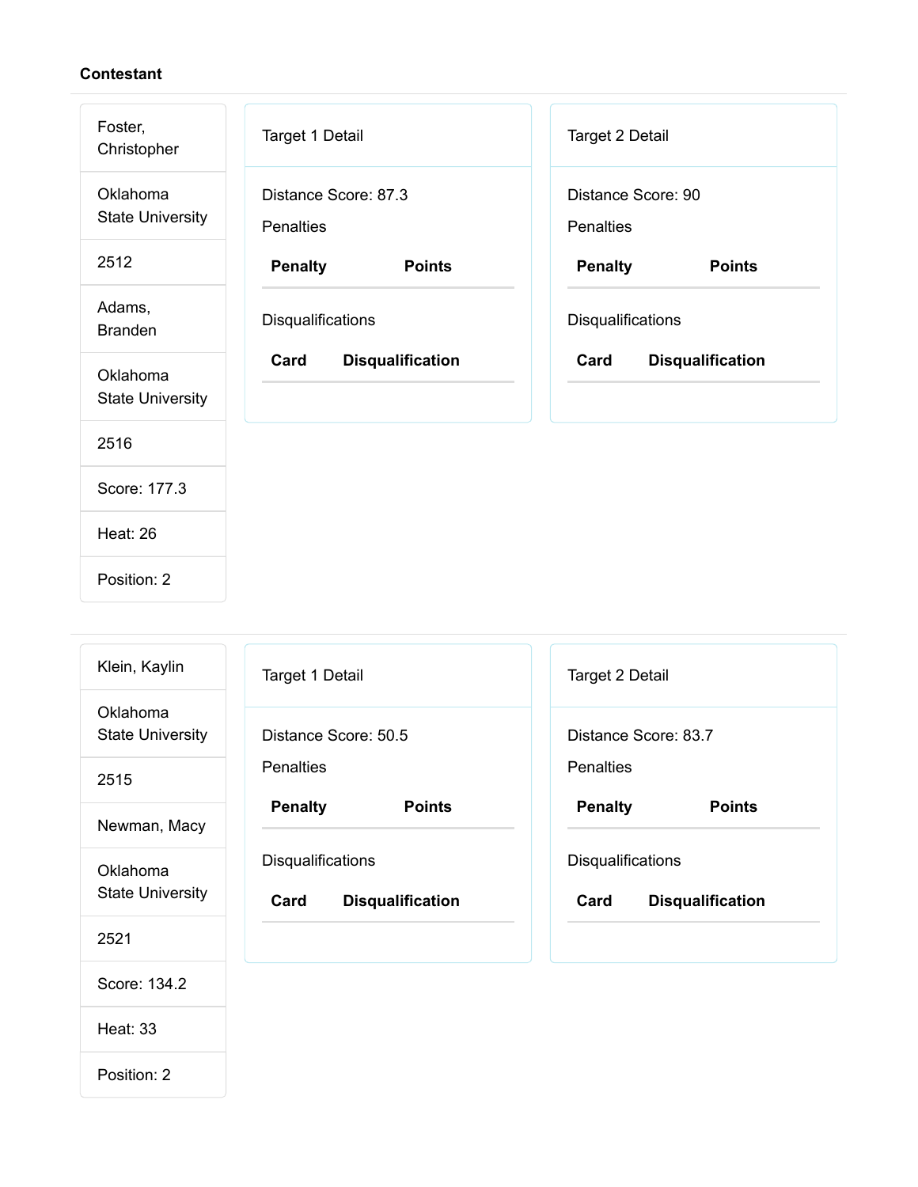**Contestant**

| |
|---|
| Foster, Christopher |
| Oklahoma State University |
| 2512 |
| Adams, Branden |
| Oklahoma State University |
| 2516 |
| Score: 177.3 |
| Heat: 26 |
| Position: 2 |

Target 1 Detail

Distance Score: 87.3

Penalties

| Penalty | Points |
|---|---|

Disqualifications

| Card | Disqualification |
|---|---|

Target 2 Detail

Distance Score: 90

Penalties

| Penalty | Points |
|---|---|

Disqualifications

| Card | Disqualification |
|---|---|

---

| |
|---|
| Klein, Kaylin |
| Oklahoma State University |
| 2515 |
| Newman, Macy |
| Oklahoma State University |
| 2521 |
| Score: 134.2 |
| Heat: 33 |
| Position: 2 |

Target 1 Detail

Distance Score: 50.5

Penalties

| Penalty | Points |
|---|---|

Disqualifications

| Card | Disqualification |
|---|---|

Target 2 Detail

Distance Score: 83.7

Penalties

| Penalty | Points |
|---|---|

Disqualifications

| Card | Disqualification |
|---|---|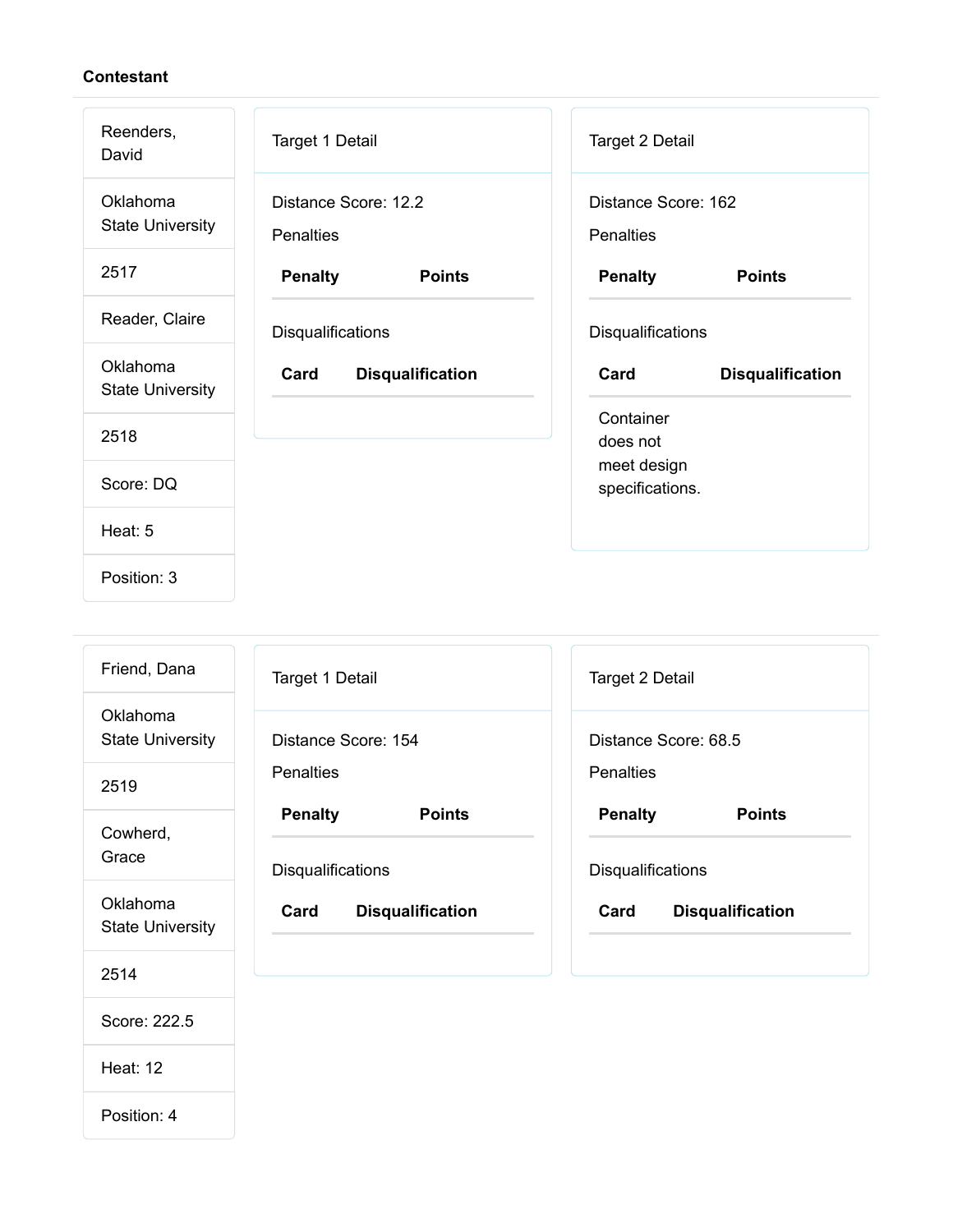**Contestant**

| |
|---|
| Reenders, David |
| Oklahoma State University |
| 2517 |
| Reader, Claire |
| Oklahoma State University |
| 2518 |
| Score: DQ |
| Heat: 5 |
| Position: 3 |

Target 1 Detail

Distance Score: 12.2

Penalties

| Penalty | Points |
|---|---|

Disqualifications

| Card | Disqualification |
|---|---|

Target 2 Detail

Distance Score: 162

Penalties

| Penalty | Points |
|---|---|

Disqualifications

| Card | Disqualification |
|---|---|
| Container does not meet design specifications. | |

---

| |
|---|
| Friend, Dana |
| Oklahoma State University |
| 2519 |
| Cowherd, Grace |
| Oklahoma State University |
| 2514 |
| Score: 222.5 |
| Heat: 12 |
| Position: 4 |

Target 1 Detail

Distance Score: 154

Penalties

| Penalty | Points |
|---|---|

Disqualifications

| Card | Disqualification |
|---|---|

Target 2 Detail

Distance Score: 68.5

Penalties

| Penalty | Points |
|---|---|

Disqualifications

| Card | Disqualification |
|---|---|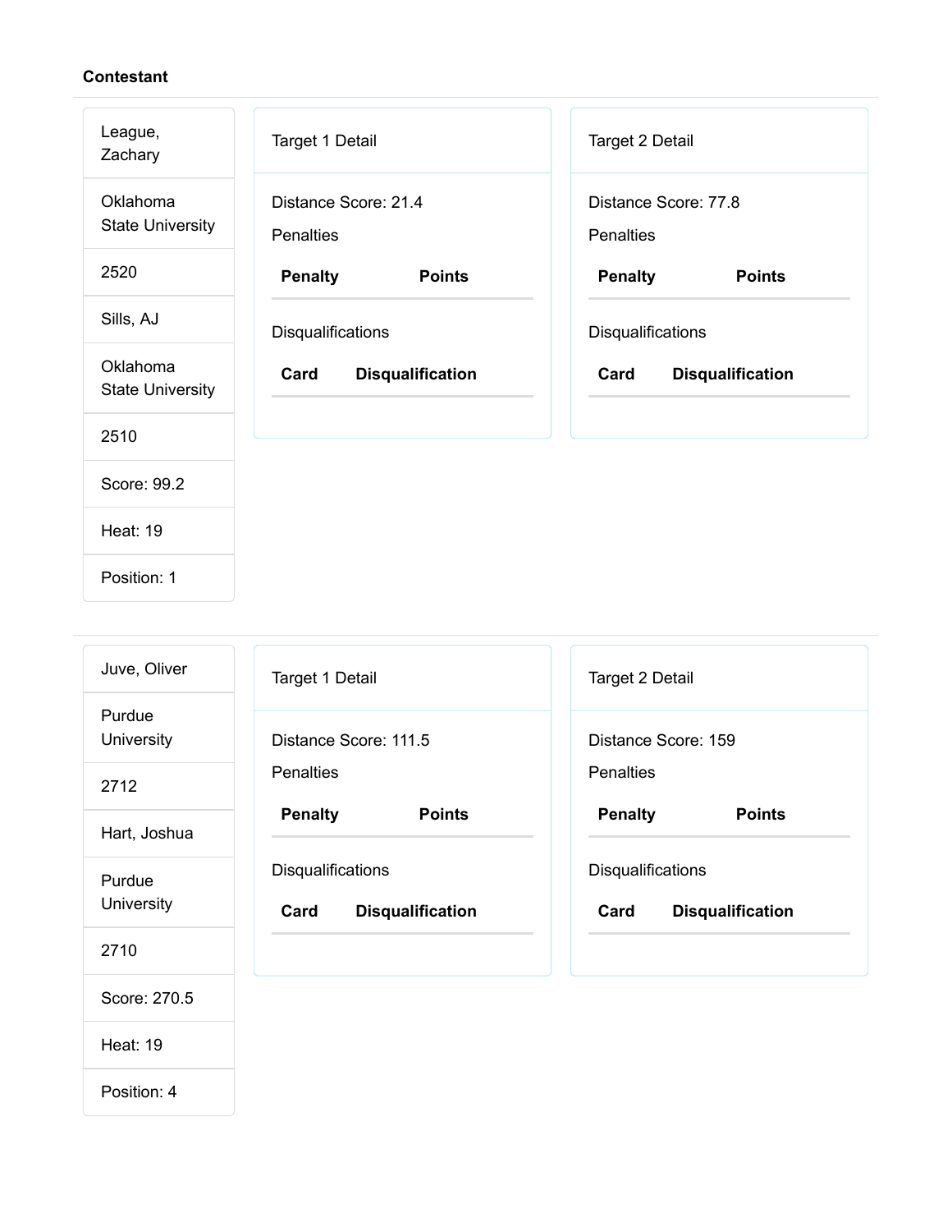**Contestant**

| League, Zachary |
| --- |
| Oklahoma State University |
| 2520 |
| Sills, AJ |
| Oklahoma State University |
| 2510 |
| Score: 99.2 |
| Heat: 19 |
| Position: 1 |

Target 1 Detail

Distance Score: 21.4

Penalties

| Penalty | Points |
| --- | --- |

Disqualifications

| Card | Disqualification |
| --- | --- |

Target 2 Detail

Distance Score: 77.8

Penalties

| Penalty | Points |
| --- | --- |

Disqualifications

| Card | Disqualification |
| --- | --- |

---

| Juve, Oliver |
| --- |
| Purdue University |
| 2712 |
| Hart, Joshua |
| Purdue University |
| 2710 |
| Score: 270.5 |
| Heat: 19 |
| Position: 4 |

Target 1 Detail

Distance Score: 111.5

Penalties

| Penalty | Points |
| --- | --- |

Disqualifications

| Card | Disqualification |
| --- | --- |

Target 2 Detail

Distance Score: 159

Penalties

| Penalty | Points |
| --- | --- |

Disqualifications

| Card | Disqualification |
| --- | --- |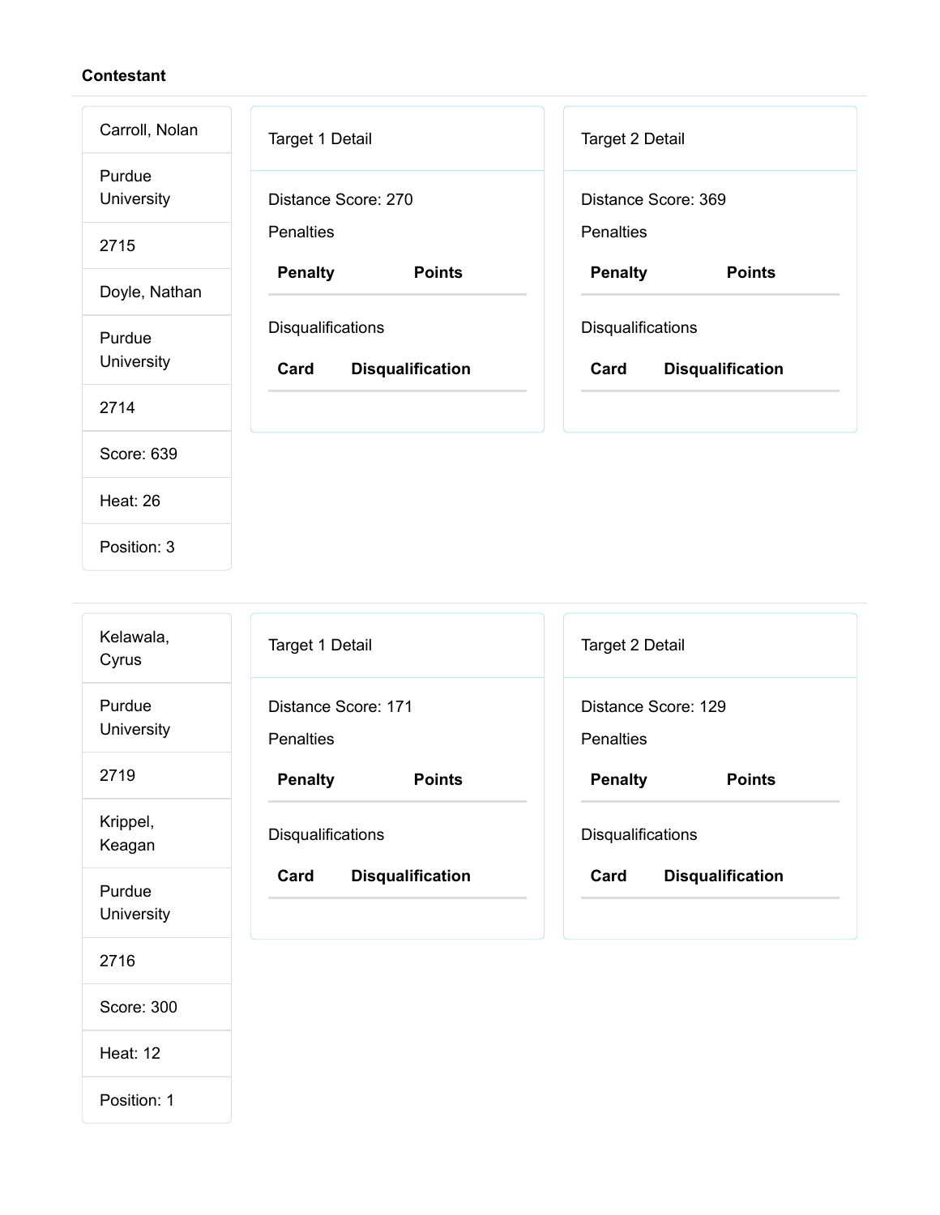**Contestant**

| |
|---|
| Carroll, Nolan |
| Purdue University |
| 2715 |
| Doyle, Nathan |
| Purdue University |
| 2714 |
| Score: 639 |
| Heat: 26 |
| Position: 3 |

Target 1 Detail

Distance Score: 270

Penalties

| Penalty | Points |
|---|---|

Disqualifications

| Card | Disqualification |
|---|---|

Target 2 Detail

Distance Score: 369

Penalties

| Penalty | Points |
|---|---|

Disqualifications

| Card | Disqualification |
|---|---|

| |
|---|
| Kelawala, Cyrus |
| Purdue University |
| 2719 |
| Krippel, Keagan |
| Purdue University |
| 2716 |
| Score: 300 |
| Heat: 12 |
| Position: 1 |

Target 1 Detail

Distance Score: 171

Penalties

| Penalty | Points |
|---|---|

Disqualifications

| Card | Disqualification |
|---|---|

Target 2 Detail

Distance Score: 129

Penalties

| Penalty | Points |
|---|---|

Disqualifications

| Card | Disqualification |
|---|---|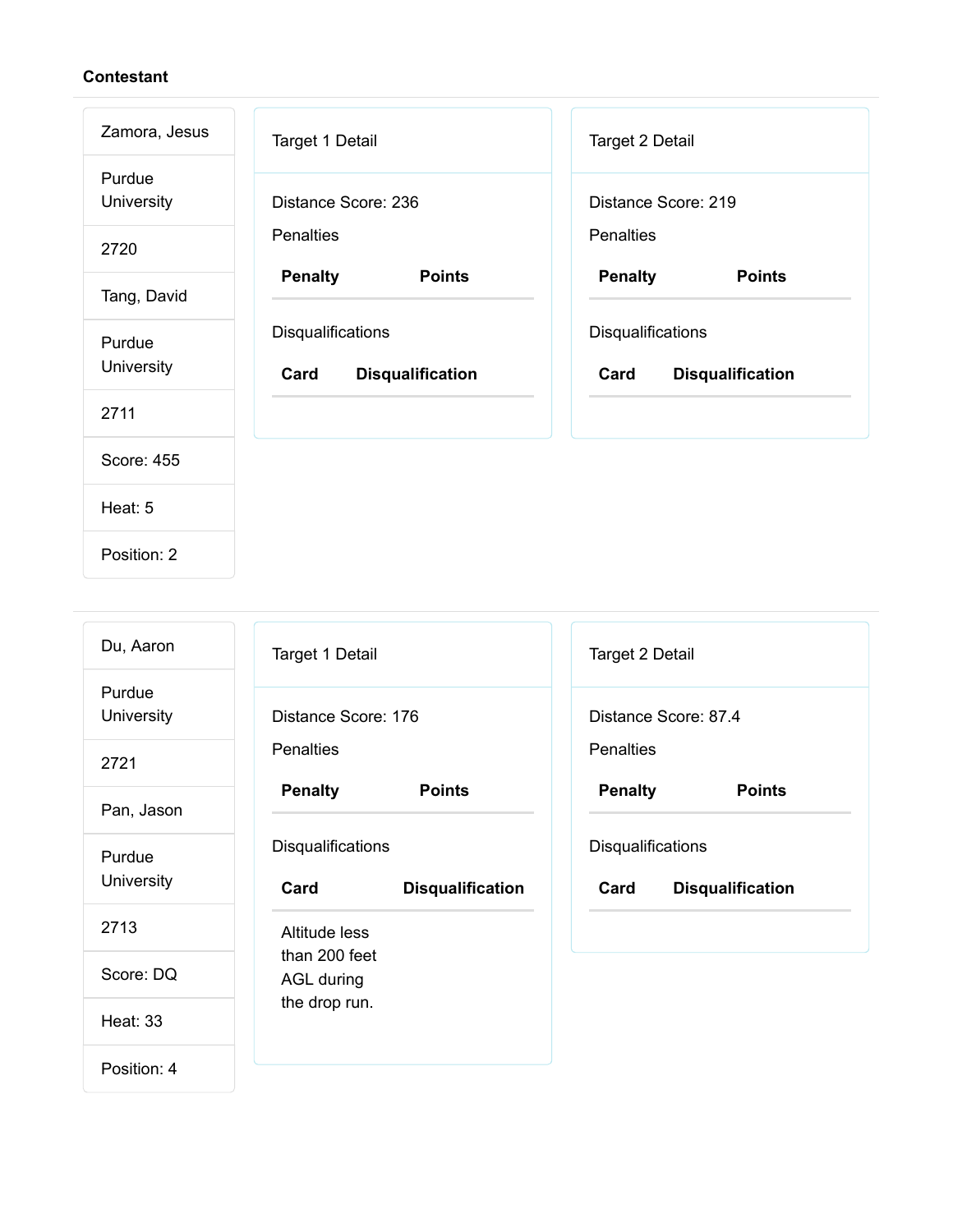**Contestant**

| |
|---|
| Zamora, Jesus |
| Purdue University |
| 2720 |
| Tang, David |
| Purdue University |
| 2711 |
| Score: 455 |
| Heat: 5 |
| Position: 2 |

Target 1 Detail

Distance Score: 236

Penalties

| Penalty | Points |
|---|---|

Disqualifications

| Card | Disqualification |
|---|---|

Target 2 Detail

Distance Score: 219

Penalties

| Penalty | Points |
|---|---|

Disqualifications

| Card | Disqualification |
|---|---|

---

| |
|---|
| Du, Aaron |
| Purdue University |
| 2721 |
| Pan, Jason |
| Purdue University |
| 2713 |
| Score: DQ |
| Heat: 33 |
| Position: 4 |

Target 1 Detail

Distance Score: 176

Penalties

| Penalty | Points |
|---|---|

Disqualifications

| Card | Disqualification |
|---|---|
| Altitude less than 200 feet AGL during the drop run. | |

Target 2 Detail

Distance Score: 87.4

Penalties

| Penalty | Points |
|---|---|

Disqualifications

| Card | Disqualification |
|---|---|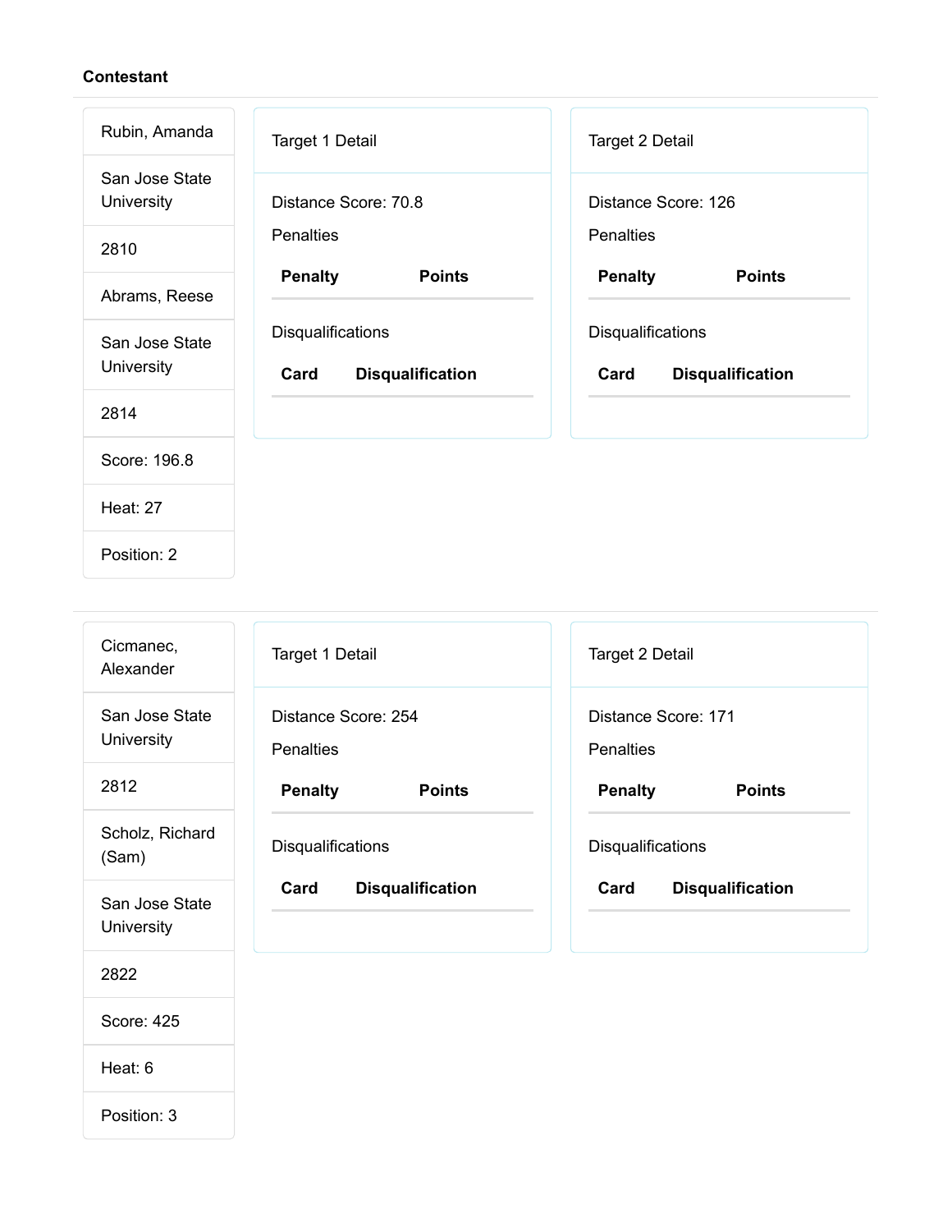**Contestant**

---

| |
|---|
| Rubin, Amanda |
| San Jose State University |
| 2810 |
| Abrams, Reese |
| San Jose State University |
| 2814 |
| Score: 196.8 |
| Heat: 27 |
| Position: 2 |

**Target 1 Detail**

Distance Score: 70.8

Penalties

| Penalty | Points |
|---|---|

Disqualifications

| Card | Disqualification |
|---|---|

**Target 2 Detail**

Distance Score: 126

Penalties

| Penalty | Points |
|---|---|

Disqualifications

| Card | Disqualification |
|---|---|

---

| |
|---|
| Cicmanec, Alexander |
| San Jose State University |
| 2812 |
| Scholz, Richard (Sam) |
| San Jose State University |
| 2822 |
| Score: 425 |
| Heat: 6 |
| Position: 3 |

**Target 1 Detail**

Distance Score: 254

Penalties

| Penalty | Points |
|---|---|

Disqualifications

| Card | Disqualification |
|---|---|

**Target 2 Detail**

Distance Score: 171

Penalties

| Penalty | Points |
|---|---|

Disqualifications

| Card | Disqualification |
|---|---|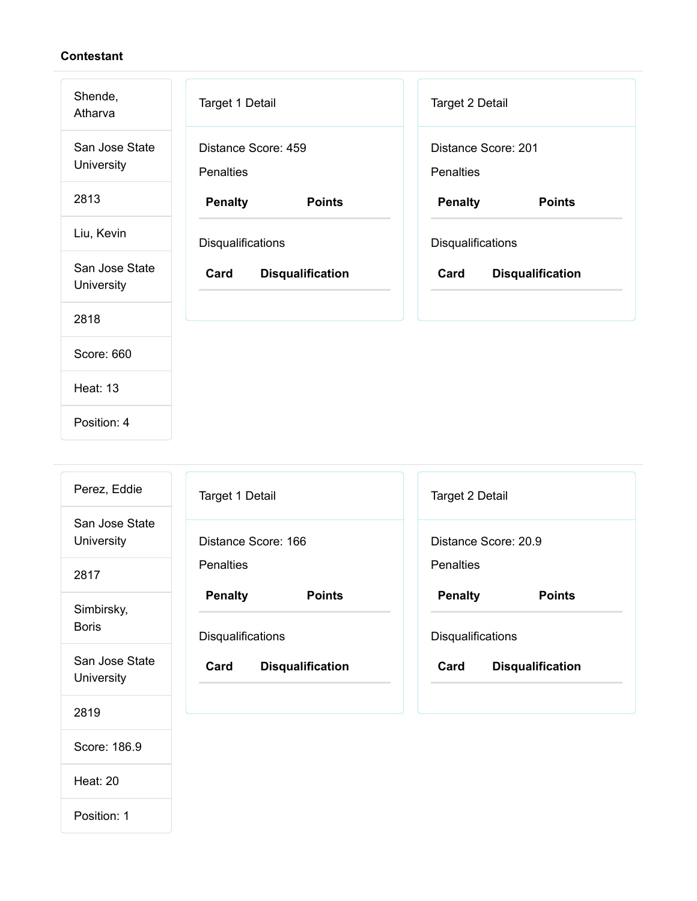**Contestant**

Shende, Atharva

San Jose State University

2813

Liu, Kevin

San Jose State University

2818

Score: 660

Heat: 13

Position: 4

Target 1 Detail

Distance Score: 459

Penalties

| Penalty | Points |
| --- | --- |

Disqualifications

| Card | Disqualification |
| --- | --- |

Target 2 Detail

Distance Score: 201

Penalties

| Penalty | Points |
| --- | --- |

Disqualifications

| Card | Disqualification |
| --- | --- |

---

Perez, Eddie

San Jose State University

2817

Simbirsky, Boris

San Jose State University

2819

Score: 186.9

Heat: 20

Position: 1

Target 1 Detail

Distance Score: 166

Penalties

| Penalty | Points |
| --- | --- |

Disqualifications

| Card | Disqualification |
| --- | --- |

Target 2 Detail

Distance Score: 20.9

Penalties

| Penalty | Points |
| --- | --- |

Disqualifications

| Card | Disqualification |
| --- | --- |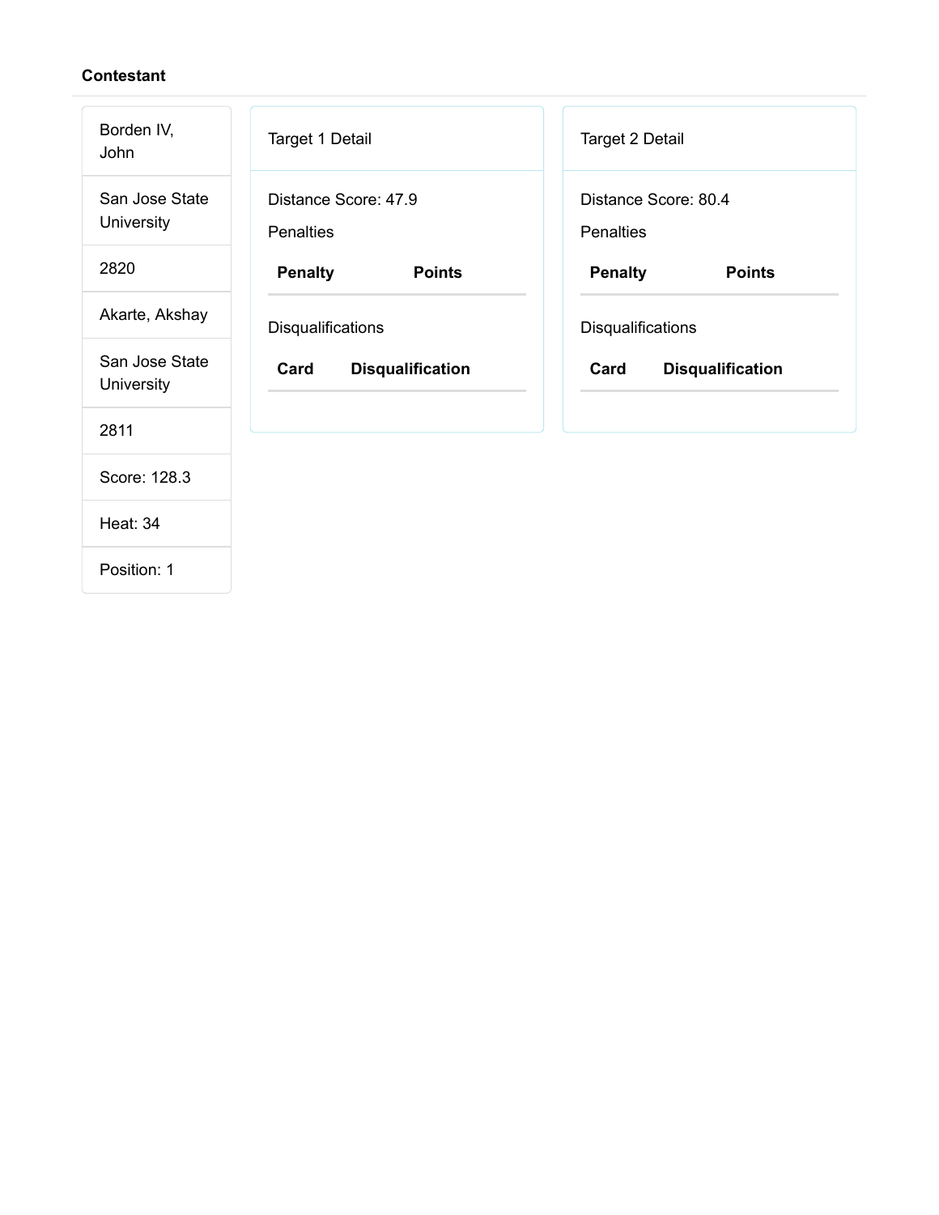**Contestant**

| |
|---|
| Borden IV, John |
| San Jose State University |
| 2820 |
| Akarte, Akshay |
| San Jose State University |
| 2811 |
| Score: 128.3 |
| Heat: 34 |
| Position: 1 |

Target 1 Detail

Distance Score: 47.9

Penalties

| Penalty | Points |
|---|---|

Disqualifications

| Card | Disqualification |
|---|---|

Target 2 Detail

Distance Score: 80.4

Penalties

| Penalty | Points |
|---|---|

Disqualifications

| Card | Disqualification |
|---|---|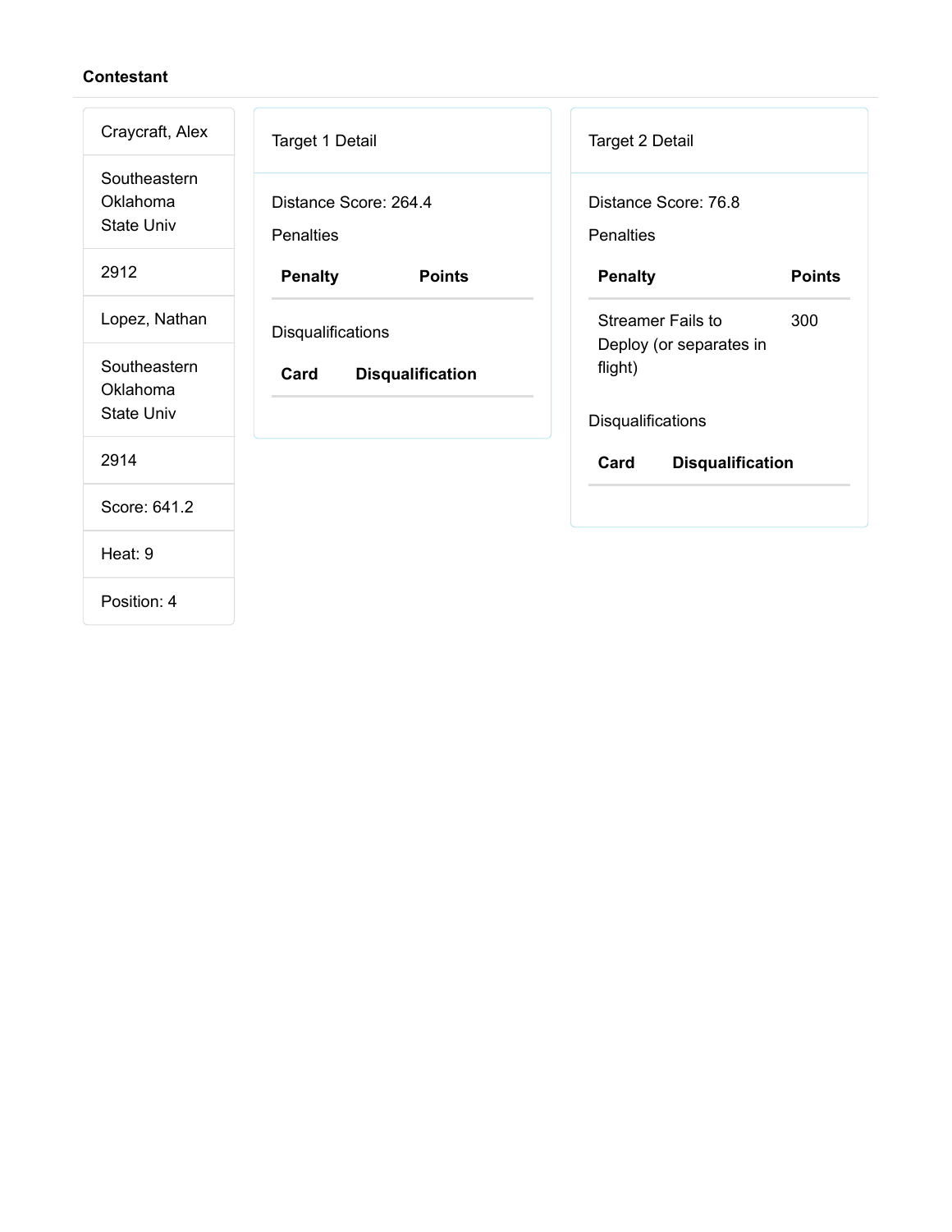**Contestant**

| |
|---|
| Craycraft, Alex |
| Southeastern Oklahoma State Univ |
| 2912 |
| Lopez, Nathan |
| Southeastern Oklahoma State Univ |
| 2914 |
| Score: 641.2 |
| Heat: 9 |
| Position: 4 |

Target 1 Detail

Distance Score: 264.4

Penalties

| Penalty | Points |
|---|---|

Disqualifications

| Card | Disqualification |
|---|---|

Target 2 Detail

Distance Score: 76.8

Penalties

| Penalty | Points |
|---|---|
| Streamer Fails to Deploy (or separates in flight) | 300 |

Disqualifications

| Card | Disqualification |
|---|---|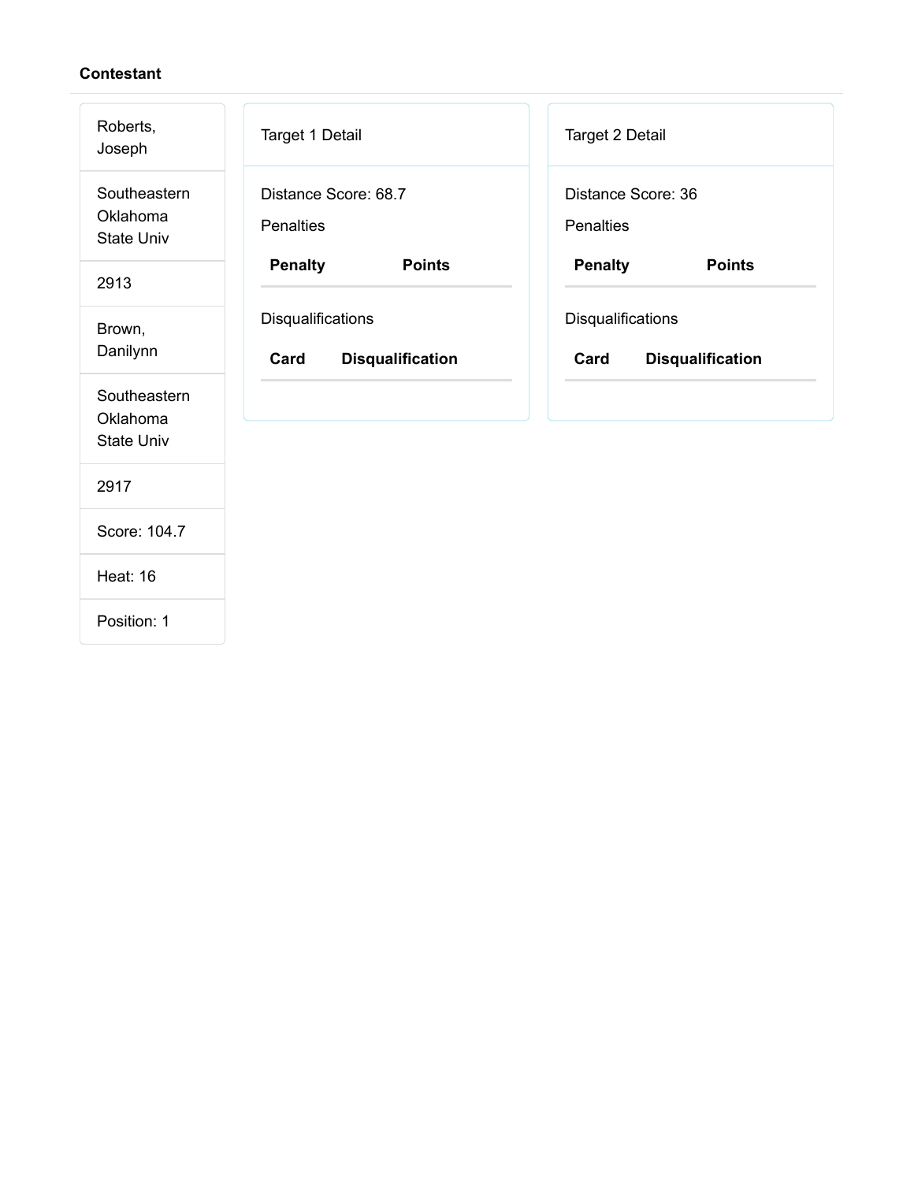**Contestant**

| |
|---|
| Roberts, Joseph |
| Southeastern Oklahoma State Univ |
| 2913 |
| Brown, Danilynn |
| Southeastern Oklahoma State Univ |
| 2917 |
| Score: 104.7 |
| Heat: 16 |
| Position: 1 |

**Target 1 Detail**

Distance Score: 68.7

Penalties

| Penalty | Points |
|---|---|

Disqualifications

| Card | Disqualification |
|---|---|

**Target 2 Detail**

Distance Score: 36

Penalties

| Penalty | Points |
|---|---|

Disqualifications

| Card | Disqualification |
|---|---|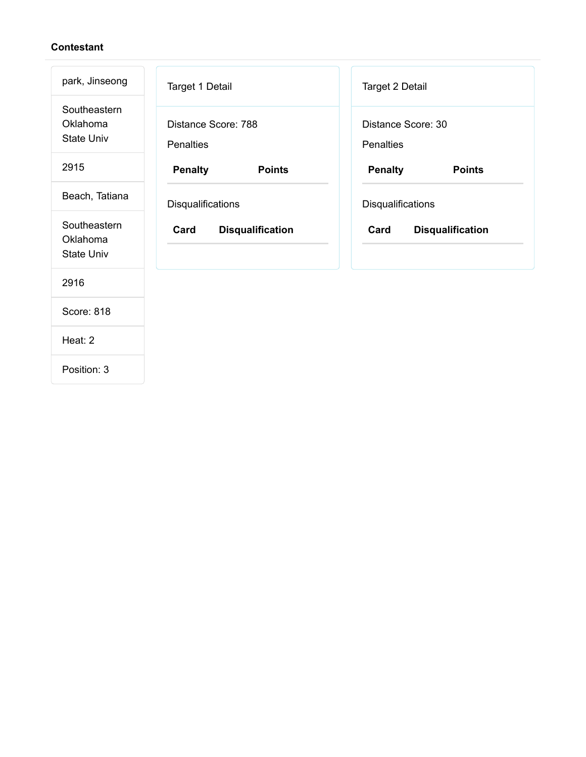**Contestant**

park, Jinseong

Southeastern Oklahoma State Univ

2915

Beach, Tatiana

Southeastern Oklahoma State Univ

2916

Score: 818

Heat: 2

Position: 3

Target 1 Detail

Distance Score: 788

Penalties

| Penalty | Points |
| --- | --- |

Disqualifications

| Card | Disqualification |
| --- | --- |

Target 2 Detail

Distance Score: 30

Penalties

| Penalty | Points |
| --- | --- |

Disqualifications

| Card | Disqualification |
| --- | --- |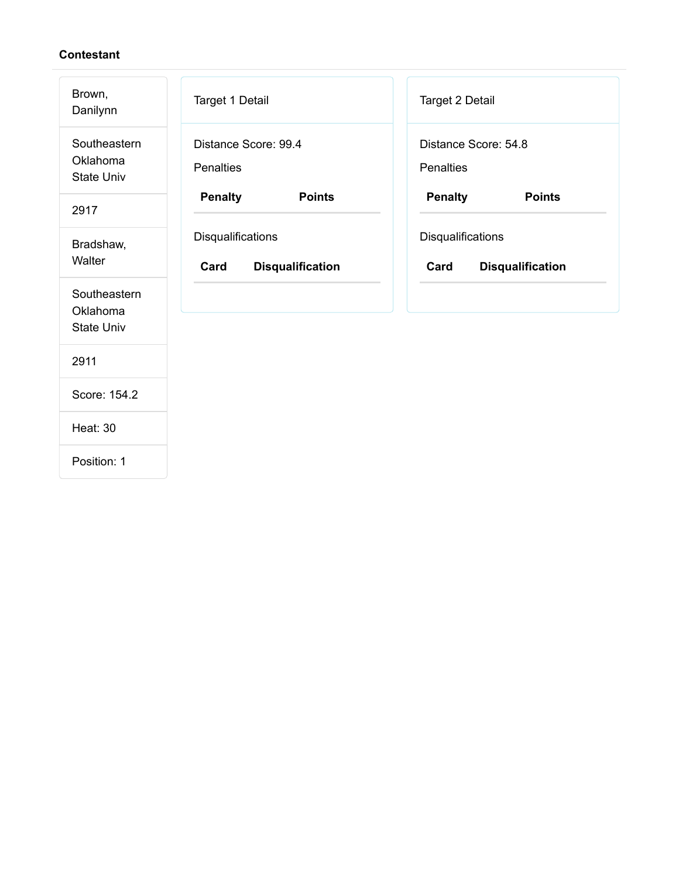**Contestant**

| |
|---|
| Brown, Danilynn |
| Southeastern Oklahoma State Univ |
| 2917 |
| Bradshaw, Walter |
| Southeastern Oklahoma State Univ |
| 2911 |
| Score: 154.2 |
| Heat: 30 |
| Position: 1 |

Target 1 Detail

Distance Score: 99.4

Penalties

| Penalty | Points |
|---|---|

Disqualifications

| Card | Disqualification |
|---|---|

Target 2 Detail

Distance Score: 54.8

Penalties

| Penalty | Points |
|---|---|

Disqualifications

| Card | Disqualification |
|---|---|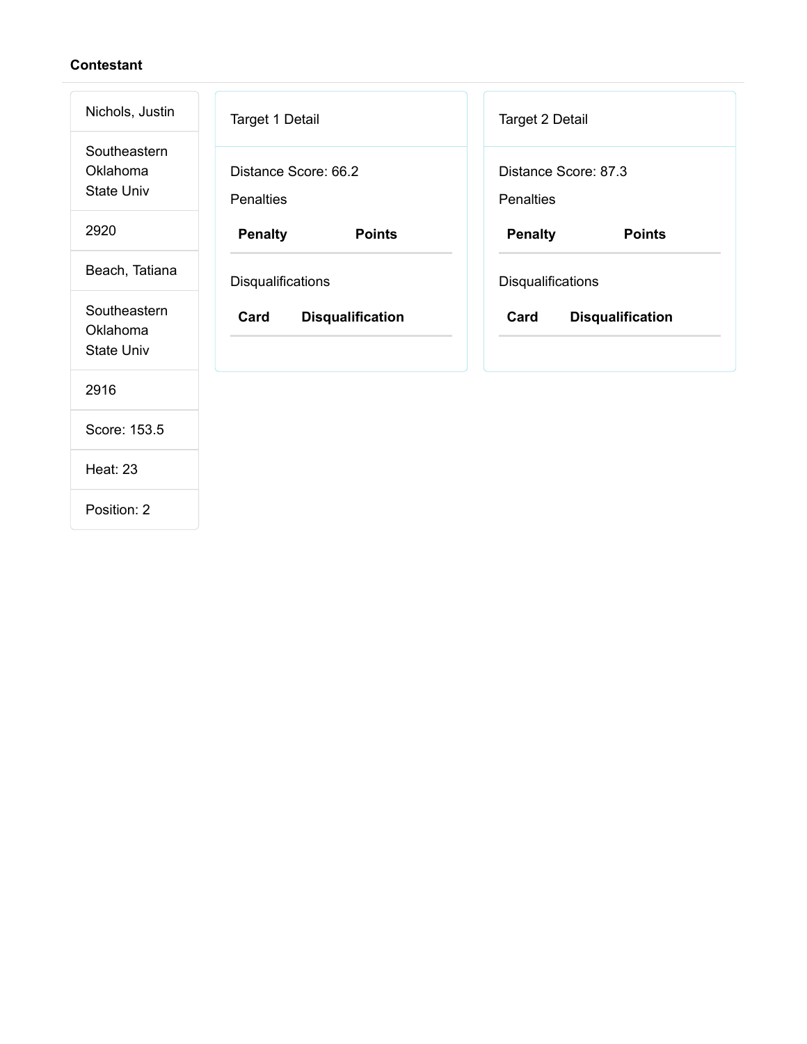**Contestant**

| |
|---|
| Nichols, Justin |
| Southeastern Oklahoma State Univ |
| 2920 |
| Beach, Tatiana |
| Southeastern Oklahoma State Univ |
| 2916 |
| Score: 153.5 |
| Heat: 23 |
| Position: 2 |

Target 1 Detail

Distance Score: 66.2

Penalties

| Penalty | Points |
|---|---|

Disqualifications

| Card | Disqualification |
|---|---|

Target 2 Detail

Distance Score: 87.3

Penalties

| Penalty | Points |
|---|---|

Disqualifications

| Card | Disqualification |
|---|---|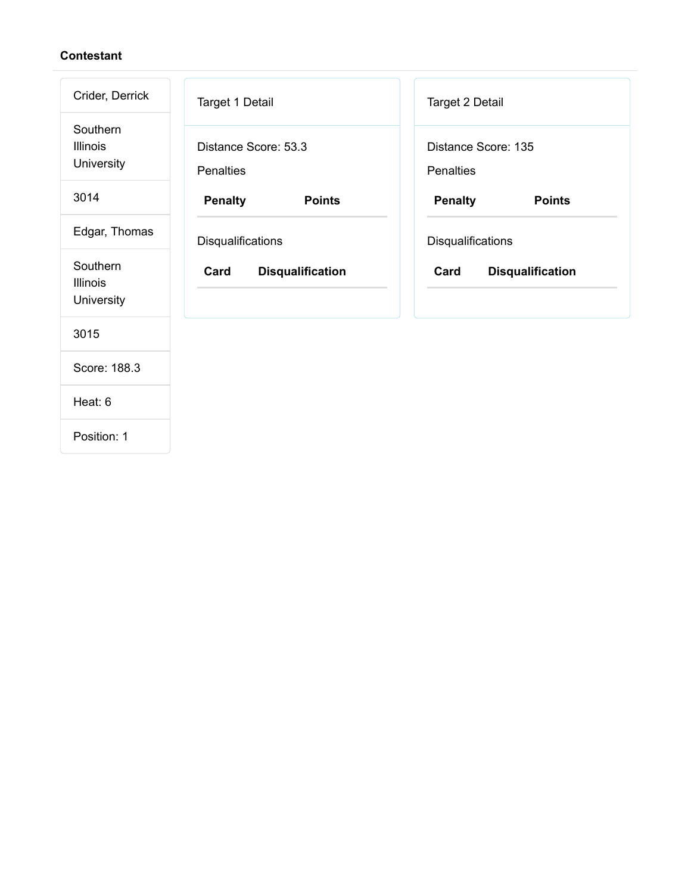**Contestant**

| |
|---|
| Crider, Derrick |
| Southern Illinois University |
| 3014 |
| Edgar, Thomas |
| Southern Illinois University |
| 3015 |
| Score: 188.3 |
| Heat: 6 |
| Position: 1 |

Target 1 Detail

Distance Score: 53.3

Penalties

| Penalty | Points |
|---|---|

Disqualifications

| Card | Disqualification |
|---|---|

Target 2 Detail

Distance Score: 135

Penalties

| Penalty | Points |
|---|---|

Disqualifications

| Card | Disqualification |
|---|---|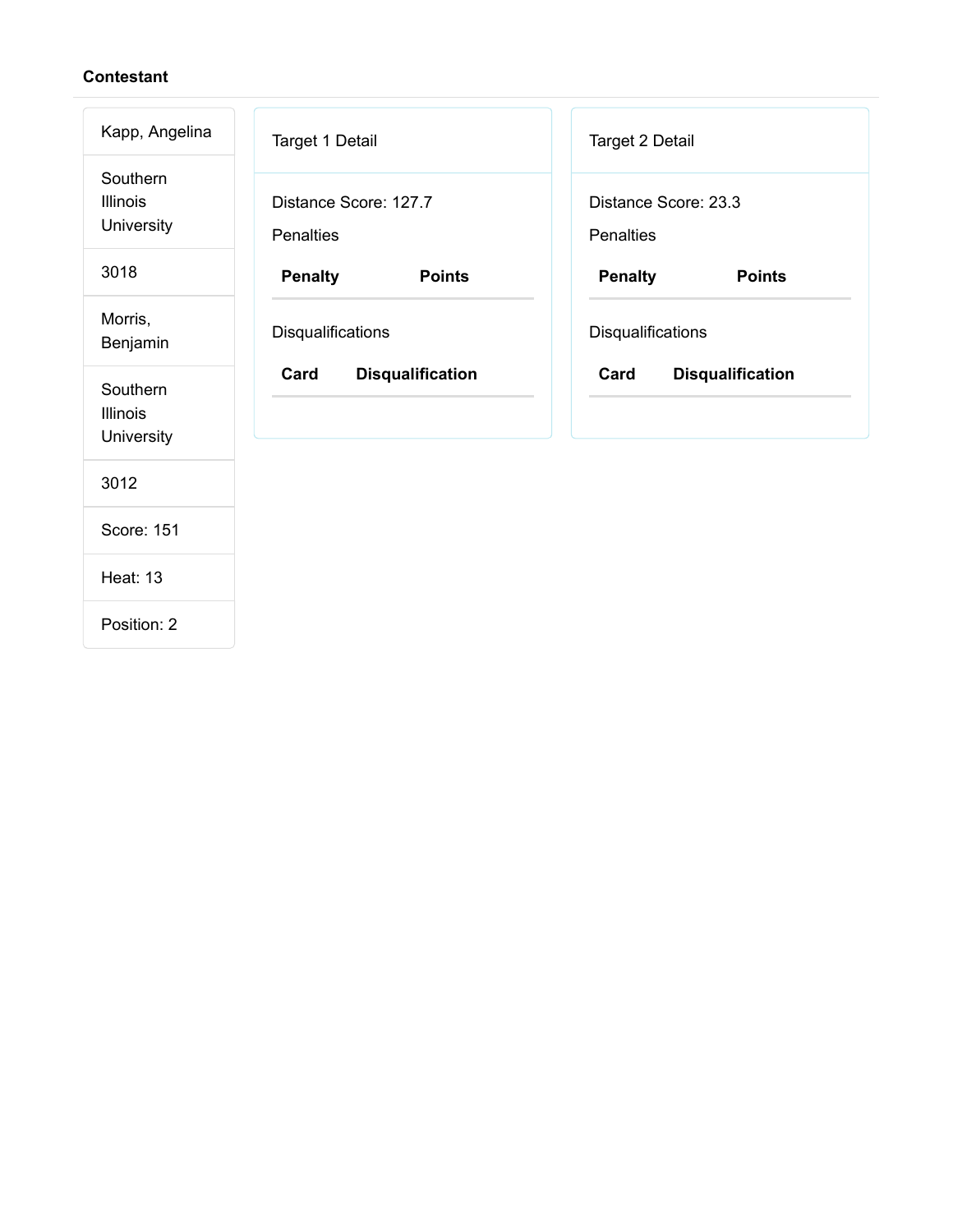**Contestant**

| |
|---|
| Kapp, Angelina |
| Southern Illinois University |
| 3018 |
| Morris, Benjamin |
| Southern Illinois University |
| 3012 |
| Score: 151 |
| Heat: 13 |
| Position: 2 |

Target 1 Detail

Distance Score: 127.7

Penalties

| Penalty | Points |
|---|---|

Disqualifications

| Card | Disqualification |
|---|---|

Target 2 Detail

Distance Score: 23.3

Penalties

| Penalty | Points |
|---|---|

Disqualifications

| Card | Disqualification |
|---|---|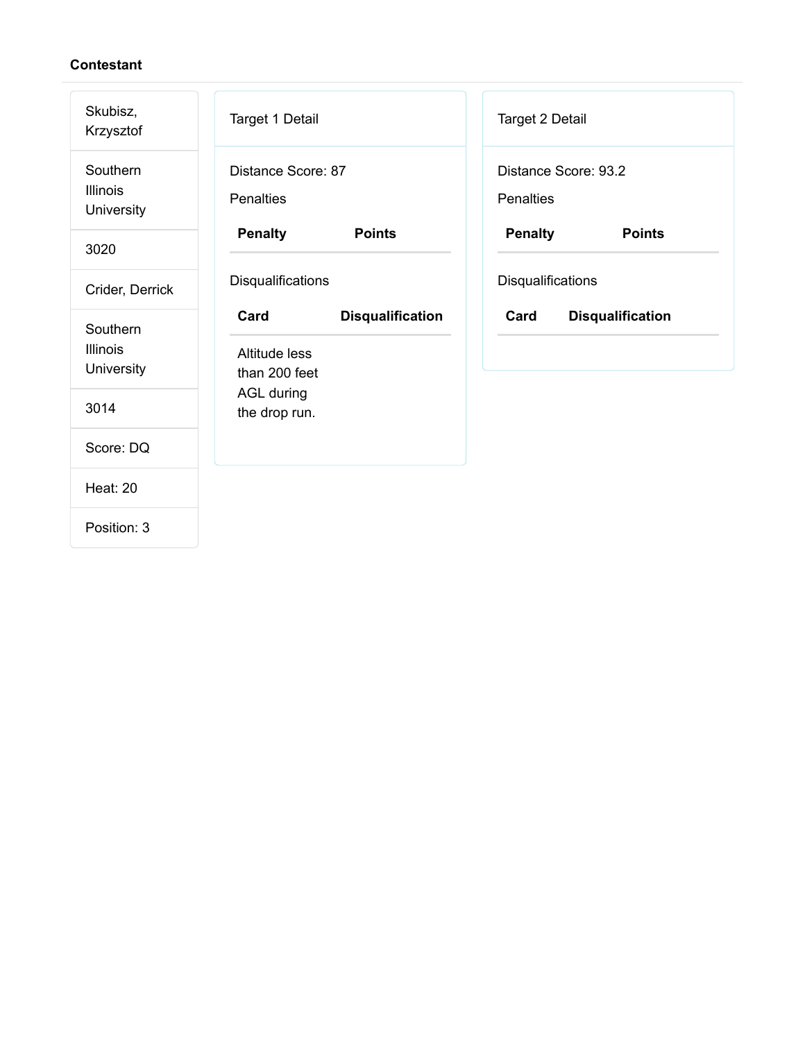**Contestant**

Skubisz, Krzysztof

Southern Illinois University

3020

Crider, Derrick

Southern Illinois University

3014

Score: DQ

Heat: 20

Position: 3

Target 1 Detail

Distance Score: 87

Penalties

| Penalty | Points |
| --- | --- |

Disqualifications

| Card | Disqualification |
| --- | --- |
| Altitude less than 200 feet AGL during the drop run. | |

Target 2 Detail

Distance Score: 93.2

Penalties

| Penalty | Points |
| --- | --- |

Disqualifications

| Card | Disqualification |
| --- | --- |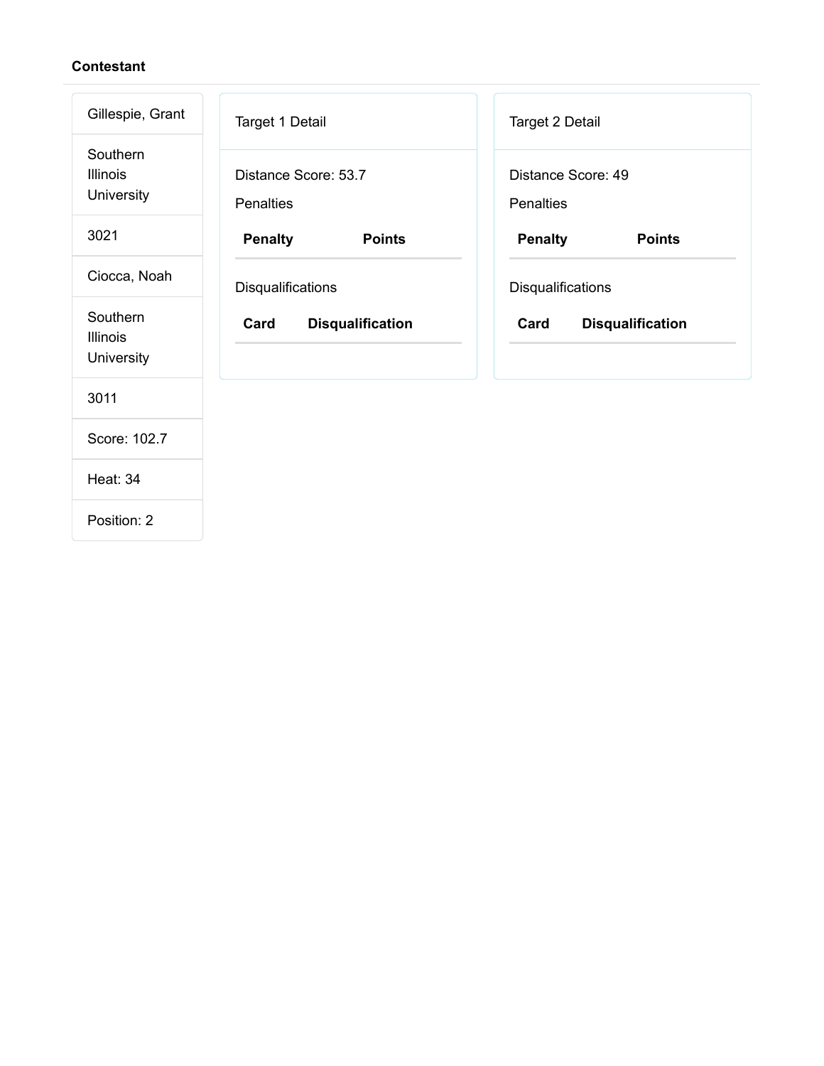**Contestant**

| |
|---|
| Gillespie, Grant |
| Southern Illinois University |
| 3021 |
| Ciocca, Noah |
| Southern Illinois University |
| 3011 |
| Score: 102.7 |
| Heat: 34 |
| Position: 2 |

Target 1 Detail

Distance Score: 53.7

Penalties

| Penalty | Points |
|---|---|

Disqualifications

| Card | Disqualification |
|---|---|

Target 2 Detail

Distance Score: 49

Penalties

| Penalty | Points |
|---|---|

Disqualifications

| Card | Disqualification |
|---|---|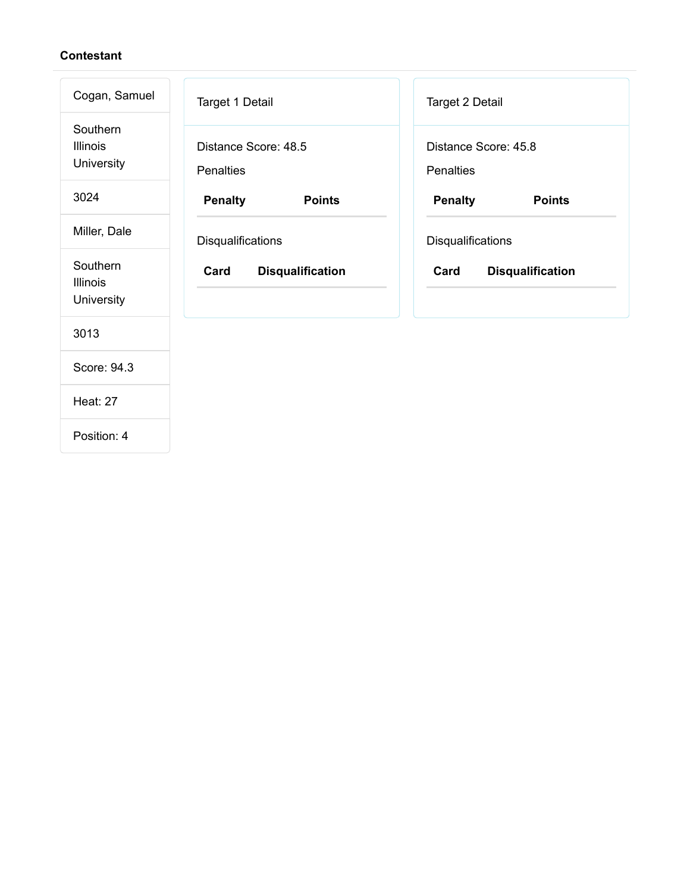**Contestant**

| |
|---|
| Cogan, Samuel |
| Southern Illinois University |
| 3024 |
| Miller, Dale |
| Southern Illinois University |
| 3013 |
| Score: 94.3 |
| Heat: 27 |
| Position: 4 |

Target 1 Detail

Distance Score: 48.5

Penalties

| Penalty | Points |
|---|---|

Disqualifications

| Card | Disqualification |
|---|---|

Target 2 Detail

Distance Score: 45.8

Penalties

| Penalty | Points |
|---|---|

Disqualifications

| Card | Disqualification |
|---|---|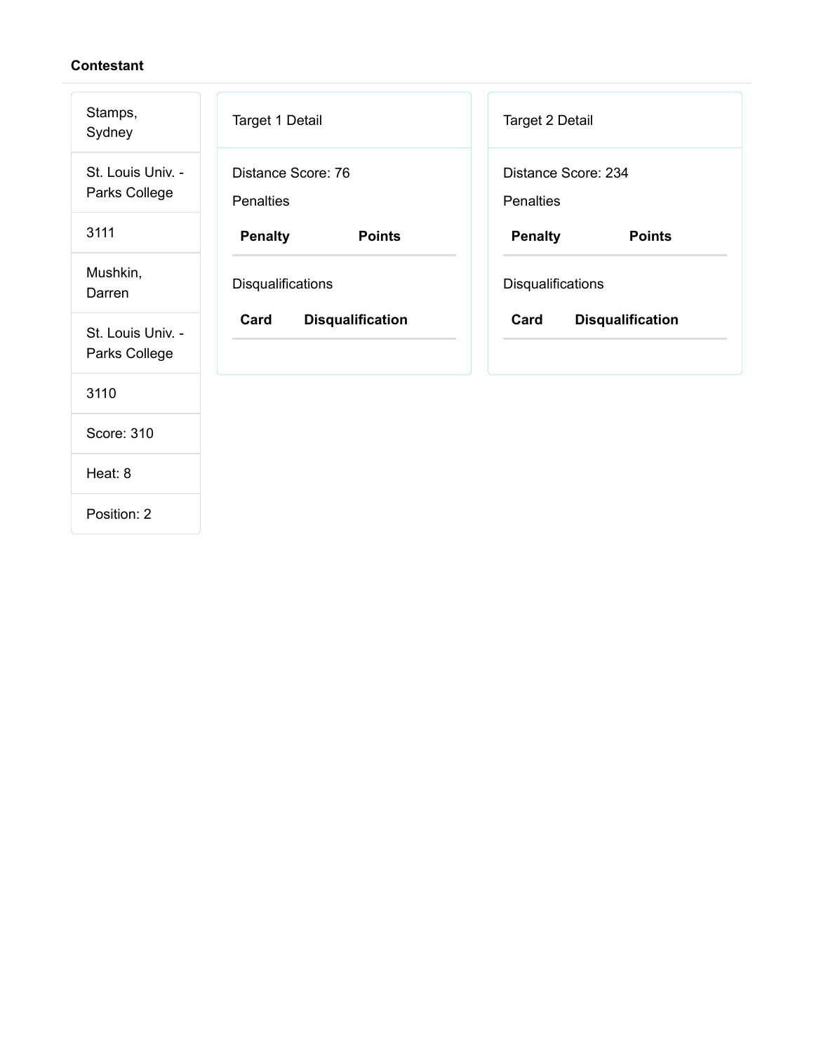**Contestant**

| |
|---|
| Stamps, Sydney |
| St. Louis Univ. - Parks College |
| 3111 |
| Mushkin, Darren |
| St. Louis Univ. - Parks College |
| 3110 |
| Score: 310 |
| Heat: 8 |
| Position: 2 |

Target 1 Detail

Distance Score: 76

Penalties

| Penalty | Points |
|---|---|

Disqualifications

| Card | Disqualification |
|---|---|

Target 2 Detail

Distance Score: 234

Penalties

| Penalty | Points |
|---|---|

Disqualifications

| Card | Disqualification |
|---|---|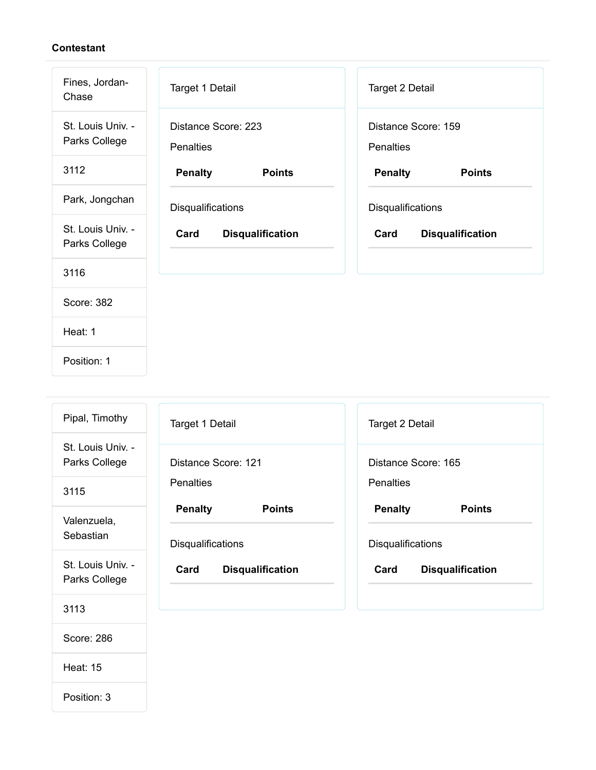**Contestant**

| |
|---|
| Fines, Jordan-Chase |
| St. Louis Univ. - Parks College |
| 3112 |
| Park, Jongchan |
| St. Louis Univ. - Parks College |
| 3116 |
| Score: 382 |
| Heat: 1 |
| Position: 1 |

Target 1 Detail

Distance Score: 223

Penalties

| Penalty | Points |
|---|---|

Disqualifications

| Card | Disqualification |
|---|---|

Target 2 Detail

Distance Score: 159

Penalties

| Penalty | Points |
|---|---|

Disqualifications

| Card | Disqualification |
|---|---|

---

| |
|---|
| Pipal, Timothy |
| St. Louis Univ. - Parks College |
| 3115 |
| Valenzuela, Sebastian |
| St. Louis Univ. - Parks College |
| 3113 |
| Score: 286 |
| Heat: 15 |
| Position: 3 |

Target 1 Detail

Distance Score: 121

Penalties

| Penalty | Points |
|---|---|

Disqualifications

| Card | Disqualification |
|---|---|

Target 2 Detail

Distance Score: 165

Penalties

| Penalty | Points |
|---|---|

Disqualifications

| Card | Disqualification |
|---|---|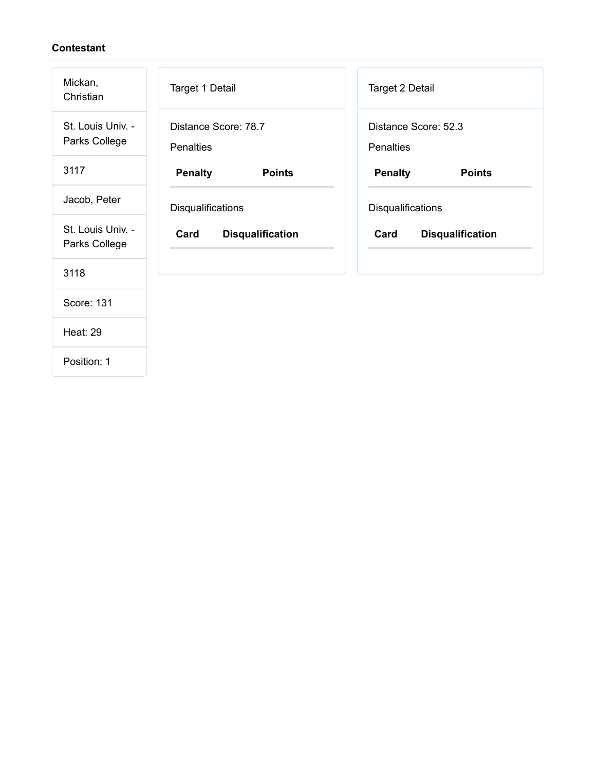**Contestant**

Mickan, Christian

St. Louis Univ. - Parks College

3117

Jacob, Peter

St. Louis Univ. - Parks College

3118

Score: 131

Heat: 29

Position: 1

Target 1 Detail

Distance Score: 78.7

Penalties

| Penalty | Points |
| --- | --- |

Disqualifications

| Card | Disqualification |
| --- | --- |

Target 2 Detail

Distance Score: 52.3

Penalties

| Penalty | Points |
| --- | --- |

Disqualifications

| Card | Disqualification |
| --- | --- |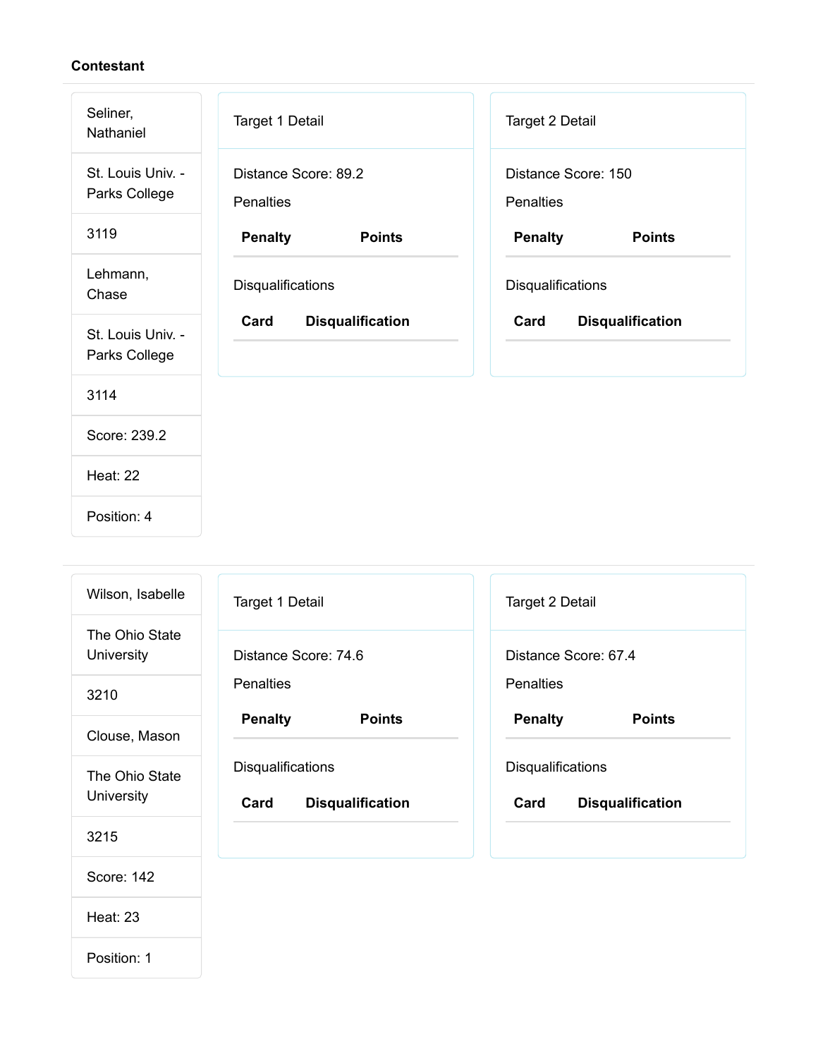**Contestant**

| |
|---|
| Seliner, Nathaniel |
| St. Louis Univ. - Parks College |
| 3119 |
| Lehmann, Chase |
| St. Louis Univ. - Parks College |
| 3114 |
| Score: 239.2 |
| Heat: 22 |
| Position: 4 |

Target 1 Detail

Distance Score: 89.2

Penalties

| Penalty | Points |
|---|---|

Disqualifications

| Card | Disqualification |
|---|---|

Target 2 Detail

Distance Score: 150

Penalties

| Penalty | Points |
|---|---|

Disqualifications

| Card | Disqualification |
|---|---|

---

| |
|---|
| Wilson, Isabelle |
| The Ohio State University |
| 3210 |
| Clouse, Mason |
| The Ohio State University |
| 3215 |
| Score: 142 |
| Heat: 23 |
| Position: 1 |

Target 1 Detail

Distance Score: 74.6

Penalties

| Penalty | Points |
|---|---|

Disqualifications

| Card | Disqualification |
|---|---|

Target 2 Detail

Distance Score: 67.4

Penalties

| Penalty | Points |
|---|---|

Disqualifications

| Card | Disqualification |
|---|---|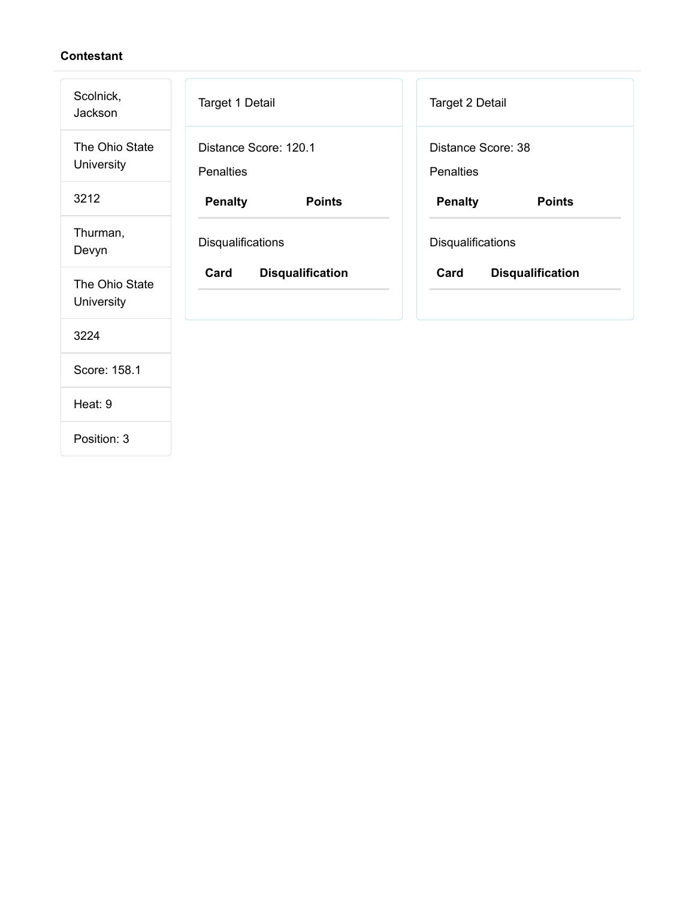**Contestant**

| |
|---|
| Scolnick, Jackson |
| The Ohio State University |
| 3212 |
| Thurman, Devyn |
| The Ohio State University |
| 3224 |
| Score: 158.1 |
| Heat: 9 |
| Position: 3 |

Target 1 Detail

Distance Score: 120.1

Penalties

| Penalty | Points |
|---|---|

Disqualifications

| Card | Disqualification |
|---|---|

Target 2 Detail

Distance Score: 38

Penalties

| Penalty | Points |
|---|---|

Disqualifications

| Card | Disqualification |
|---|---|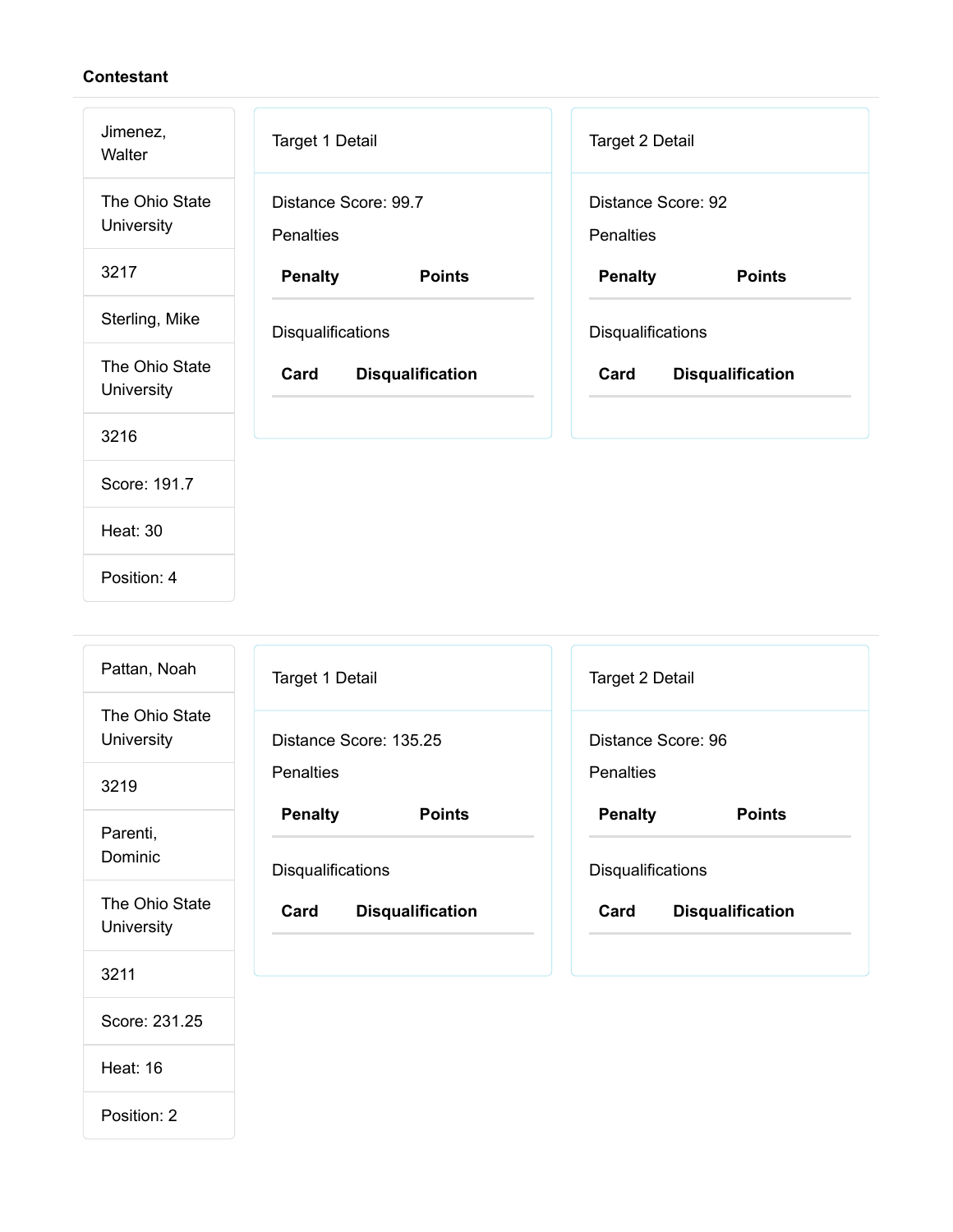**Contestant**

| Contestant |
| --- |
| Jimenez, Walter |
| The Ohio State University |
| 3217 |
| Sterling, Mike |
| The Ohio State University |
| 3216 |
| Score: 191.7 |
| Heat: 30 |
| Position: 4 |

Target 1 Detail

Distance Score: 99.7

Penalties

| Penalty | Points |
| --- | --- |

Disqualifications

| Card | Disqualification |
| --- | --- |

Target 2 Detail

Distance Score: 92

Penalties

| Penalty | Points |
| --- | --- |

Disqualifications

| Card | Disqualification |
| --- | --- |

---

| Contestant |
| --- |
| Pattan, Noah |
| The Ohio State University |
| 3219 |
| Parenti, Dominic |
| The Ohio State University |
| 3211 |
| Score: 231.25 |
| Heat: 16 |
| Position: 2 |

Target 1 Detail

Distance Score: 135.25

Penalties

| Penalty | Points |
| --- | --- |

Disqualifications

| Card | Disqualification |
| --- | --- |

Target 2 Detail

Distance Score: 96

Penalties

| Penalty | Points |
| --- | --- |

Disqualifications

| Card | Disqualification |
| --- | --- |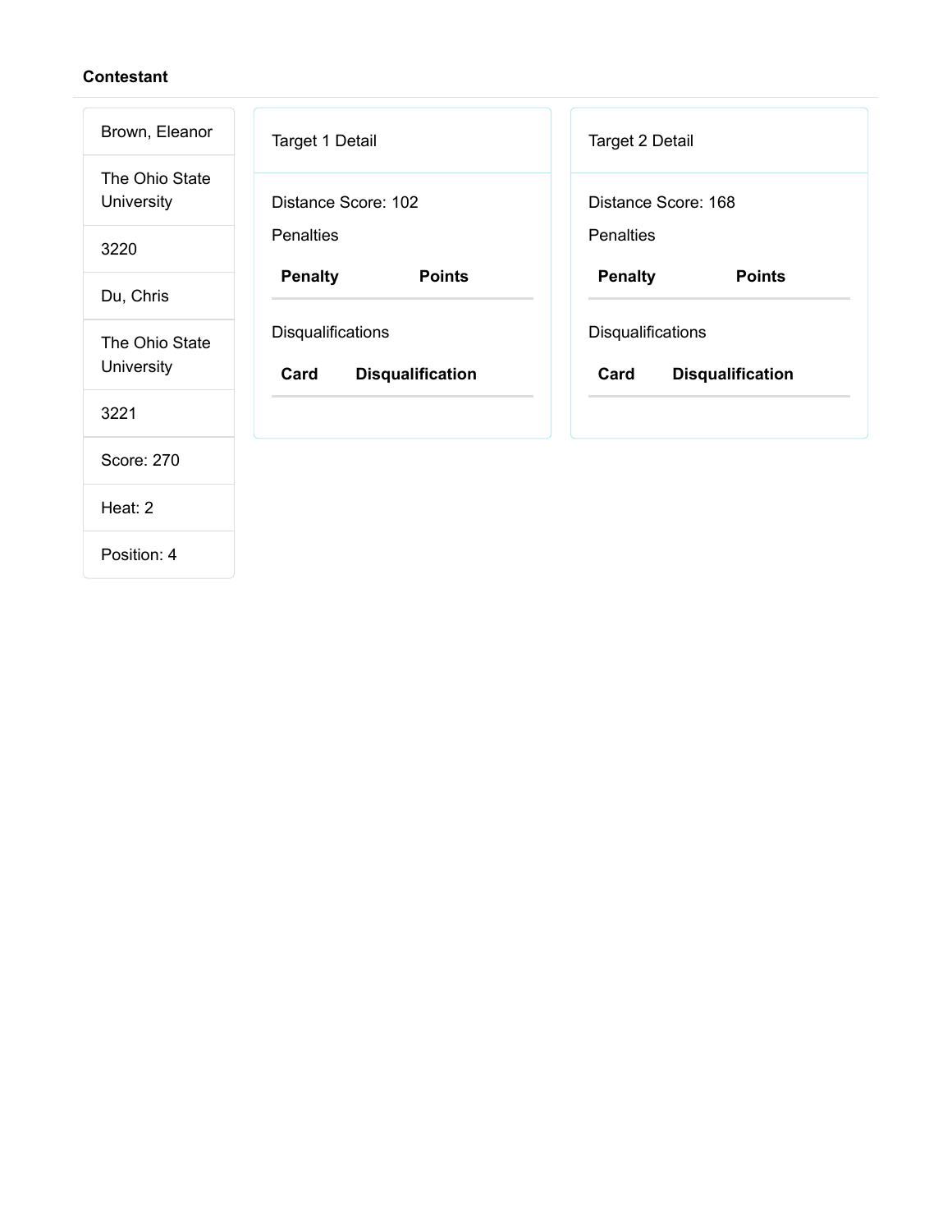**Contestant**

Brown, Eleanor

The Ohio State University

3220

Du, Chris

The Ohio State University

3221

Score: 270

Heat: 2

Position: 4

Target 1 Detail

Distance Score: 102

Penalties

| Penalty | Points |
| --- | --- |

Disqualifications

| Card | Disqualification |
| --- | --- |

Target 2 Detail

Distance Score: 168

Penalties

| Penalty | Points |
| --- | --- |

Disqualifications

| Card | Disqualification |
| --- | --- |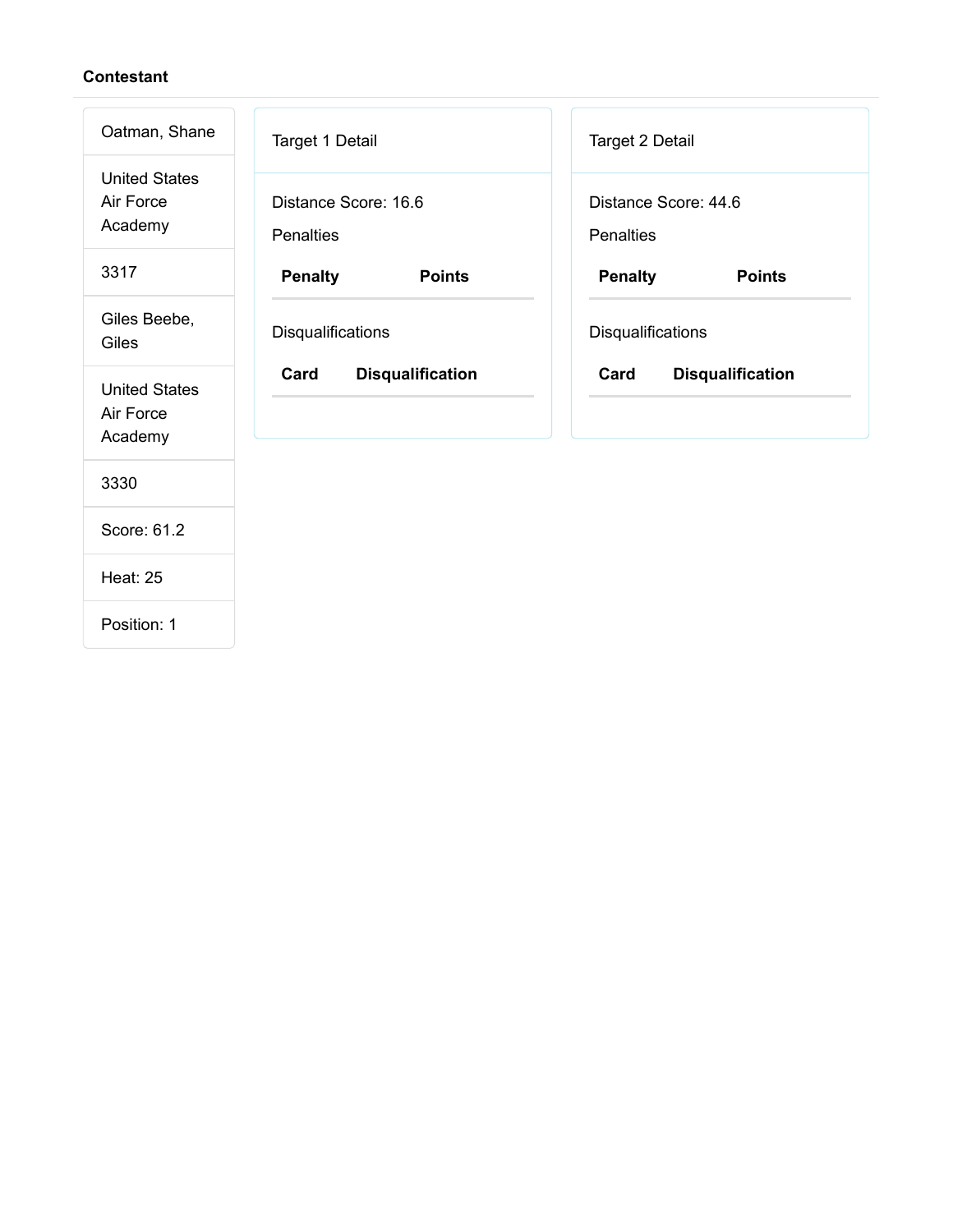**Contestant**

| |
|---|
| Oatman, Shane |
| United States Air Force Academy |
| 3317 |
| Giles Beebe, Giles |
| United States Air Force Academy |
| 3330 |
| Score: 61.2 |
| Heat: 25 |
| Position: 1 |

Target 1 Detail

Distance Score: 16.6

Penalties

| Penalty | Points |
|---|---|

Disqualifications

| Card | Disqualification |
|---|---|

Target 2 Detail

Distance Score: 44.6

Penalties

| Penalty | Points |
|---|---|

Disqualifications

| Card | Disqualification |
|---|---|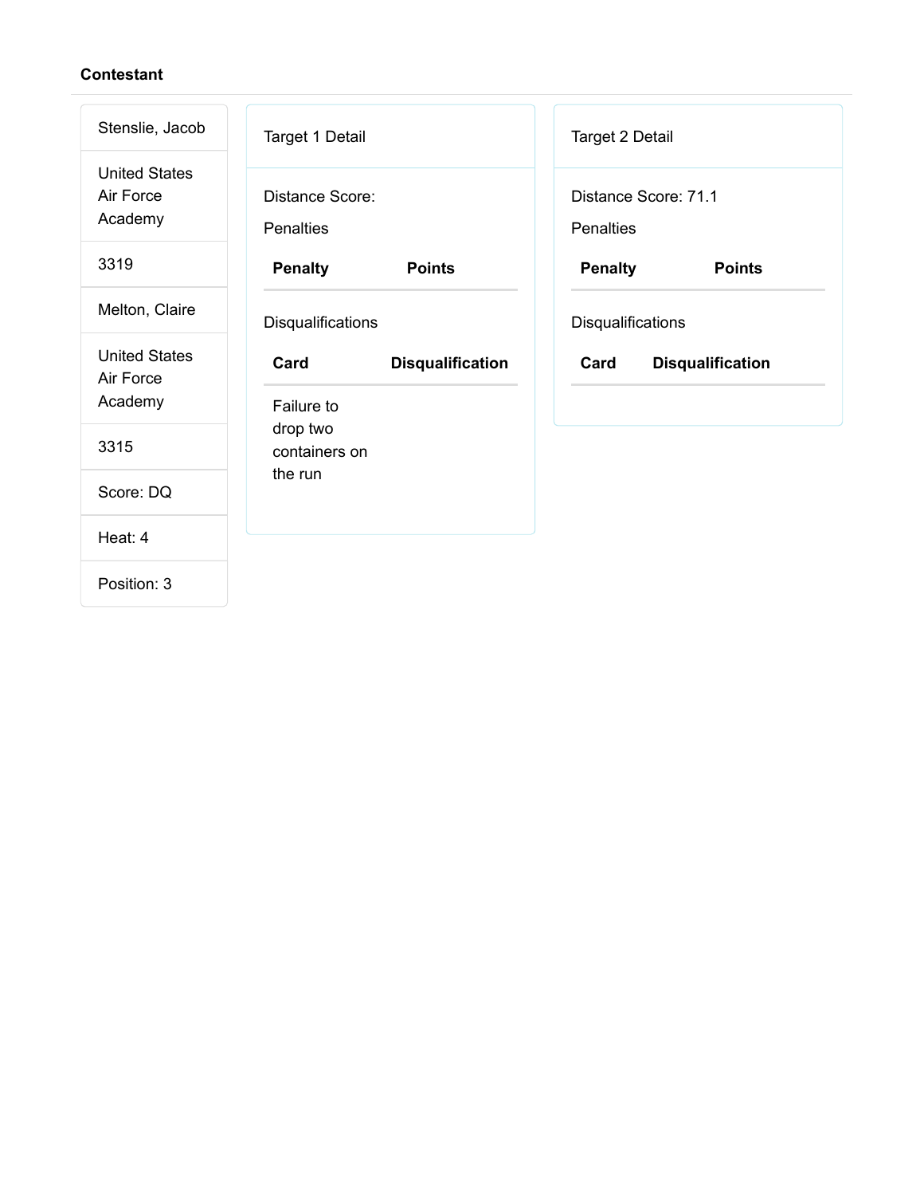**Contestant**

| |
|---|
| Stenslie, Jacob |
| United States Air Force Academy |
| 3319 |
| Melton, Claire |
| United States Air Force Academy |
| 3315 |
| Score: DQ |
| Heat: 4 |
| Position: 3 |

Target 1 Detail

Distance Score:

Penalties

| Penalty | Points |
|---|---|

Disqualifications

| Card | Disqualification |
|---|---|
| Failure to drop two containers on the run | |

Target 2 Detail

Distance Score: 71.1

Penalties

| Penalty | Points |
|---|---|

Disqualifications

| Card | Disqualification |
|---|---|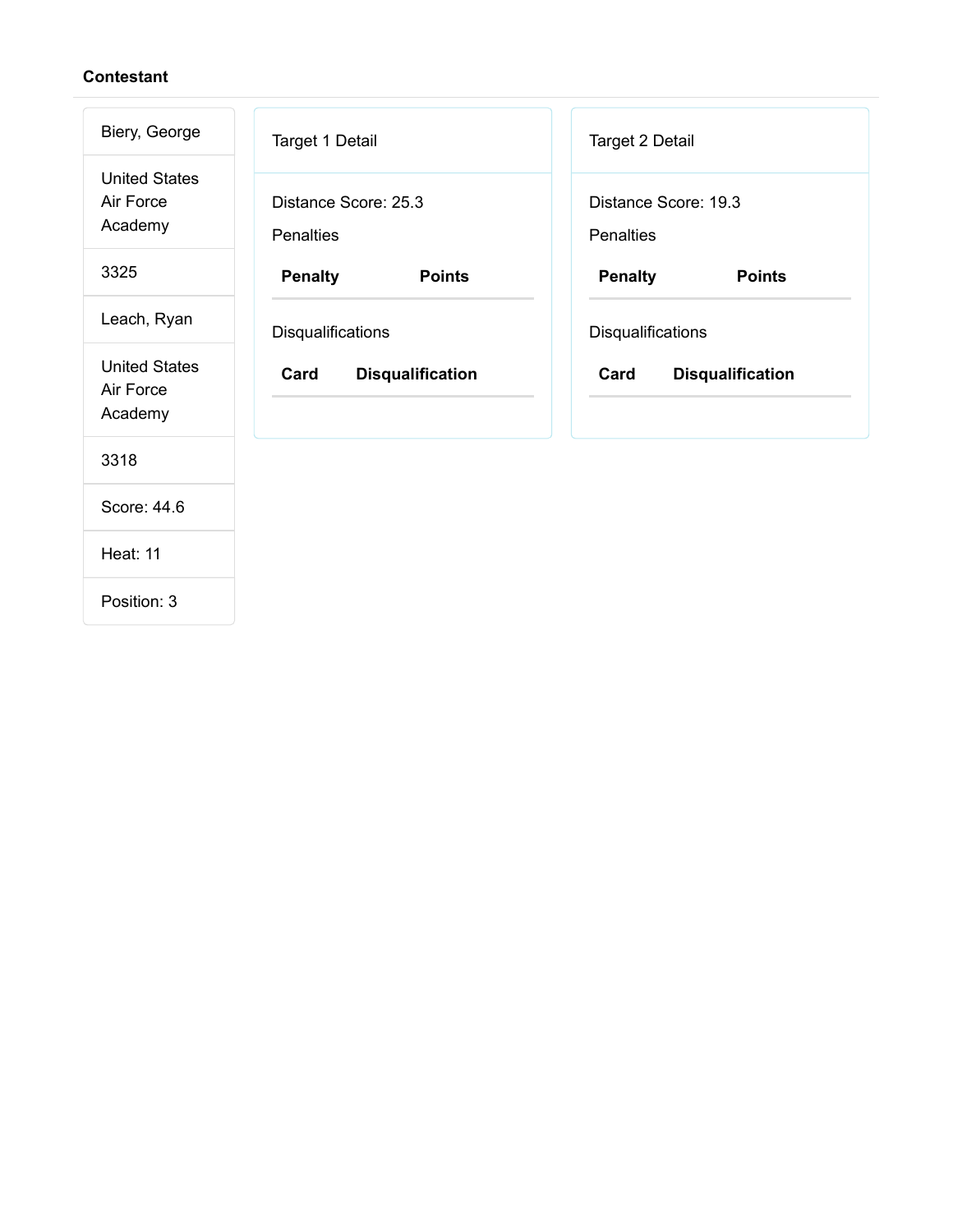**Contestant**

| |
|---|
| Biery, George |
| United States Air Force Academy |
| 3325 |
| Leach, Ryan |
| United States Air Force Academy |
| 3318 |
| Score: 44.6 |
| Heat: 11 |
| Position: 3 |

Target 1 Detail

Distance Score: 25.3

Penalties

| Penalty | Points |
|---|---|

Disqualifications

| Card | Disqualification |
|---|---|

Target 2 Detail

Distance Score: 19.3

Penalties

| Penalty | Points |
|---|---|

Disqualifications

| Card | Disqualification |
|---|---|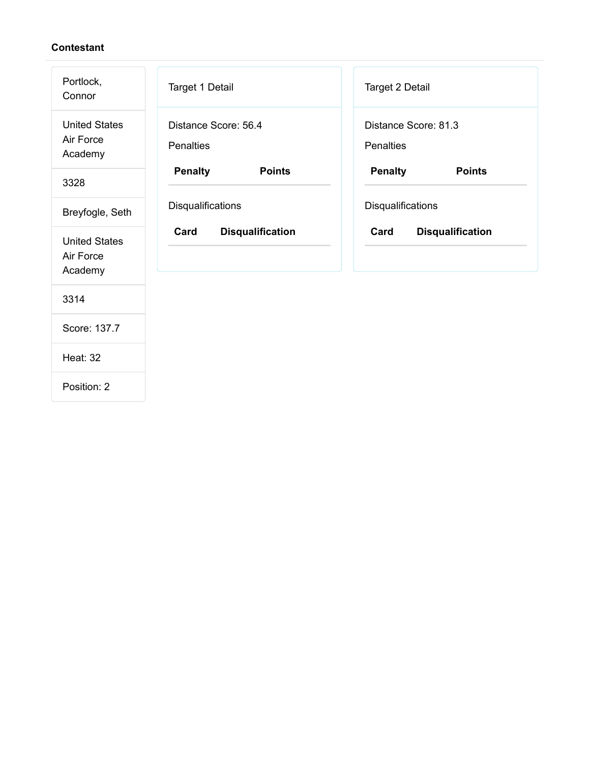**Contestant**

| |
|---|
| Portlock, Connor |
| United States Air Force Academy |
| 3328 |
| Breyfogle, Seth |
| United States Air Force Academy |
| 3314 |
| Score: 137.7 |
| Heat: 32 |
| Position: 2 |

Target 1 Detail

Distance Score: 56.4

Penalties

| Penalty | Points |
|---|---|

Disqualifications

| Card | Disqualification |
|---|---|

Target 2 Detail

Distance Score: 81.3

Penalties

| Penalty | Points |
|---|---|

Disqualifications

| Card | Disqualification |
|---|---|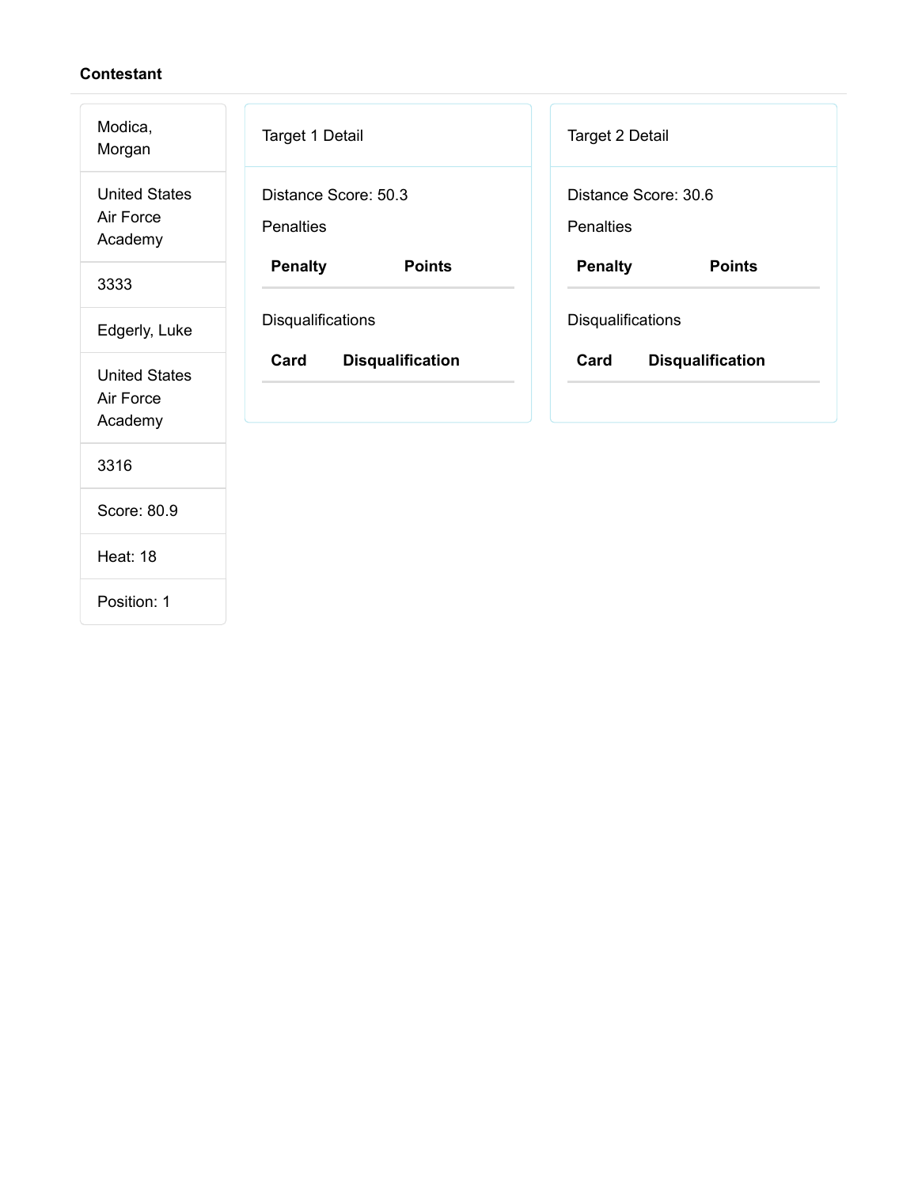**Contestant**

| |
|---|
| Modica, Morgan |
| United States Air Force Academy |
| 3333 |
| Edgerly, Luke |
| United States Air Force Academy |
| 3316 |
| Score: 80.9 |
| Heat: 18 |
| Position: 1 |

Target 1 Detail

Distance Score: 50.3

Penalties

| Penalty | Points |
|---|---|

Disqualifications

| Card | Disqualification |
|---|---|

Target 2 Detail

Distance Score: 30.6

Penalties

| Penalty | Points |
|---|---|

Disqualifications

| Card | Disqualification |
|---|---|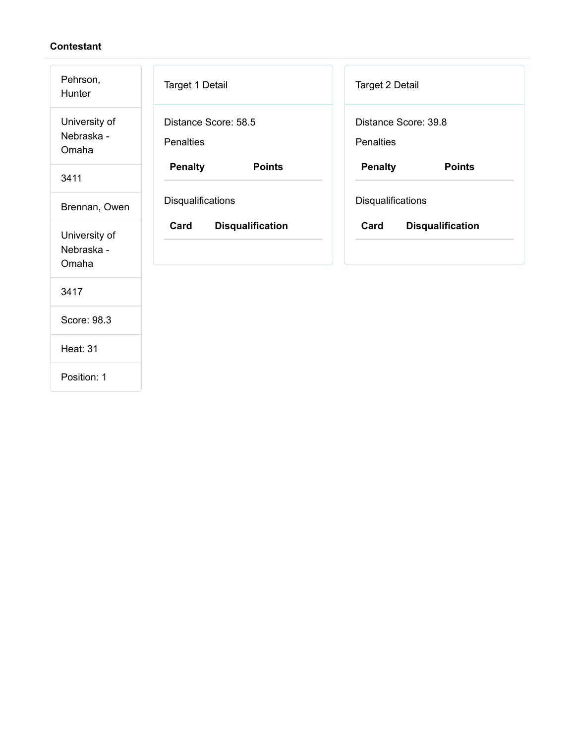**Contestant**

| |
|---|
| Pehrson, Hunter |
| University of Nebraska - Omaha |
| 3411 |
| Brennan, Owen |
| University of Nebraska - Omaha |
| 3417 |
| Score: 98.3 |
| Heat: 31 |
| Position: 1 |

Target 1 Detail

Distance Score: 58.5

Penalties

| Penalty | Points |
|---|---|

Disqualifications

| Card | Disqualification |
|---|---|

Target 2 Detail

Distance Score: 39.8

Penalties

| Penalty | Points |
|---|---|

Disqualifications

| Card | Disqualification |
|---|---|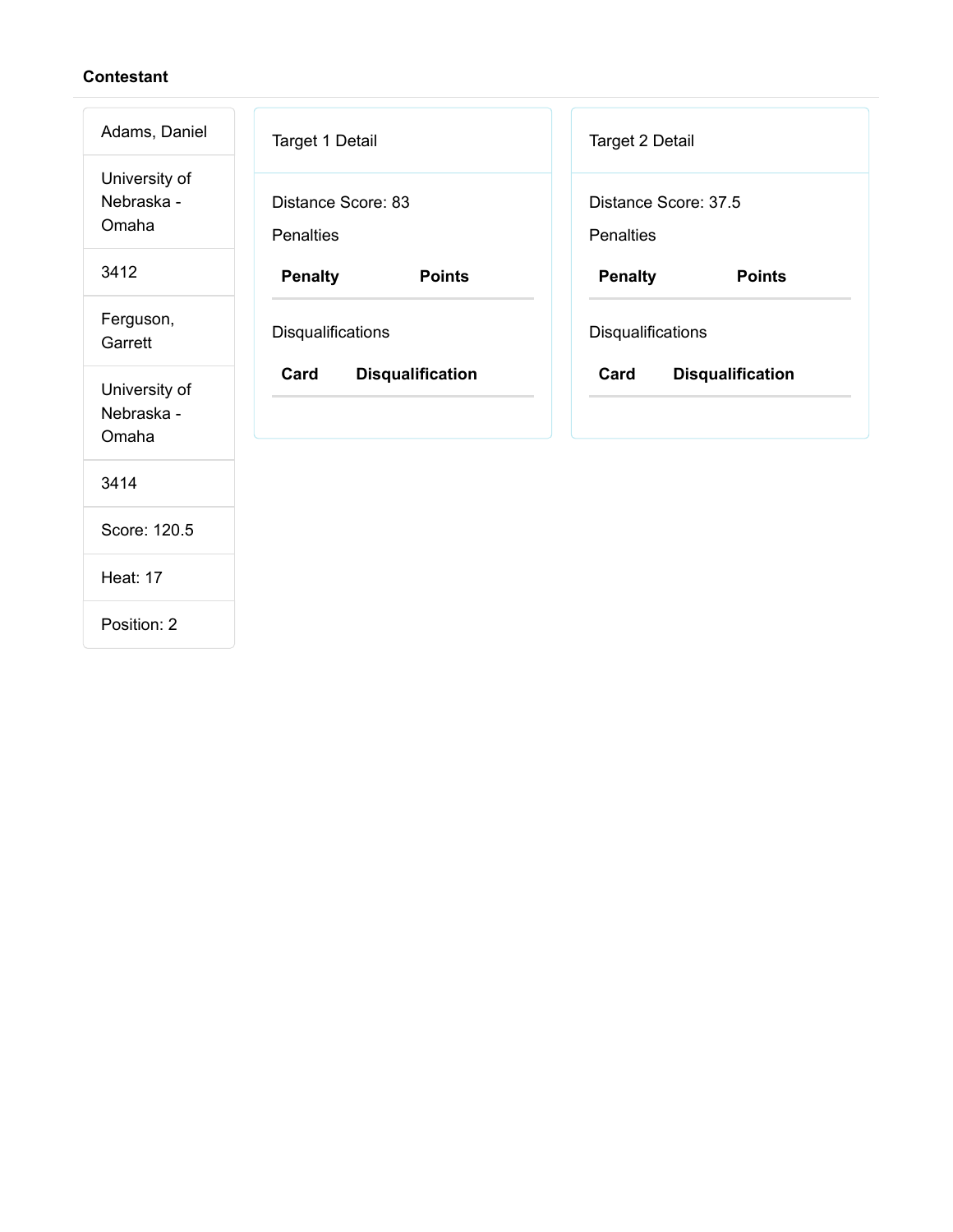**Contestant**

| |
|---|
| Adams, Daniel |
| University of Nebraska - Omaha |
| 3412 |
| Ferguson, Garrett |
| University of Nebraska - Omaha |
| 3414 |
| Score: 120.5 |
| Heat: 17 |
| Position: 2 |

Target 1 Detail

Distance Score: 83

Penalties

| Penalty | Points |
|---|---|

Disqualifications

| Card | Disqualification |
|---|---|

Target 2 Detail

Distance Score: 37.5

Penalties

| Penalty | Points |
|---|---|

Disqualifications

| Card | Disqualification |
|---|---|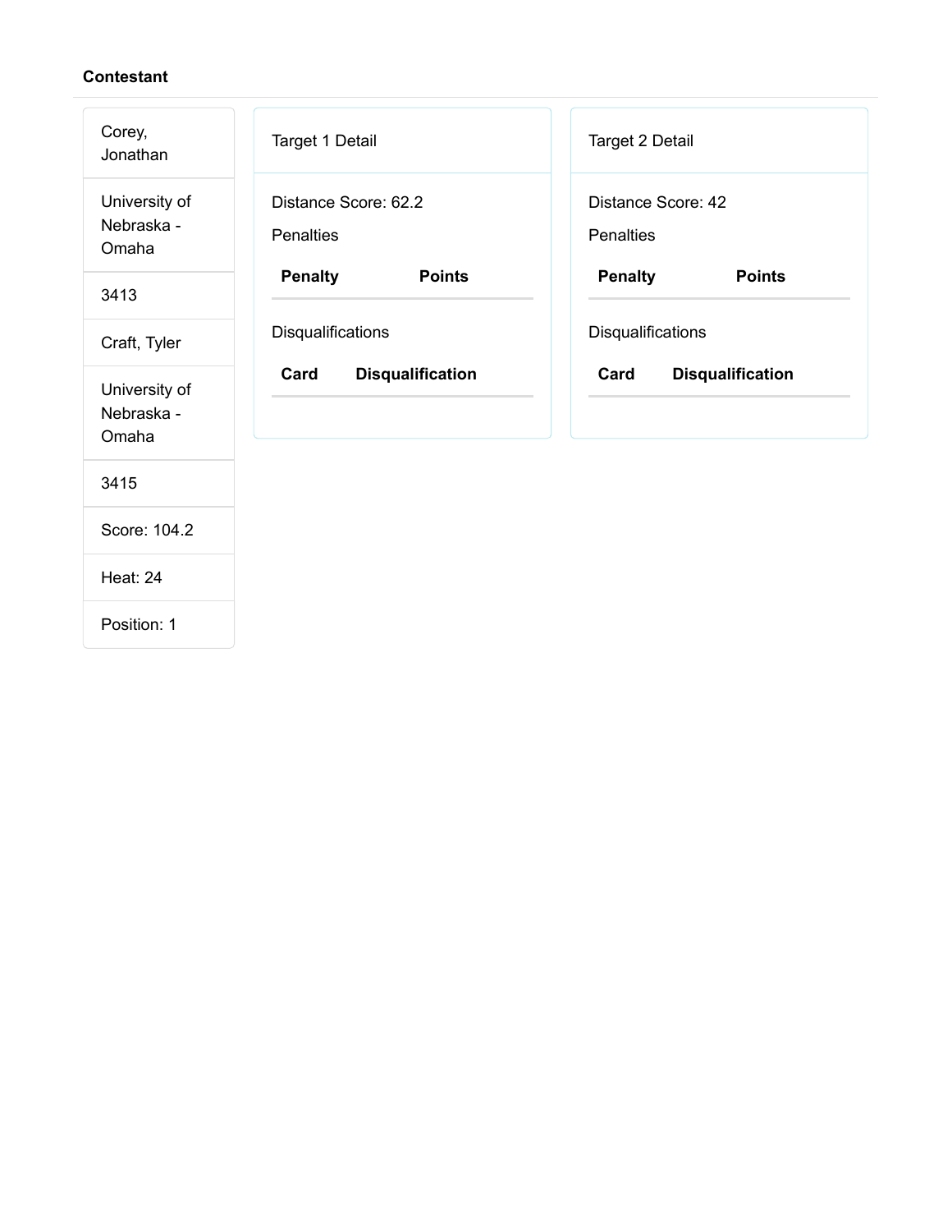**Contestant**

| |
|---|
| Corey, Jonathan |
| University of Nebraska - Omaha |
| 3413 |
| Craft, Tyler |
| University of Nebraska - Omaha |
| 3415 |
| Score: 104.2 |
| Heat: 24 |
| Position: 1 |

Target 1 Detail

Distance Score: 62.2

Penalties

| Penalty | Points |
|---|---|

Disqualifications

| Card | Disqualification |
|---|---|

Target 2 Detail

Distance Score: 42

Penalties

| Penalty | Points |
|---|---|

Disqualifications

| Card | Disqualification |
|---|---|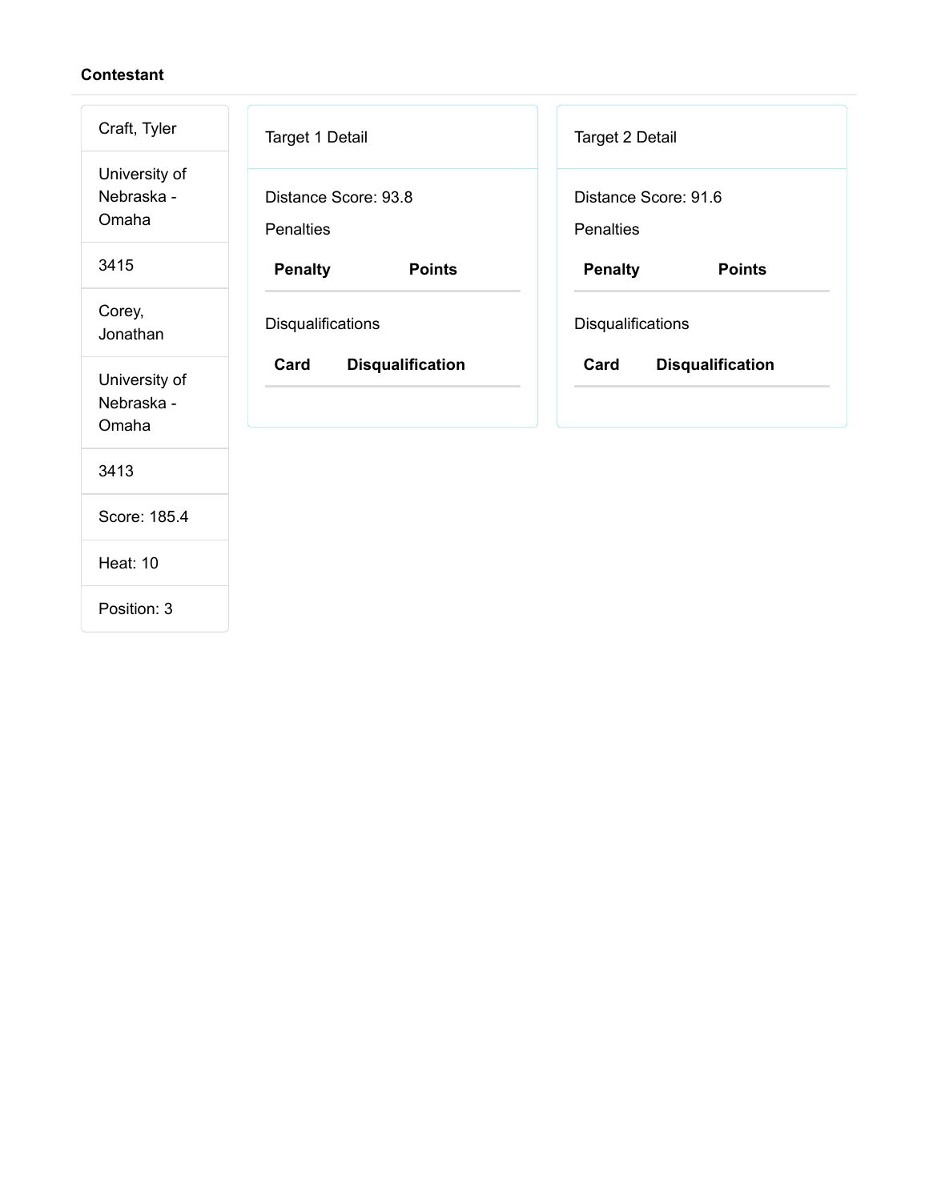**Contestant**

Craft, Tyler

University of Nebraska - Omaha

3415

Corey, Jonathan

University of Nebraska - Omaha

3413

Score: 185.4

Heat: 10

Position: 3

Target 1 Detail

Distance Score: 93.8

Penalties

| Penalty | Points |
|---|---|

Disqualifications

| Card | Disqualification |
|---|---|

Target 2 Detail

Distance Score: 91.6

Penalties

| Penalty | Points |
|---|---|

Disqualifications

| Card | Disqualification |
|---|---|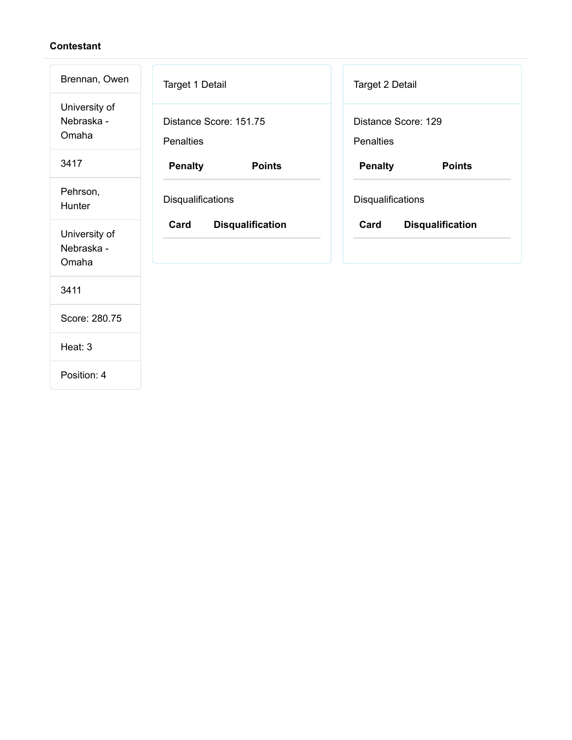**Contestant**

| |
|---|
| Brennan, Owen |
| University of Nebraska - Omaha |
| 3417 |
| Pehrson, Hunter |
| University of Nebraska - Omaha |
| 3411 |
| Score: 280.75 |
| Heat: 3 |
| Position: 4 |

Target 1 Detail

Distance Score: 151.75

Penalties

| Penalty | Points |
|---|---|

Disqualifications

| Card | Disqualification |
|---|---|

Target 2 Detail

Distance Score: 129

Penalties

| Penalty | Points |
|---|---|

Disqualifications

| Card | Disqualification |
|---|---|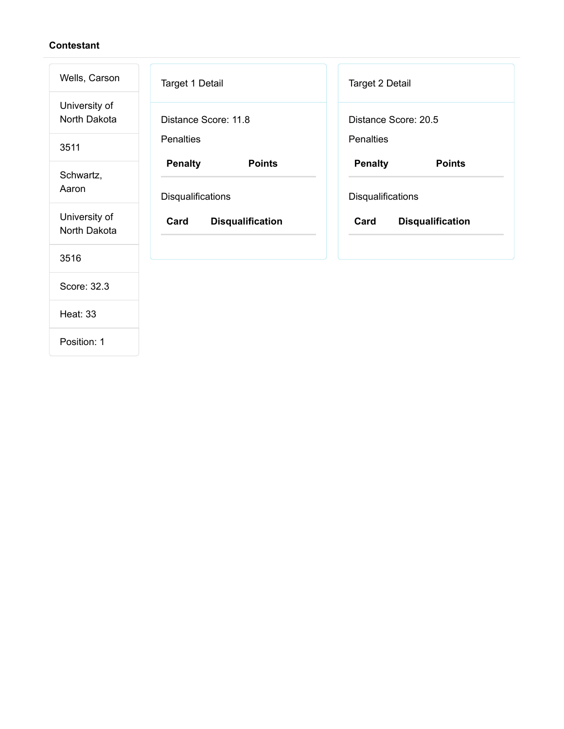**Contestant**

| |
|---|
| Wells, Carson |
| University of North Dakota |
| 3511 |
| Schwartz, Aaron |
| University of North Dakota |
| 3516 |
| Score: 32.3 |
| Heat: 33 |
| Position: 1 |

Target 1 Detail

Distance Score: 11.8

Penalties

| Penalty | Points |
|---|---|

Disqualifications

| Card | Disqualification |
|---|---|

Target 2 Detail

Distance Score: 20.5

Penalties

| Penalty | Points |
|---|---|

Disqualifications

| Card | Disqualification |
|---|---|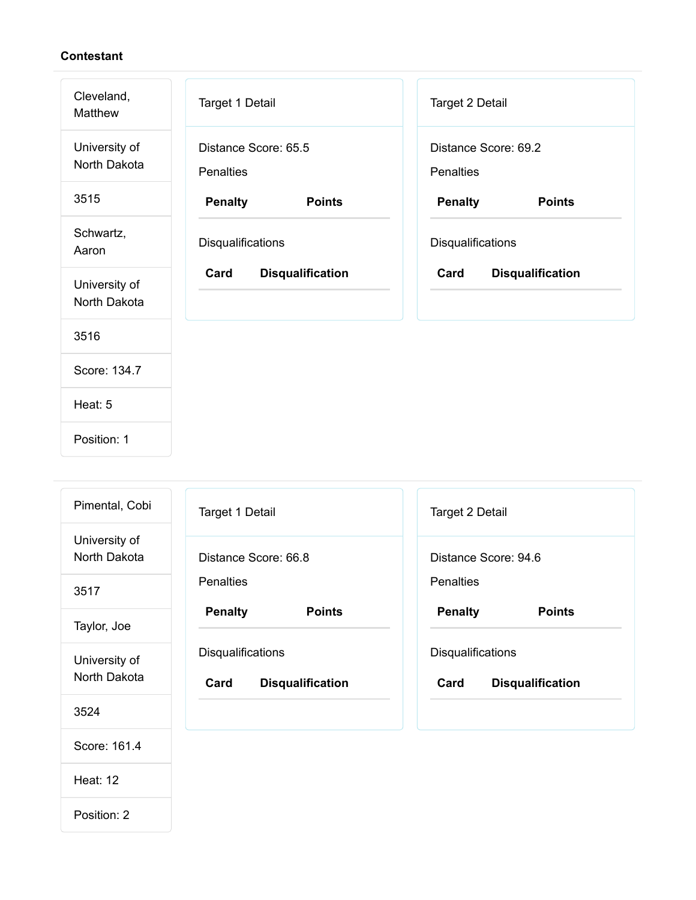**Contestant**

| Cleveland, Matthew |
|---|
| University of North Dakota |
| 3515 |
| Schwartz, Aaron |
| University of North Dakota |
| 3516 |
| Score: 134.7 |
| Heat: 5 |
| Position: 1 |

Target 1 Detail

Distance Score: 65.5

Penalties

| Penalty | Points |
|---|---|

Disqualifications

| Card | Disqualification |
|---|---|

Target 2 Detail

Distance Score: 69.2

Penalties

| Penalty | Points |
|---|---|

Disqualifications

| Card | Disqualification |
|---|---|

| Pimental, Cobi |
|---|
| University of North Dakota |
| 3517 |
| Taylor, Joe |
| University of North Dakota |
| 3524 |
| Score: 161.4 |
| Heat: 12 |
| Position: 2 |

Target 1 Detail

Distance Score: 66.8

Penalties

| Penalty | Points |
|---|---|

Disqualifications

| Card | Disqualification |
|---|---|

Target 2 Detail

Distance Score: 94.6

Penalties

| Penalty | Points |
|---|---|

Disqualifications

| Card | Disqualification |
|---|---|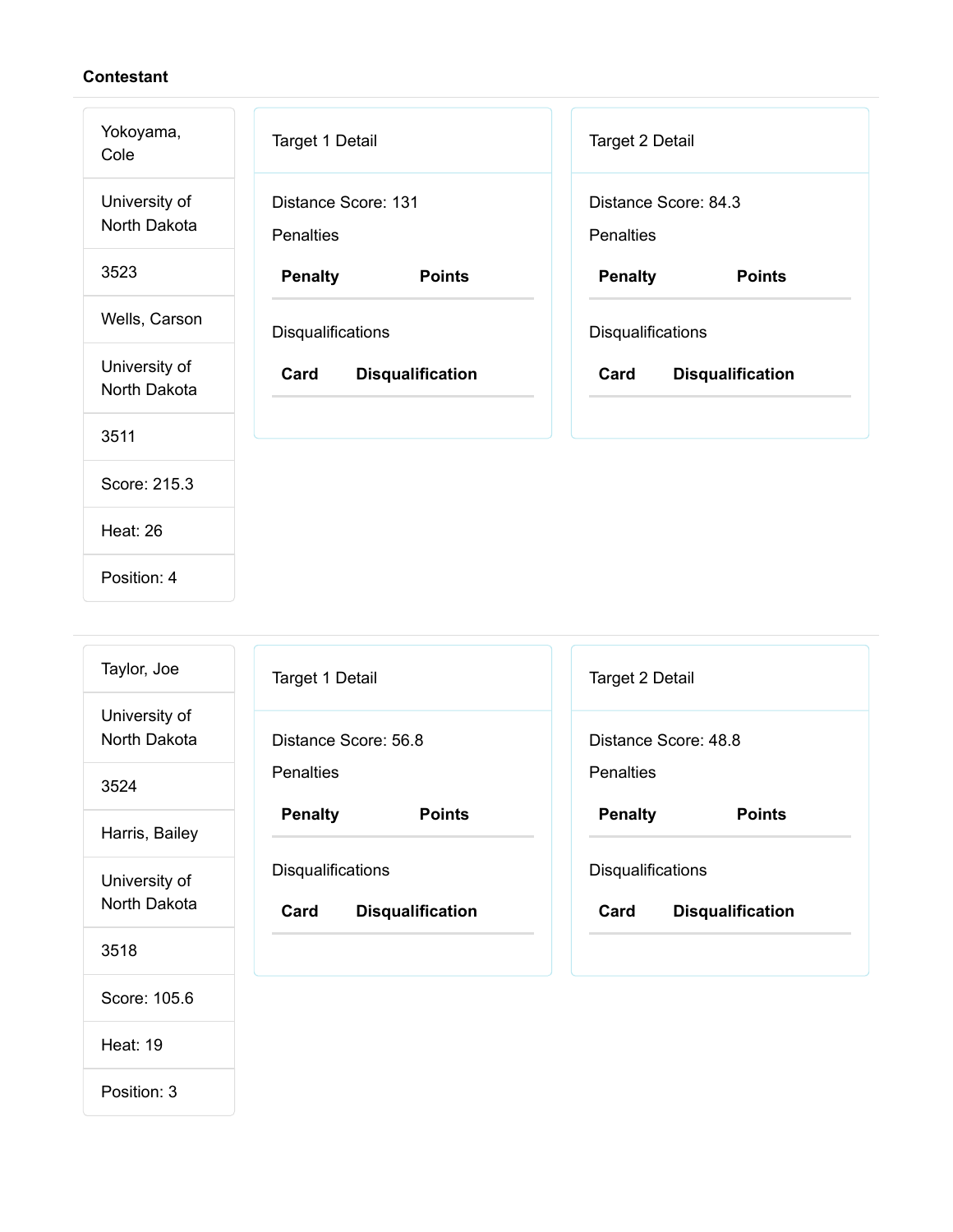**Contestant**

| |
|---|
| Yokoyama, Cole |
| University of North Dakota |
| 3523 |
| Wells, Carson |
| University of North Dakota |
| 3511 |
| Score: 215.3 |
| Heat: 26 |
| Position: 4 |

Target 1 Detail

Distance Score: 131

Penalties

| Penalty | Points |
|---|---|

Disqualifications

| Card | Disqualification |
|---|---|

Target 2 Detail

Distance Score: 84.3

Penalties

| Penalty | Points |
|---|---|

Disqualifications

| Card | Disqualification |
|---|---|

---

| |
|---|
| Taylor, Joe |
| University of North Dakota |
| 3524 |
| Harris, Bailey |
| University of North Dakota |
| 3518 |
| Score: 105.6 |
| Heat: 19 |
| Position: 3 |

Target 1 Detail

Distance Score: 56.8

Penalties

| Penalty | Points |
|---|---|

Disqualifications

| Card | Disqualification |
|---|---|

Target 2 Detail

Distance Score: 48.8

Penalties

| Penalty | Points |
|---|---|

Disqualifications

| Card | Disqualification |
|---|---|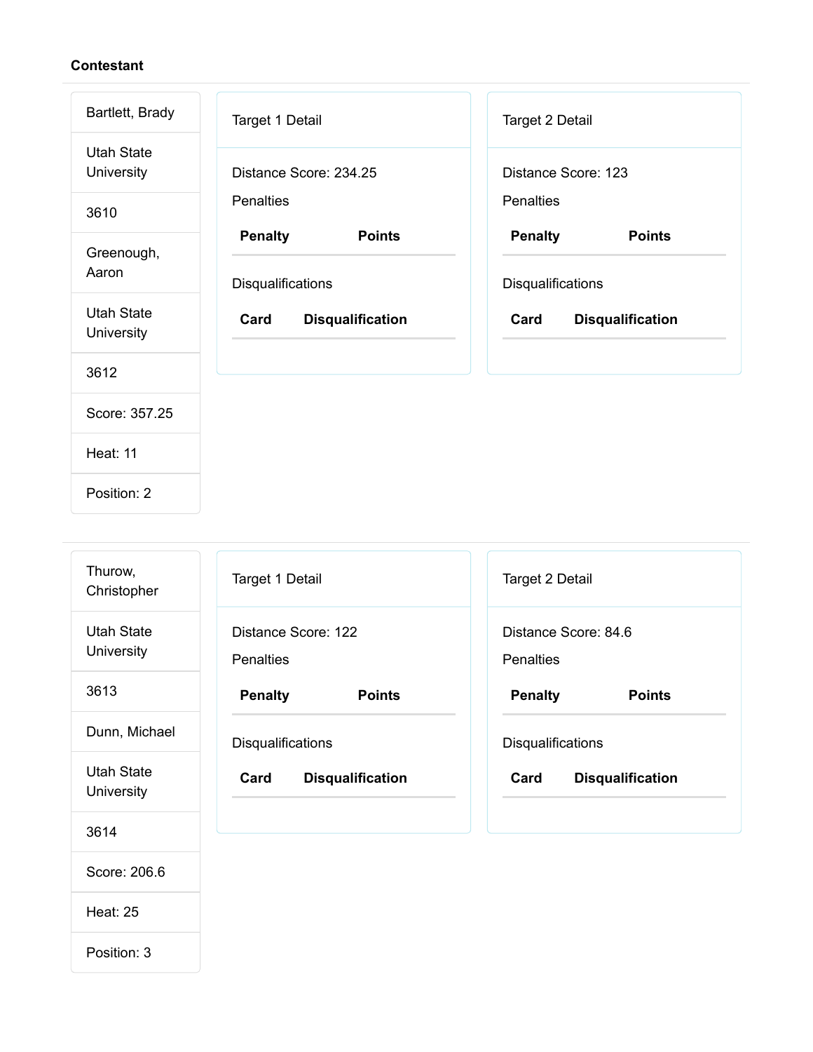**Contestant**

| |
|---|
| Bartlett, Brady |
| Utah State University |
| 3610 |
| Greenough, Aaron |
| Utah State University |
| 3612 |
| Score: 357.25 |
| Heat: 11 |
| Position: 2 |

Target 1 Detail

Distance Score: 234.25

Penalties

| Penalty | Points |
|---|---|

Disqualifications

| Card | Disqualification |
|---|---|

Target 2 Detail

Distance Score: 123

Penalties

| Penalty | Points |
|---|---|

Disqualifications

| Card | Disqualification |
|---|---|

| |
|---|
| Thurow, Christopher |
| Utah State University |
| 3613 |
| Dunn, Michael |
| Utah State University |
| 3614 |
| Score: 206.6 |
| Heat: 25 |
| Position: 3 |

Target 1 Detail

Distance Score: 122

Penalties

| Penalty | Points |
|---|---|

Disqualifications

| Card | Disqualification |
|---|---|

Target 2 Detail

Distance Score: 84.6

Penalties

| Penalty | Points |
|---|---|

Disqualifications

| Card | Disqualification |
|---|---|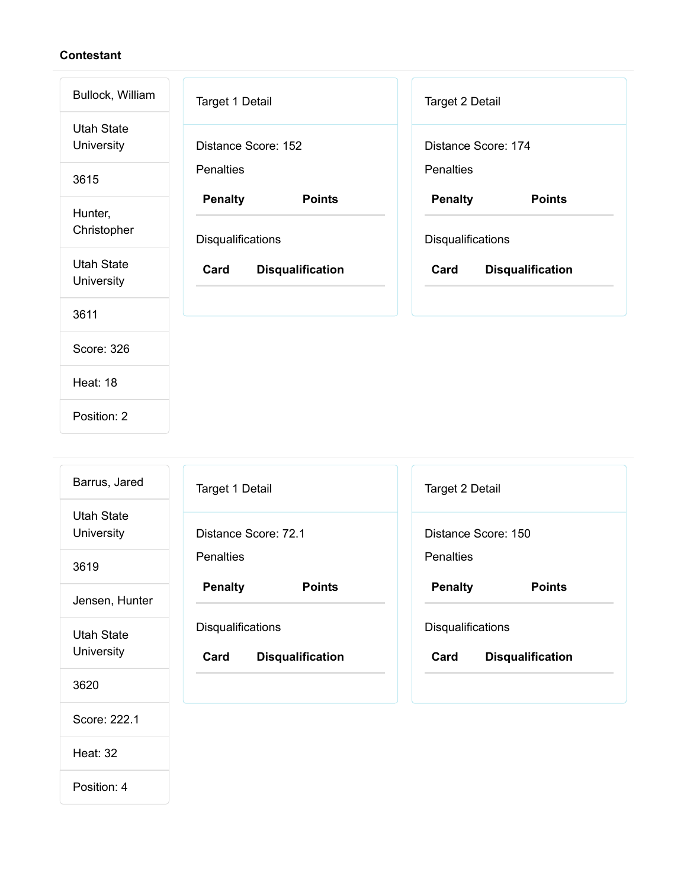**Contestant**

| |
|---|
| Bullock, William |
| Utah State University |
| 3615 |
| Hunter, Christopher |
| Utah State University |
| 3611 |
| Score: 326 |
| Heat: 18 |
| Position: 2 |

**Target 1 Detail**

Distance Score: 152

Penalties

| Penalty | Points |
|---|---|

Disqualifications

| Card | Disqualification |
|---|---|

**Target 2 Detail**

Distance Score: 174

Penalties

| Penalty | Points |
|---|---|

Disqualifications

| Card | Disqualification |
|---|---|

---

| |
|---|
| Barrus, Jared |
| Utah State University |
| 3619 |
| Jensen, Hunter |
| Utah State University |
| 3620 |
| Score: 222.1 |
| Heat: 32 |
| Position: 4 |

**Target 1 Detail**

Distance Score: 72.1

Penalties

| Penalty | Points |
|---|---|

Disqualifications

| Card | Disqualification |
|---|---|

**Target 2 Detail**

Distance Score: 150

Penalties

| Penalty | Points |
|---|---|

Disqualifications

| Card | Disqualification |
|---|---|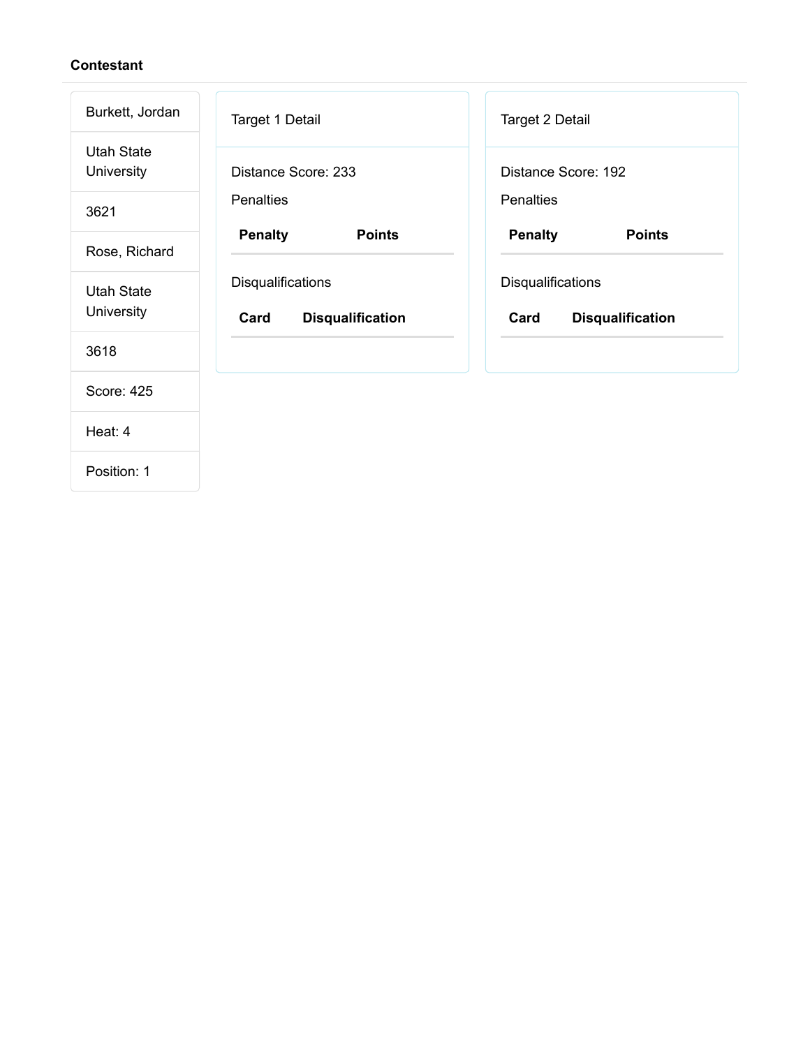**Contestant**

| |
|---|
| Burkett, Jordan |
| Utah State University |
| 3621 |
| Rose, Richard |
| Utah State University |
| 3618 |
| Score: 425 |
| Heat: 4 |
| Position: 1 |

Target 1 Detail

Distance Score: 233

Penalties

| Penalty | Points |
|---|---|

Disqualifications

| Card | Disqualification |
|---|---|

Target 2 Detail

Distance Score: 192

Penalties

| Penalty | Points |
|---|---|

Disqualifications

| Card | Disqualification |
|---|---|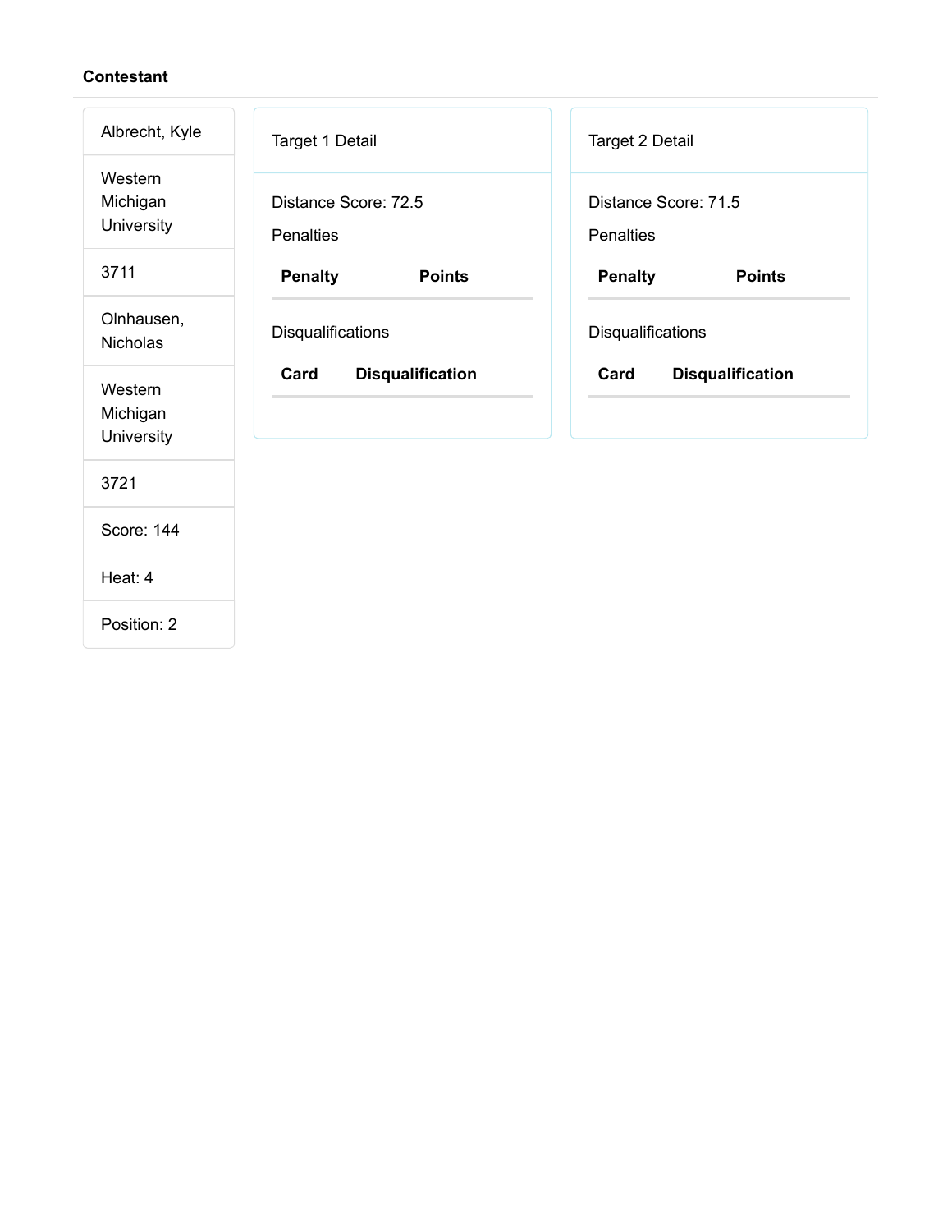**Contestant**

| |
|---|
| Albrecht, Kyle |
| Western Michigan University |
| 3711 |
| Olnhausen, Nicholas |
| Western Michigan University |
| 3721 |
| Score: 144 |
| Heat: 4 |
| Position: 2 |

Target 1 Detail

Distance Score: 72.5

Penalties

| Penalty | Points |
|---|---|

Disqualifications

| Card | Disqualification |
|---|---|

Target 2 Detail

Distance Score: 71.5

Penalties

| Penalty | Points |
|---|---|

Disqualifications

| Card | Disqualification |
|---|---|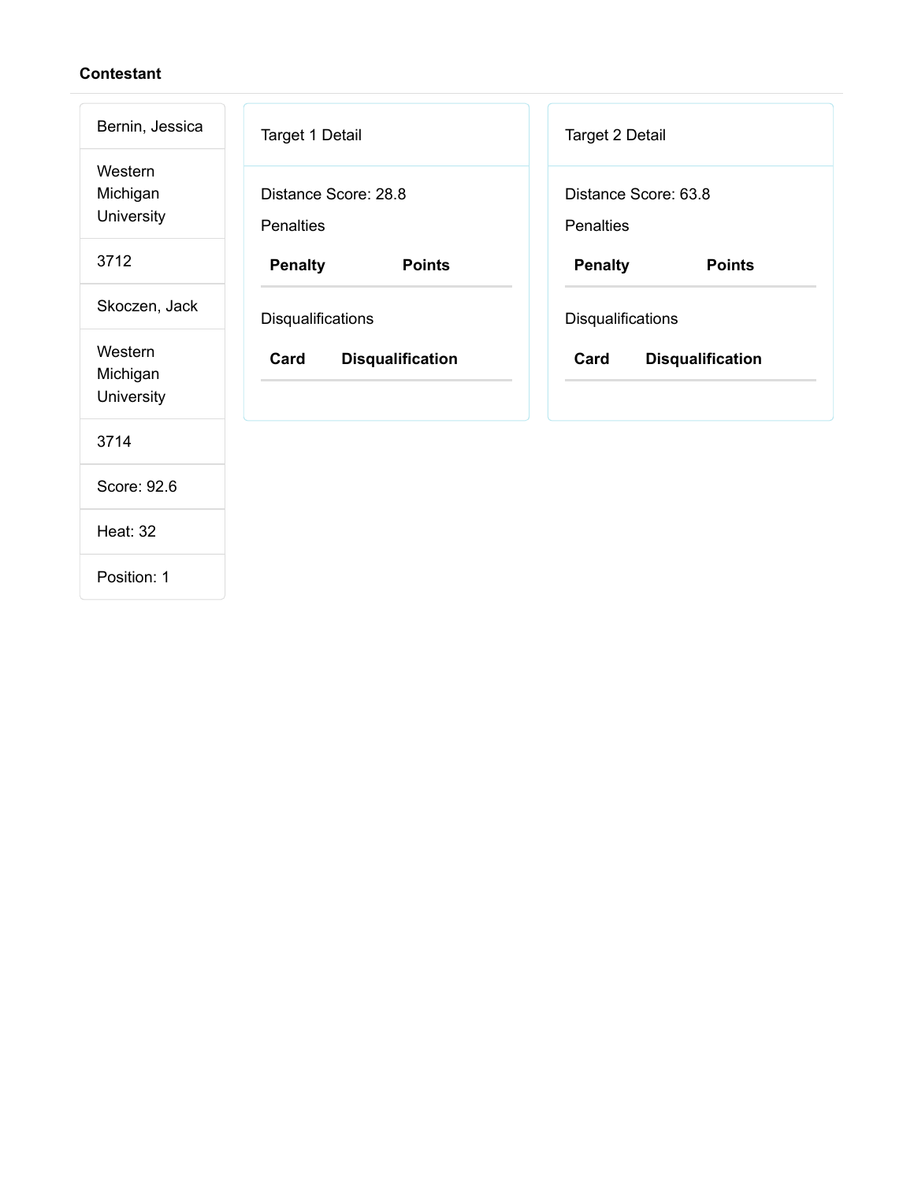**Contestant**

| |
|---|
| Bernin, Jessica |
| Western Michigan University |
| 3712 |
| Skoczen, Jack |
| Western Michigan University |
| 3714 |
| Score: 92.6 |
| Heat: 32 |
| Position: 1 |

### Target 1 Detail

Distance Score: 28.8

Penalties

| Penalty | Points |
|---|---|

Disqualifications

| Card | Disqualification |
|---|---|

### Target 2 Detail

Distance Score: 63.8

Penalties

| Penalty | Points |
|---|---|

Disqualifications

| Card | Disqualification |
|---|---|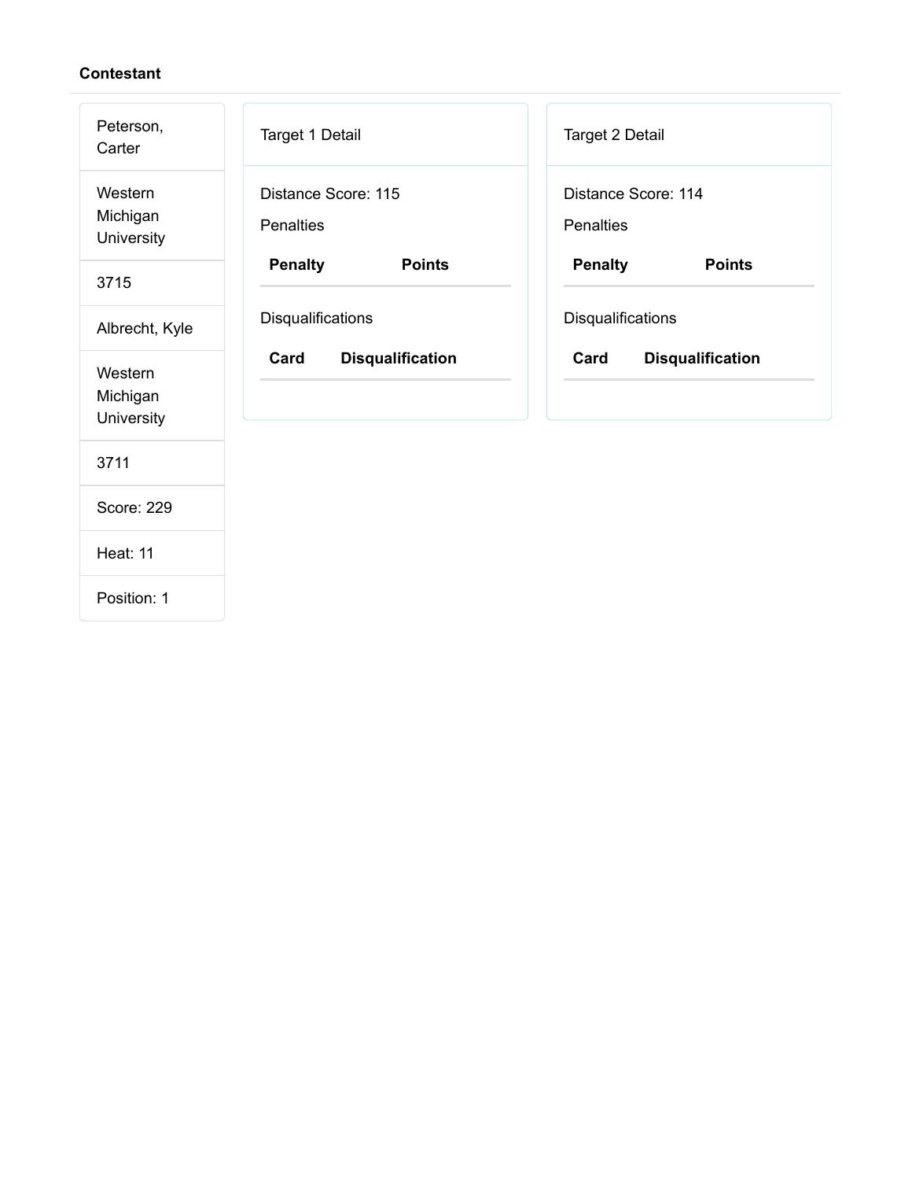**Contestant**

| |
|---|
| Peterson, Carter |
| Western Michigan University |
| 3715 |
| Albrecht, Kyle |
| Western Michigan University |
| 3711 |
| Score: 229 |
| Heat: 11 |
| Position: 1 |

Target 1 Detail

Distance Score: 115

Penalties

| Penalty | Points |
|---|---|

Disqualifications

| Card | Disqualification |
|---|---|

Target 2 Detail

Distance Score: 114

Penalties

| Penalty | Points |
|---|---|

Disqualifications

| Card | Disqualification |
|---|---|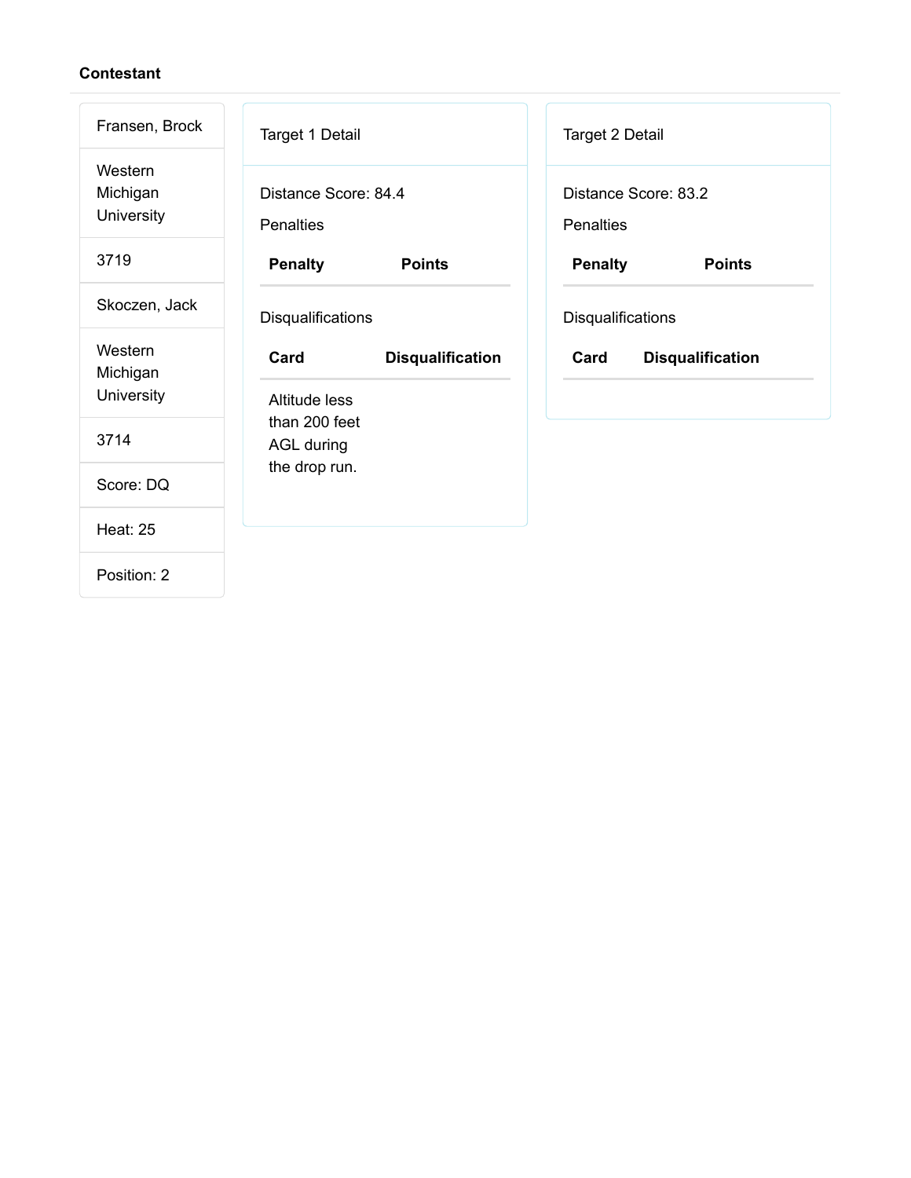**Contestant**

| |
|---|
| Fransen, Brock |
| Western Michigan University |
| 3719 |
| Skoczen, Jack |
| Western Michigan University |
| 3714 |
| Score: DQ |
| Heat: 25 |
| Position: 2 |

Target 1 Detail

Distance Score: 84.4

Penalties

| Penalty | Points |
|---|---|

Disqualifications

| Card | Disqualification |
|---|---|
| Altitude less than 200 feet AGL during the drop run. | |

Target 2 Detail

Distance Score: 83.2

Penalties

| Penalty | Points |
|---|---|

Disqualifications

| Card | Disqualification |
|---|---|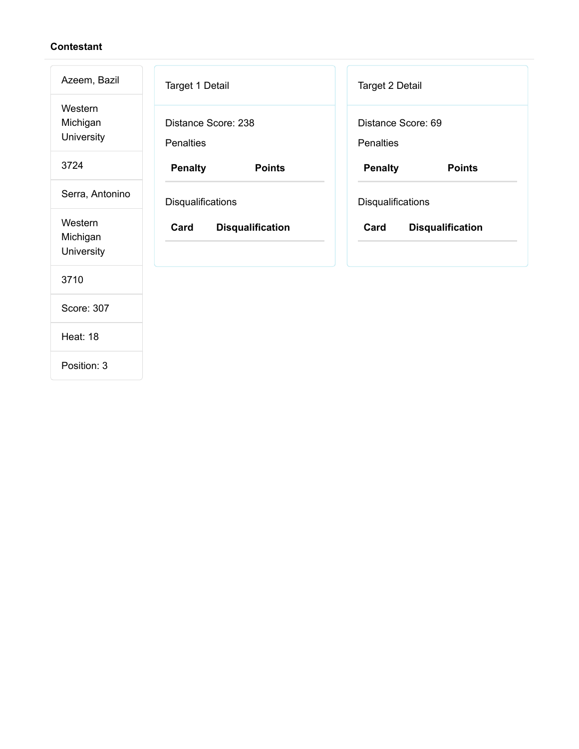**Contestant**

Azeem, Bazil

Western Michigan University

3724

Serra, Antonino

Western Michigan University

3710

Score: 307

Heat: 18

Position: 3

Target 1 Detail

Distance Score: 238

Penalties

| Penalty | Points |
| --- | --- |

Disqualifications

| Card | Disqualification |
| --- | --- |

Target 2 Detail

Distance Score: 69

Penalties

| Penalty | Points |
| --- | --- |

Disqualifications

| Card | Disqualification |
| --- | --- |